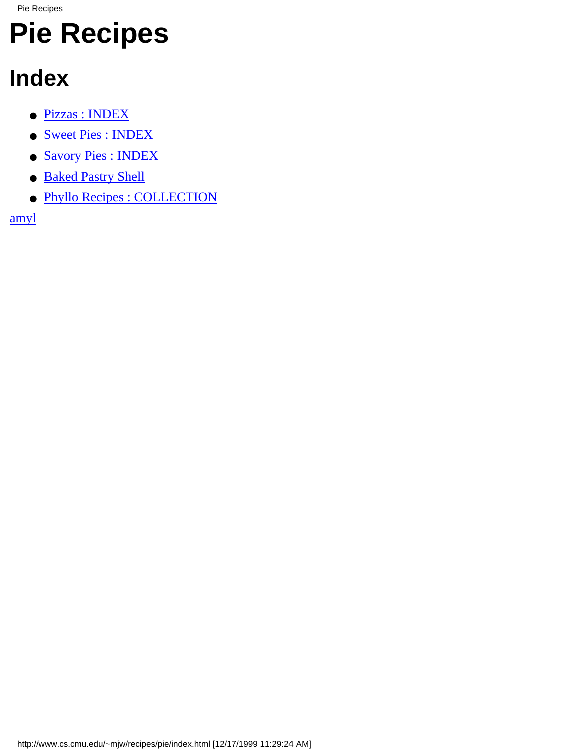# Pie Recipes

## Index

- Pizzas : INDEX
- Sweet Pies : INDEX
- Savory Pies : INDEX
- Baked Pastry Shell
- Phyllo Recipes : COLLECTION

amyl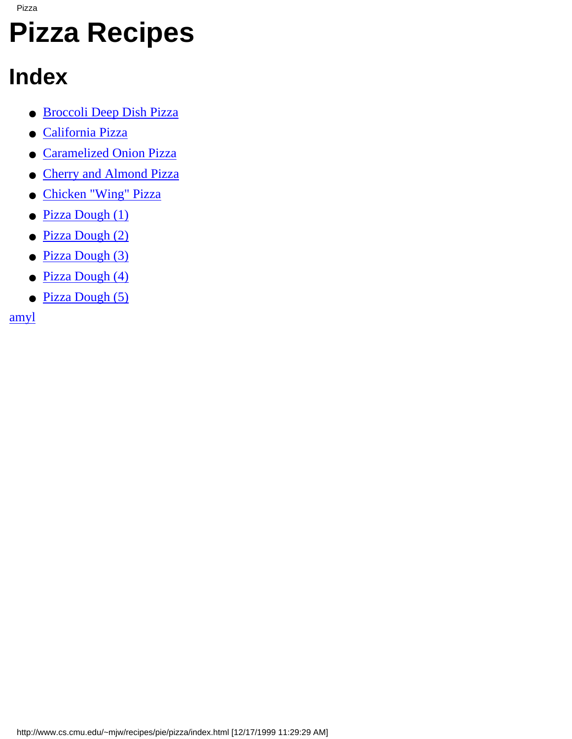# Pizza Recipes

## Index

- Broccoli Deep Dish Pizza
- California Pizza
- Caramelized Onion Pizza
- Cherry and Almond Pizza
- Chicken "Wing" Pizza
- Pizza Dough (1)
- Pizza Dough (2)
- Pizza Dough (3)
- Pizza Dough (4)
- Pizza Dough (5)

amyl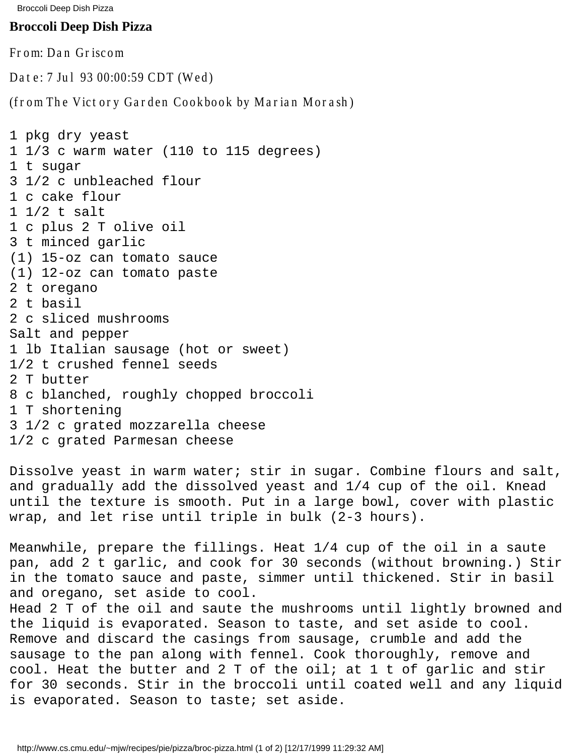# Broccoli Deep Dish Pizza

From: Dan Griscom

Date: 7 Jul 93 00:00:59 CDT (Wed)

(from The Victory Garden Cookbook by Marian Morash)

```
1 pkg dry yeast
1 1/3 c warm water (110 to 115 degrees)
1 t sugar
3 1/2 c unbleached flour
1 c cake flour
1 1/2 t salt
1 c plus 2 T olive oil
3 t minced garlic
(1) 15-oz can tomato sauce
(1) 12-oz can tomato paste
2 t oregano
2 t basil
2 c sliced mushrooms
Salt and pepper
1 lb Italian sausage (hot or sweet)
1/2 t crushed fennel seeds
2 T butter
8 c blanched, roughly chopped broccoli
1 T shortening
3 1/2 c grated mozzarella cheese
1/2 c grated Parmesan cheese

Dissolve yeast in warm water; stir in sugar. Combine flours and salt,
and gradually add the dissolved yeast and 1/4 cup of the oil. Knead
until the texture is smooth. Put in a large bowl, cover with plastic
wrap, and let rise until triple in bulk (2-3 hours).

Meanwhile, prepare the fillings. Heat 1/4 cup of the oil in a saute
pan, add 2 t garlic, and cook for 30 seconds (without browning.) Stir
in the tomato sauce and paste, simmer until thickened. Stir in basil
and oregano, set aside to cool.
Head 2 T of the oil and saute the mushrooms until lightly browned and
the liquid is evaporated. Season to taste, and set aside to cool.
Remove and discard the casings from sausage, crumble and add the
sausage to the pan along with fennel. Cook thoroughly, remove and
cool. Heat the butter and 2 T of the oil; at 1 t of garlic and stir
for 30 seconds. Stir in the broccoli until coated well and any liquid
is evaporated. Season to taste; set aside.
```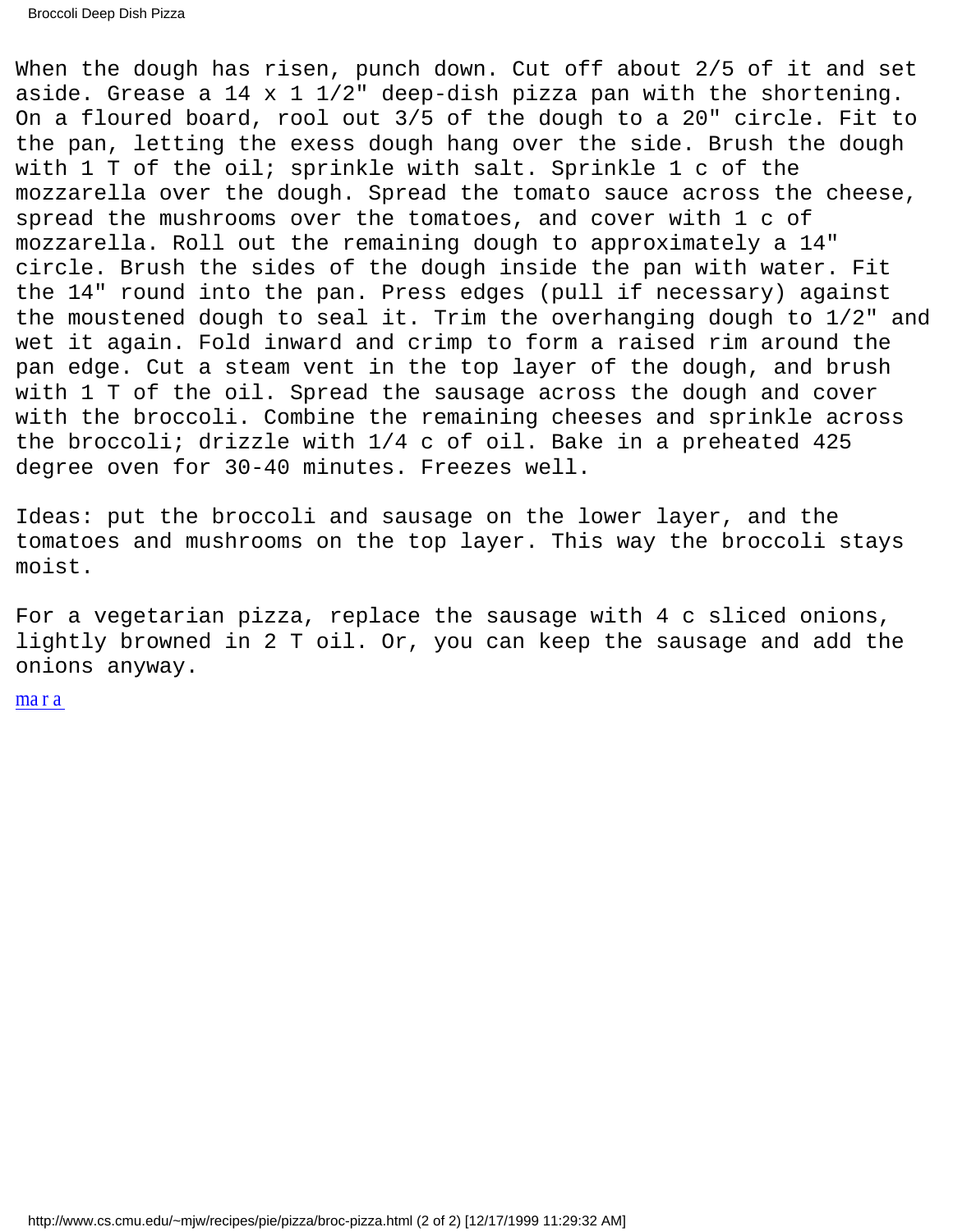When the dough has risen, punch down. Cut off about 2/5 of it and set aside. Grease a 14 x 1 1/2" deep-dish pizza pan with the shortening. On a floured board, rool out 3/5 of the dough to a 20" circle. Fit to the pan, letting the exess dough hang over the side. Brush the dough with 1 T of the oil; sprinkle with salt. Sprinkle 1 c of the mozzarella over the dough. Spread the tomato sauce across the cheese, spread the mushrooms over the tomatoes, and cover with 1 c of mozzarella. Roll out the remaining dough to approximately a 14" circle. Brush the sides of the dough inside the pan with water. Fit the 14" round into the pan. Press edges (pull if necessary) against the moustened dough to seal it. Trim the overhanging dough to 1/2" and wet it again. Fold inward and crimp to form a raised rim around the pan edge. Cut a steam vent in the top layer of the dough, and brush with 1 T of the oil. Spread the sausage across the dough and cover with the broccoli. Combine the remaining cheeses and sprinkle across the broccoli; drizzle with 1/4 c of oil. Bake in a preheated 425 degree oven for 30-40 minutes. Freezes well.

Ideas: put the broccoli and sausage on the lower layer, and the tomatoes and mushrooms on the top layer. This way the broccoli stays moist.

For a vegetarian pizza, replace the sausage with 4 c sliced onions, lightly browned in 2 T oil. Or, you can keep the sausage and add the onions anyway.

mara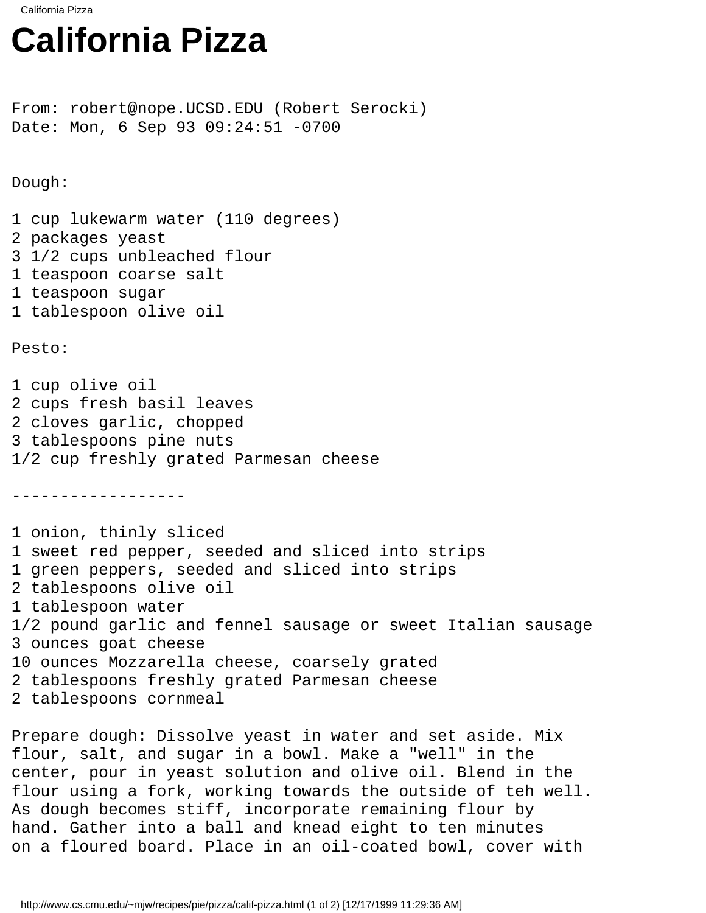# California Pizza

From: robert@nope.UCSD.EDU (Robert Serocki)
Date: Mon, 6 Sep 93 09:24:51 -0700

Dough:

1 cup lukewarm water (110 degrees)
2 packages yeast
3 1/2 cups unbleached flour
1 teaspoon coarse salt
1 teaspoon sugar
1 tablespoon olive oil

Pesto:

1 cup olive oil
2 cups fresh basil leaves
2 cloves garlic, chopped
3 tablespoons pine nuts
1/2 cup freshly grated Parmesan cheese

------------------

1 onion, thinly sliced
1 sweet red pepper, seeded and sliced into strips
1 green peppers, seeded and sliced into strips
2 tablespoons olive oil
1 tablespoon water
1/2 pound garlic and fennel sausage or sweet Italian sausage
3 ounces goat cheese
10 ounces Mozzarella cheese, coarsely grated
2 tablespoons freshly grated Parmesan cheese
2 tablespoons cornmeal

Prepare dough: Dissolve yeast in water and set aside. Mix flour, salt, and sugar in a bowl. Make a "well" in the center, pour in yeast solution and olive oil. Blend in the flour using a fork, working towards the outside of teh well. As dough becomes stiff, incorporate remaining flour by hand. Gather into a ball and knead eight to ten minutes on a floured board. Place in an oil-coated bowl, cover with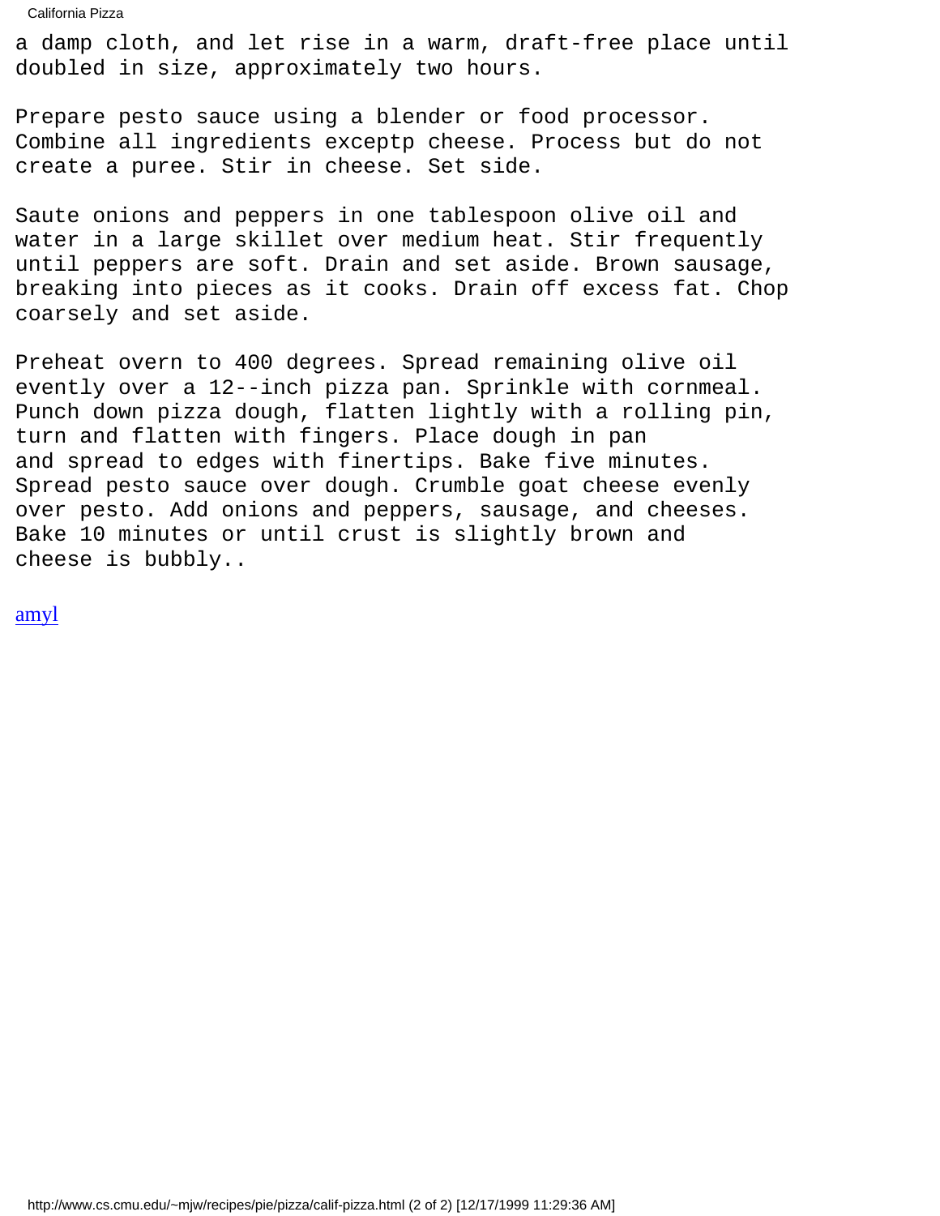a damp cloth, and let rise in a warm, draft-free place until doubled in size, approximately two hours.

Prepare pesto sauce using a blender or food processor. Combine all ingredients exceptp cheese. Process but do not create a puree. Stir in cheese. Set side.

Saute onions and peppers in one tablespoon olive oil and water in a large skillet over medium heat. Stir frequently until peppers are soft. Drain and set aside. Brown sausage, breaking into pieces as it cooks. Drain off excess fat. Chop coarsely and set aside.

Preheat overn to 400 degrees. Spread remaining olive oil evently over a 12--inch pizza pan. Sprinkle with cornmeal. Punch down pizza dough, flatten lightly with a rolling pin, turn and flatten with fingers. Place dough in pan and spread to edges with finertips. Bake five minutes. Spread pesto sauce over dough. Crumble goat cheese evenly over pesto. Add onions and peppers, sausage, and cheeses. Bake 10 minutes or until crust is slightly brown and cheese is bubbly..

amyl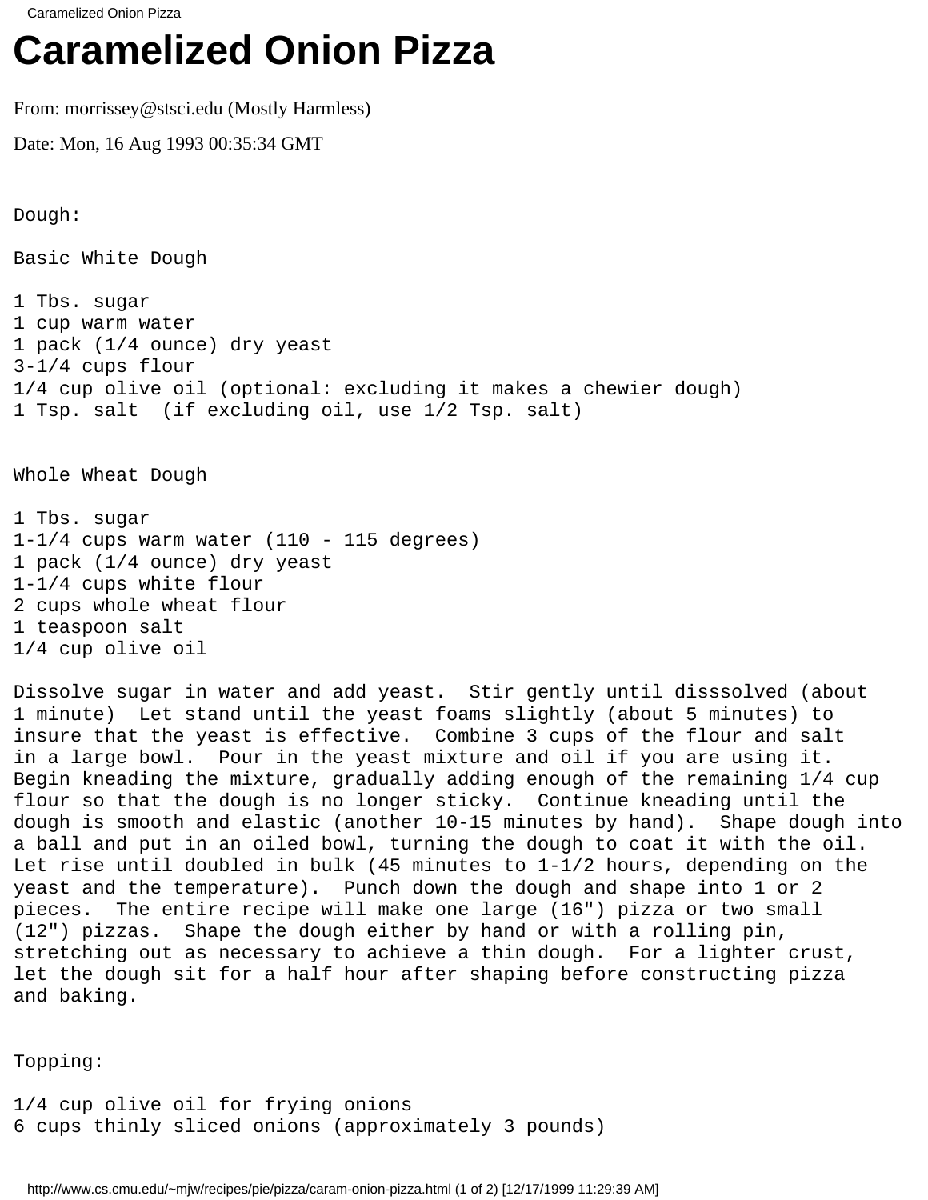# Caramelized Onion Pizza

From: morrissey@stsci.edu (Mostly Harmless)

Date: Mon, 16 Aug 1993 00:35:34 GMT

```
Dough:

Basic White Dough

1 Tbs. sugar
1 cup warm water
1 pack (1/4 ounce) dry yeast
3-1/4 cups flour
1/4 cup olive oil (optional: excluding it makes a chewier dough)
1 Tsp. salt  (if excluding oil, use 1/2 Tsp. salt)


Whole Wheat Dough

1 Tbs. sugar
1-1/4 cups warm water (110 - 115 degrees)
1 pack (1/4 ounce) dry yeast
1-1/4 cups white flour
2 cups whole wheat flour
1 teaspoon salt
1/4 cup olive oil

Dissolve sugar in water and add yeast.  Stir gently until disssolved (about
1 minute)  Let stand until the yeast foams slightly (about 5 minutes) to
insure that the yeast is effective.  Combine 3 cups of the flour and salt
in a large bowl.  Pour in the yeast mixture and oil if you are using it.
Begin kneading the mixture, gradually adding enough of the remaining 1/4 cup
flour so that the dough is no longer sticky.  Continue kneading until the
dough is smooth and elastic (another 10-15 minutes by hand).  Shape dough into
a ball and put in an oiled bowl, turning the dough to coat it with the oil.
Let rise until doubled in bulk (45 minutes to 1-1/2 hours, depending on the
yeast and the temperature).  Punch down the dough and shape into 1 or 2
pieces.  The entire recipe will make one large (16") pizza or two small
(12") pizzas.  Shape the dough either by hand or with a rolling pin,
stretching out as necessary to achieve a thin dough.  For a lighter crust,
let the dough sit for a half hour after shaping before constructing pizza
and baking.


Topping:

1/4 cup olive oil for frying onions
6 cups thinly sliced onions (approximately 3 pounds)
```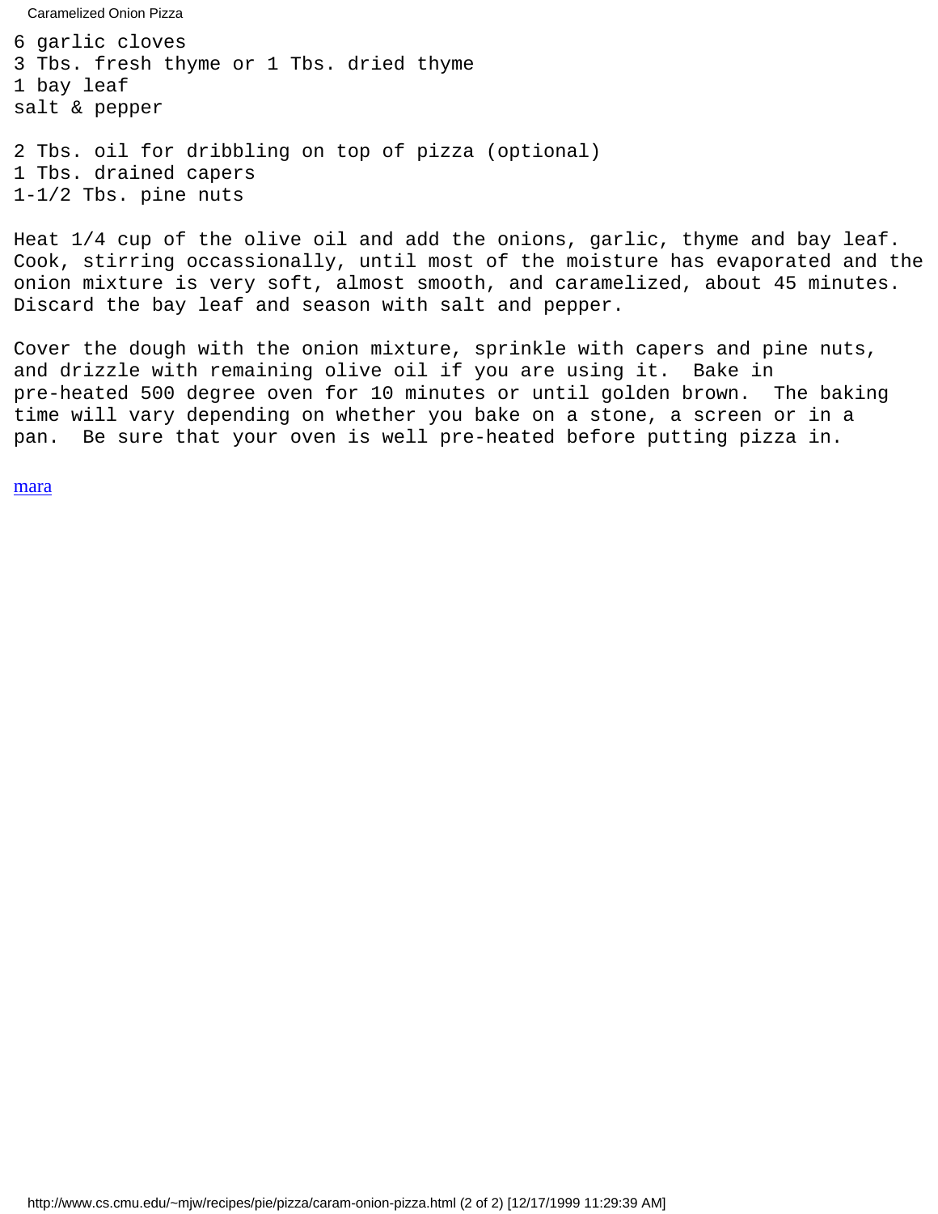6 garlic cloves
3 Tbs. fresh thyme or 1 Tbs. dried thyme
1 bay leaf
salt & pepper

2 Tbs. oil for dribbling on top of pizza (optional)
1 Tbs. drained capers
1-1/2 Tbs. pine nuts

Heat 1/4 cup of the olive oil and add the onions, garlic, thyme and bay leaf. Cook, stirring occassionally, until most of the moisture has evaporated and the onion mixture is very soft, almost smooth, and caramelized, about 45 minutes. Discard the bay leaf and season with salt and pepper.

Cover the dough with the onion mixture, sprinkle with capers and pine nuts, and drizzle with remaining olive oil if you are using it. Bake in pre-heated 500 degree oven for 10 minutes or until golden brown. The baking time will vary depending on whether you bake on a stone, a screen or in a pan. Be sure that your oven is well pre-heated before putting pizza in.

mara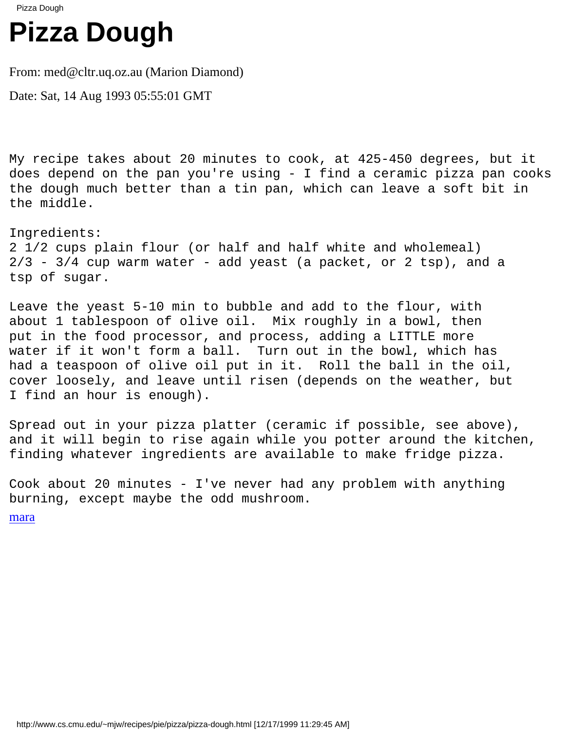# Pizza Dough

From: med@cltr.uq.oz.au (Marion Diamond)

Date: Sat, 14 Aug 1993 05:55:01 GMT

```
My recipe takes about 20 minutes to cook, at 425-450 degrees, but it
does depend on the pan you're using - I find a ceramic pizza pan cooks
the dough much better than a tin pan, which can leave a soft bit in
the middle.

Ingredients:
2 1/2 cups plain flour (or half and half white and wholemeal)
2/3 - 3/4 cup warm water - add yeast (a packet, or 2 tsp), and a
tsp of sugar.

Leave the yeast 5-10 min to bubble and add to the flour, with
about 1 tablespoon of olive oil.  Mix roughly in a bowl, then
put in the food processor, and process, adding a LITTLE more
water if it won't form a ball.  Turn out in the bowl, which has
had a teaspoon of olive oil put in it.  Roll the ball in the oil,
cover loosely, and leave until risen (depends on the weather, but
I find an hour is enough).

Spread out in your pizza platter (ceramic if possible, see above),
and it will begin to rise again while you potter around the kitchen,
finding whatever ingredients are available to make fridge pizza.

Cook about 20 minutes - I've never had any problem with anything
burning, except maybe the odd mushroom.
```

mara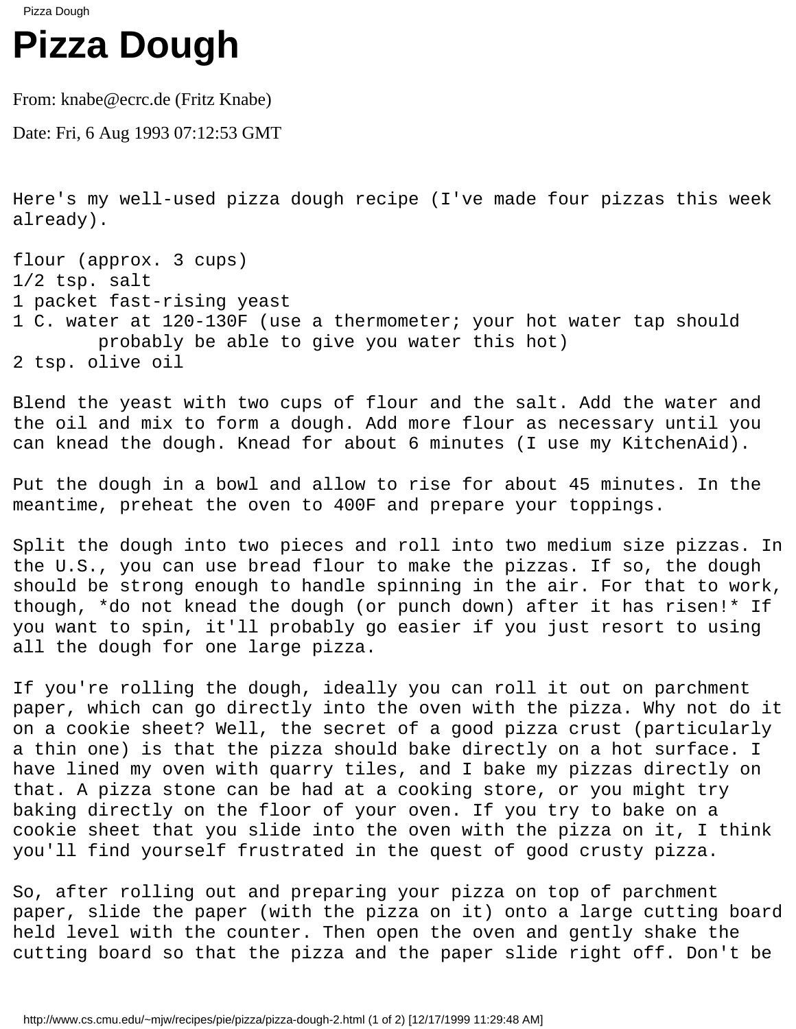# Pizza Dough

From: knabe@ecrc.de (Fritz Knabe)

Date: Fri, 6 Aug 1993 07:12:53 GMT

Here's my well-used pizza dough recipe (I've made four pizzas this week already).

flour (approx. 3 cups)
1/2 tsp. salt
1 packet fast-rising yeast
1 C. water at 120-130F (use a thermometer; your hot water tap should probably be able to give you water this hot)
2 tsp. olive oil

Blend the yeast with two cups of flour and the salt. Add the water and the oil and mix to form a dough. Add more flour as necessary until you can knead the dough. Knead for about 6 minutes (I use my KitchenAid).

Put the dough in a bowl and allow to rise for about 45 minutes. In the meantime, preheat the oven to 400F and prepare your toppings.

Split the dough into two pieces and roll into two medium size pizzas. In the U.S., you can use bread flour to make the pizzas. If so, the dough should be strong enough to handle spinning in the air. For that to work, though, *do not knead the dough (or punch down) after it has risen!* If you want to spin, it'll probably go easier if you just resort to using all the dough for one large pizza.

If you're rolling the dough, ideally you can roll it out on parchment paper, which can go directly into the oven with the pizza. Why not do it on a cookie sheet? Well, the secret of a good pizza crust (particularly a thin one) is that the pizza should bake directly on a hot surface. I have lined my oven with quarry tiles, and I bake my pizzas directly on that. A pizza stone can be had at a cooking store, or you might try baking directly on the floor of your oven. If you try to bake on a cookie sheet that you slide into the oven with the pizza on it, I think you'll find yourself frustrated in the quest of good crusty pizza.

So, after rolling out and preparing your pizza on top of parchment paper, slide the paper (with the pizza on it) onto a large cutting board held level with the counter. Then open the oven and gently shake the cutting board so that the pizza and the paper slide right off. Don't be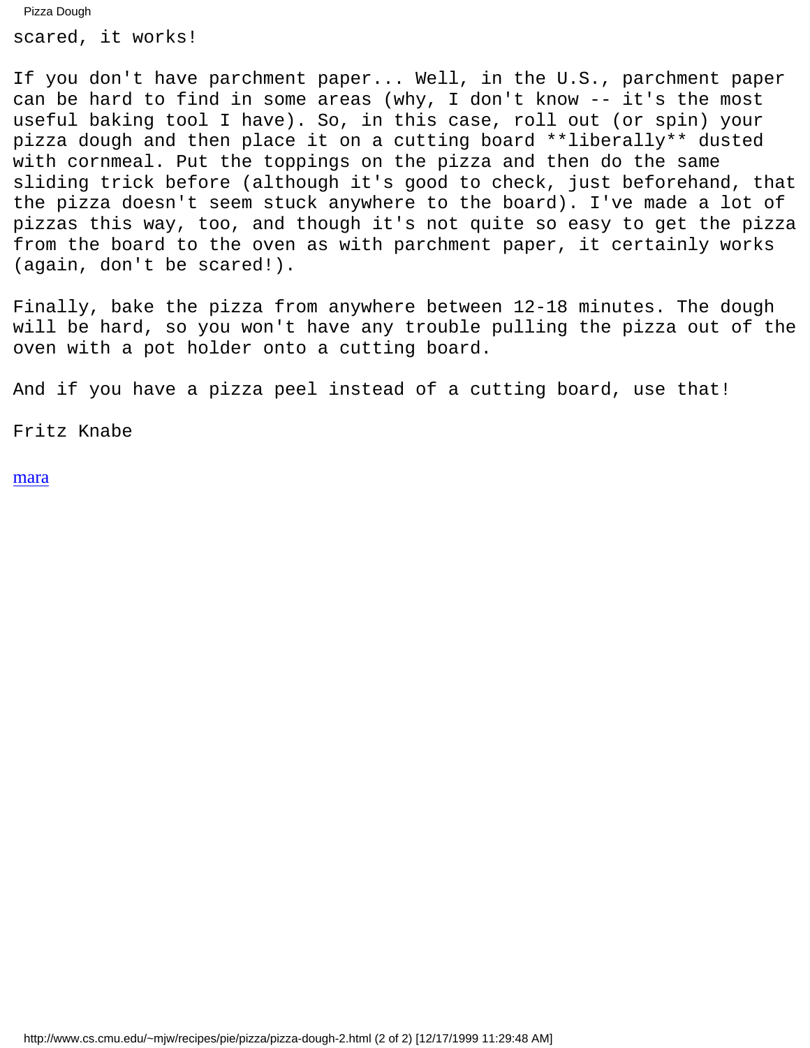scared, it works!

If you don't have parchment paper... Well, in the U.S., parchment paper can be hard to find in some areas (why, I don't know -- it's the most useful baking tool I have). So, in this case, roll out (or spin) your pizza dough and then place it on a cutting board **liberally** dusted with cornmeal. Put the toppings on the pizza and then do the same sliding trick before (although it's good to check, just beforehand, that the pizza doesn't seem stuck anywhere to the board). I've made a lot of pizzas this way, too, and though it's not quite so easy to get the pizza from the board to the oven as with parchment paper, it certainly works (again, don't be scared!).

Finally, bake the pizza from anywhere between 12-18 minutes. The dough will be hard, so you won't have any trouble pulling the pizza out of the oven with a pot holder onto a cutting board.

And if you have a pizza peel instead of a cutting board, use that!

Fritz Knabe

mara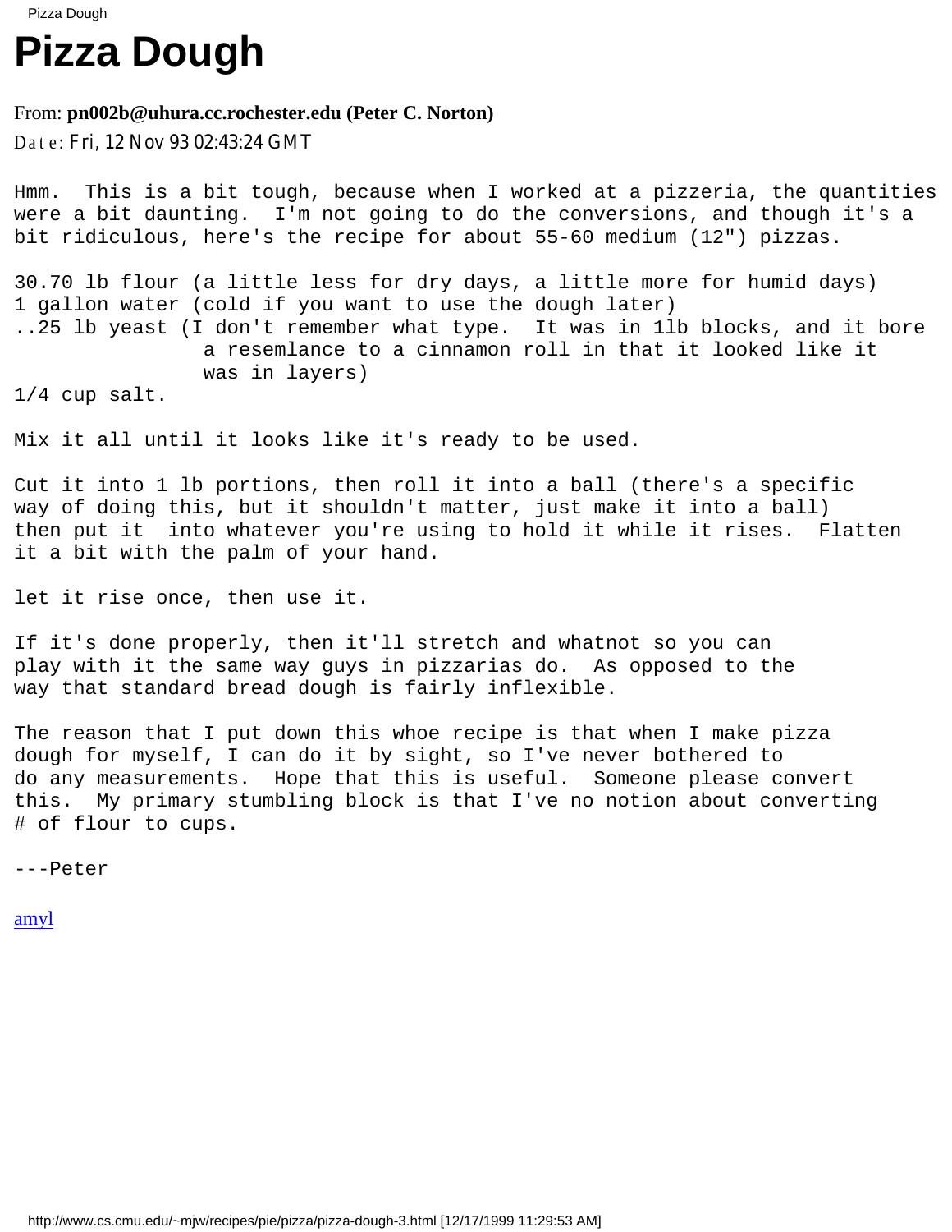# Pizza Dough

From: **pn002b@uhura.cc.rochester.edu (Peter C. Norton)**

Date: Fri, 12 Nov 93 02:43:24 GMT

Hmm. This is a bit tough, because when I worked at a pizzeria, the quantities were a bit daunting. I'm not going to do the conversions, and though it's a bit ridiculous, here's the recipe for about 55-60 medium (12") pizzas.

```
30.70 lb flour (a little less for dry days, a little more for humid days)
1 gallon water (cold if you want to use the dough later)
..25 lb yeast (I don't remember what type.  It was in 1lb blocks, and it bore
                a resemlance to a cinnamon roll in that it looked like it
                was in layers)
1/4 cup salt.
```

Mix it all until it looks like it's ready to be used.

Cut it into 1 lb portions, then roll it into a ball (there's a specific way of doing this, but it shouldn't matter, just make it into a ball) then put it into whatever you're using to hold it while it rises. Flatten it a bit with the palm of your hand.

let it rise once, then use it.

If it's done properly, then it'll stretch and whatnot so you can play with it the same way guys in pizzarias do. As opposed to the way that standard bread dough is fairly inflexible.

The reason that I put down this whoe recipe is that when I make pizza dough for myself, I can do it by sight, so I've never bothered to do any measurements. Hope that this is useful. Someone please convert this. My primary stumbling block is that I've no notion about converting # of flour to cups.

---Peter

amyl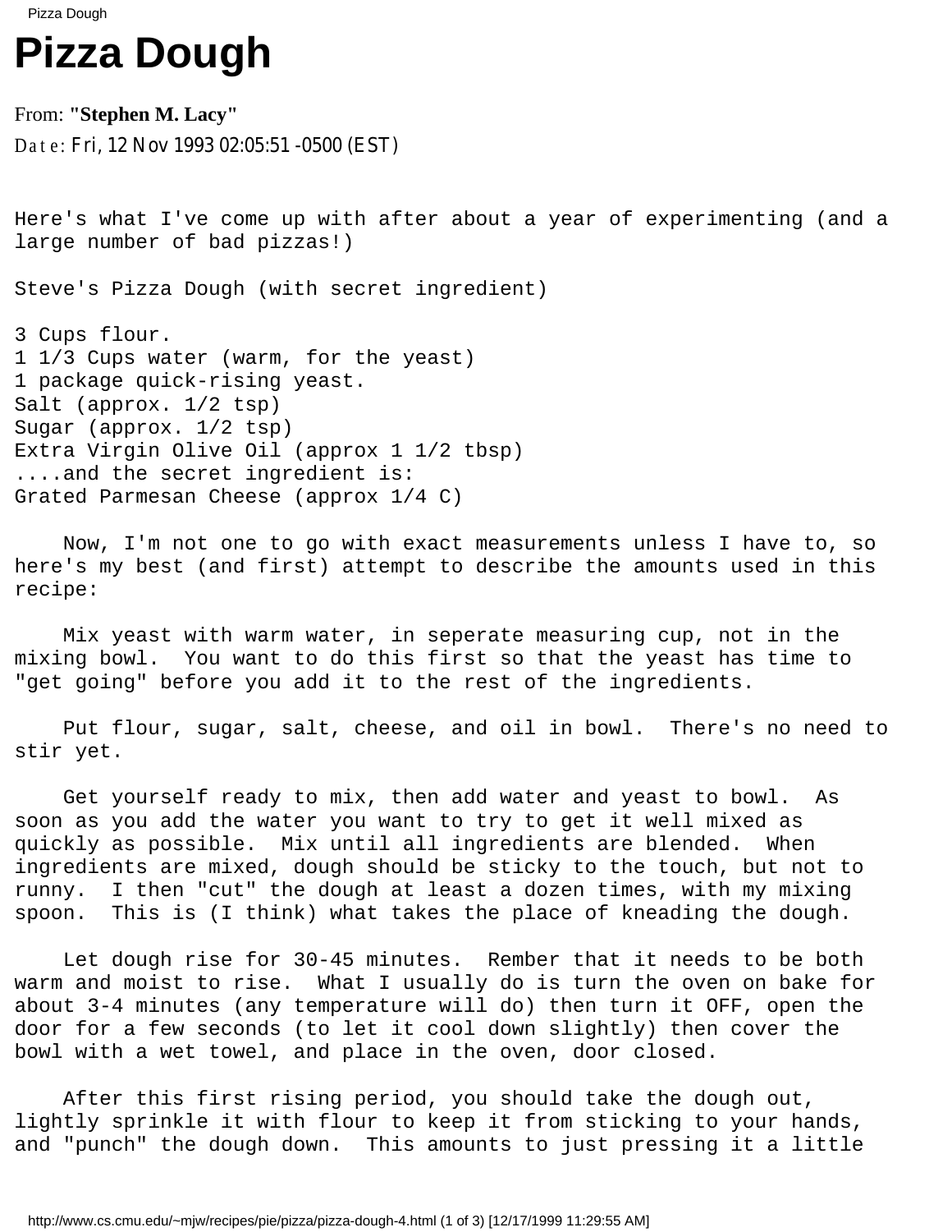# Pizza Dough

From: **"Stephen M. Lacy"**

Date: Fri, 12 Nov 1993 02:05:51 -0500 (EST)

Here's what I've come up with after about a year of experimenting (and a large number of bad pizzas!)

Steve's Pizza Dough (with secret ingredient)

3 Cups flour.
1 1/3 Cups water (warm, for the yeast)
1 package quick-rising yeast.
Salt (approx. 1/2 tsp)
Sugar (approx. 1/2 tsp)
Extra Virgin Olive Oil (approx 1 1/2 tbsp)
....and the secret ingredient is:
Grated Parmesan Cheese (approx 1/4 C)

Now, I'm not one to go with exact measurements unless I have to, so here's my best (and first) attempt to describe the amounts used in this recipe:

Mix yeast with warm water, in seperate measuring cup, not in the mixing bowl. You want to do this first so that the yeast has time to "get going" before you add it to the rest of the ingredients.

Put flour, sugar, salt, cheese, and oil in bowl. There's no need to stir yet.

Get yourself ready to mix, then add water and yeast to bowl. As soon as you add the water you want to try to get it well mixed as quickly as possible. Mix until all ingredients are blended. When ingredients are mixed, dough should be sticky to the touch, but not to runny. I then "cut" the dough at least a dozen times, with my mixing spoon. This is (I think) what takes the place of kneading the dough.

Let dough rise for 30-45 minutes. Rember that it needs to be both warm and moist to rise. What I usually do is turn the oven on bake for about 3-4 minutes (any temperature will do) then turn it OFF, open the door for a few seconds (to let it cool down slightly) then cover the bowl with a wet towel, and place in the oven, door closed.

After this first rising period, you should take the dough out, lightly sprinkle it with flour to keep it from sticking to your hands, and "punch" the dough down. This amounts to just pressing it a little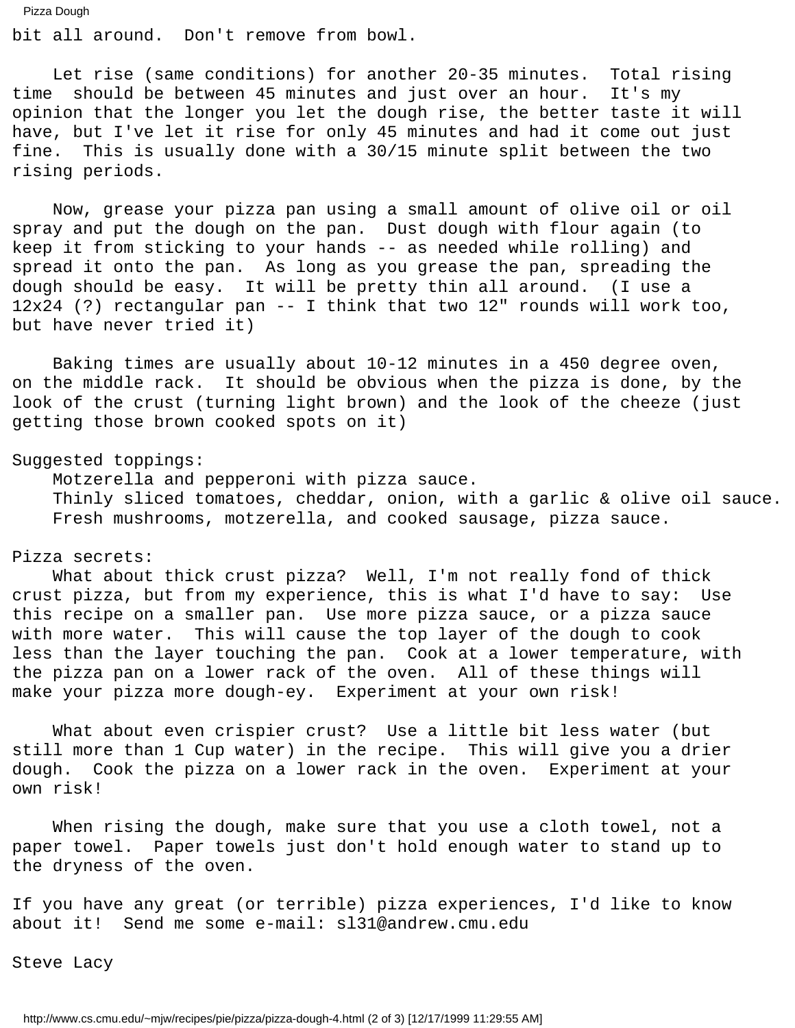bit all around. Don't remove from bowl.

Let rise (same conditions) for another 20-35 minutes. Total rising time should be between 45 minutes and just over an hour. It's my opinion that the longer you let the dough rise, the better taste it will have, but I've let it rise for only 45 minutes and had it come out just fine. This is usually done with a 30/15 minute split between the two rising periods.

Now, grease your pizza pan using a small amount of olive oil or oil spray and put the dough on the pan. Dust dough with flour again (to keep it from sticking to your hands -- as needed while rolling) and spread it onto the pan. As long as you grease the pan, spreading the dough should be easy. It will be pretty thin all around. (I use a 12x24 (?) rectangular pan -- I think that two 12" rounds will work too, but have never tried it)

Baking times are usually about 10-12 minutes in a 450 degree oven, on the middle rack. It should be obvious when the pizza is done, by the look of the crust (turning light brown) and the look of the cheeze (just getting those brown cooked spots on it)

Suggested toppings:

- Motzerella and pepperoni with pizza sauce.
- Thinly sliced tomatoes, cheddar, onion, with a garlic & olive oil sauce.
- Fresh mushrooms, motzerella, and cooked sausage, pizza sauce.

Pizza secrets:

What about thick crust pizza? Well, I'm not really fond of thick crust pizza, but from my experience, this is what I'd have to say: Use this recipe on a smaller pan. Use more pizza sauce, or a pizza sauce with more water. This will cause the top layer of the dough to cook less than the layer touching the pan. Cook at a lower temperature, with the pizza pan on a lower rack of the oven. All of these things will make your pizza more dough-ey. Experiment at your own risk!

What about even crispier crust? Use a little bit less water (but still more than 1 Cup water) in the recipe. This will give you a drier dough. Cook the pizza on a lower rack in the oven. Experiment at your own risk!

When rising the dough, make sure that you use a cloth towel, not a paper towel. Paper towels just don't hold enough water to stand up to the dryness of the oven.

If you have any great (or terrible) pizza experiences, I'd like to know about it! Send me some e-mail: sl31@andrew.cmu.edu

Steve Lacy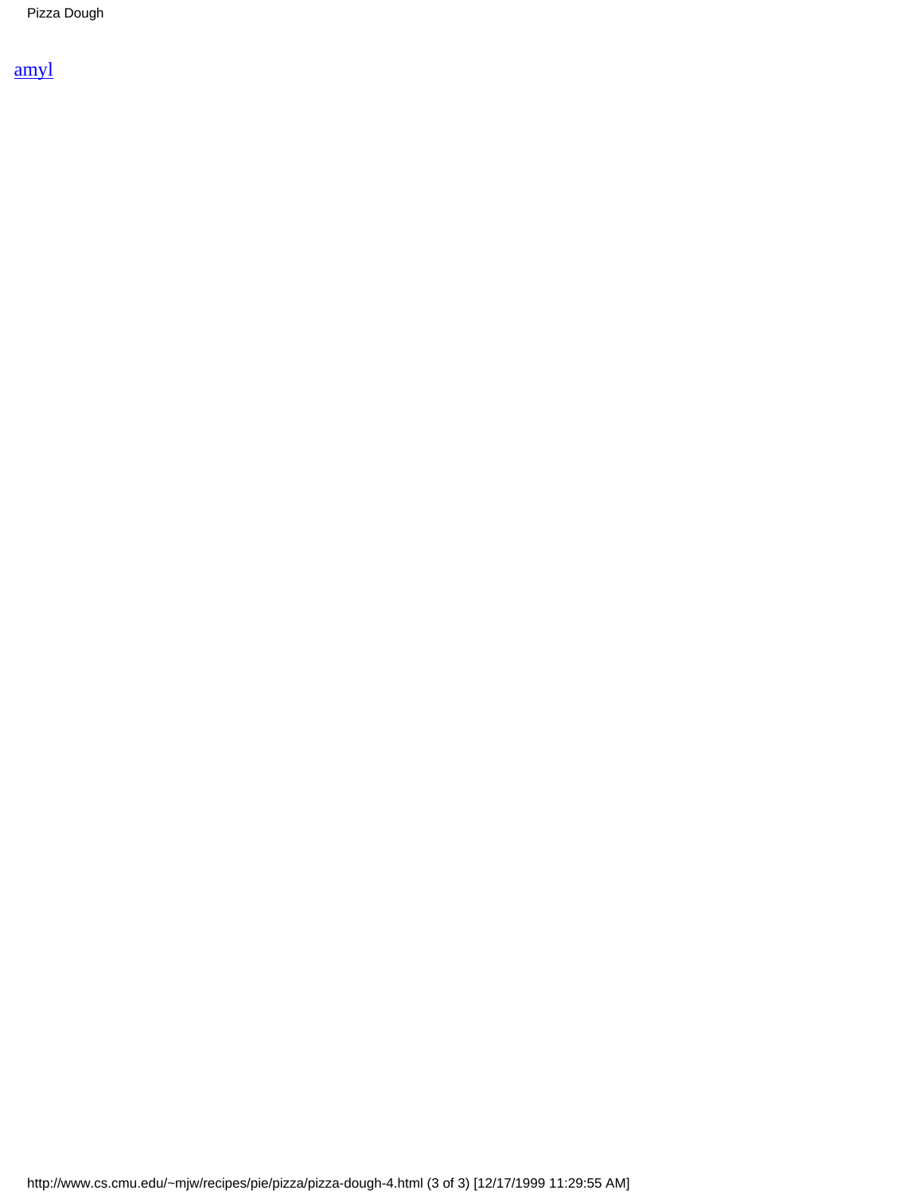[amyl](amyl)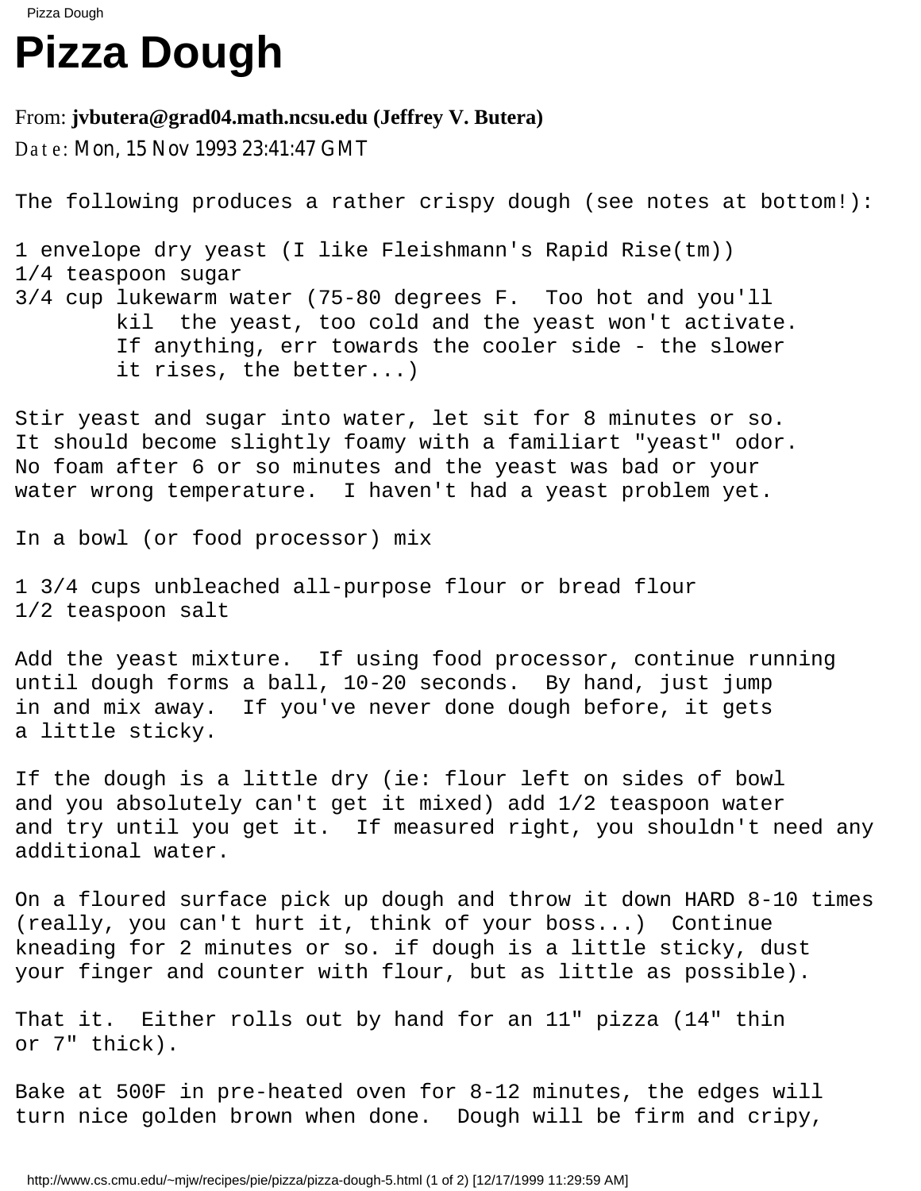# Pizza Dough

From: **jvbutera@grad04.math.ncsu.edu (Jeffrey V. Butera)**

Date: Mon, 15 Nov 1993 23:41:47 GMT

```
The following produces a rather crispy dough (see notes at bottom!):

1 envelope dry yeast (I like Fleishmann's Rapid Rise(tm))
1/4 teaspoon sugar
3/4 cup lukewarm water (75-80 degrees F.  Too hot and you'll
        kil  the yeast, too cold and the yeast won't activate.
        If anything, err towards the cooler side - the slower
        it rises, the better...)

Stir yeast and sugar into water, let sit for 8 minutes or so.
It should become slightly foamy with a familiart "yeast" odor.
No foam after 6 or so minutes and the yeast was bad or your
water wrong temperature.  I haven't had a yeast problem yet.

In a bowl (or food processor) mix

1 3/4 cups unbleached all-purpose flour or bread flour
1/2 teaspoon salt

Add the yeast mixture.  If using food processor, continue running
until dough forms a ball, 10-20 seconds.  By hand, just jump
in and mix away.  If you've never done dough before, it gets
a little sticky.

If the dough is a little dry (ie: flour left on sides of bowl
and you absolutely can't get it mixed) add 1/2 teaspoon water
and try until you get it.  If measured right, you shouldn't need any
additional water.

On a floured surface pick up dough and throw it down HARD 8-10 times
(really, you can't hurt it, think of your boss...)  Continue
kneading for 2 minutes or so. if dough is a little sticky, dust
your finger and counter with flour, but as little as possible).

That it.  Either rolls out by hand for an 11" pizza (14" thin
or 7" thick).

Bake at 500F in pre-heated oven for 8-12 minutes, the edges will
turn nice golden brown when done.  Dough will be firm and cripy,
```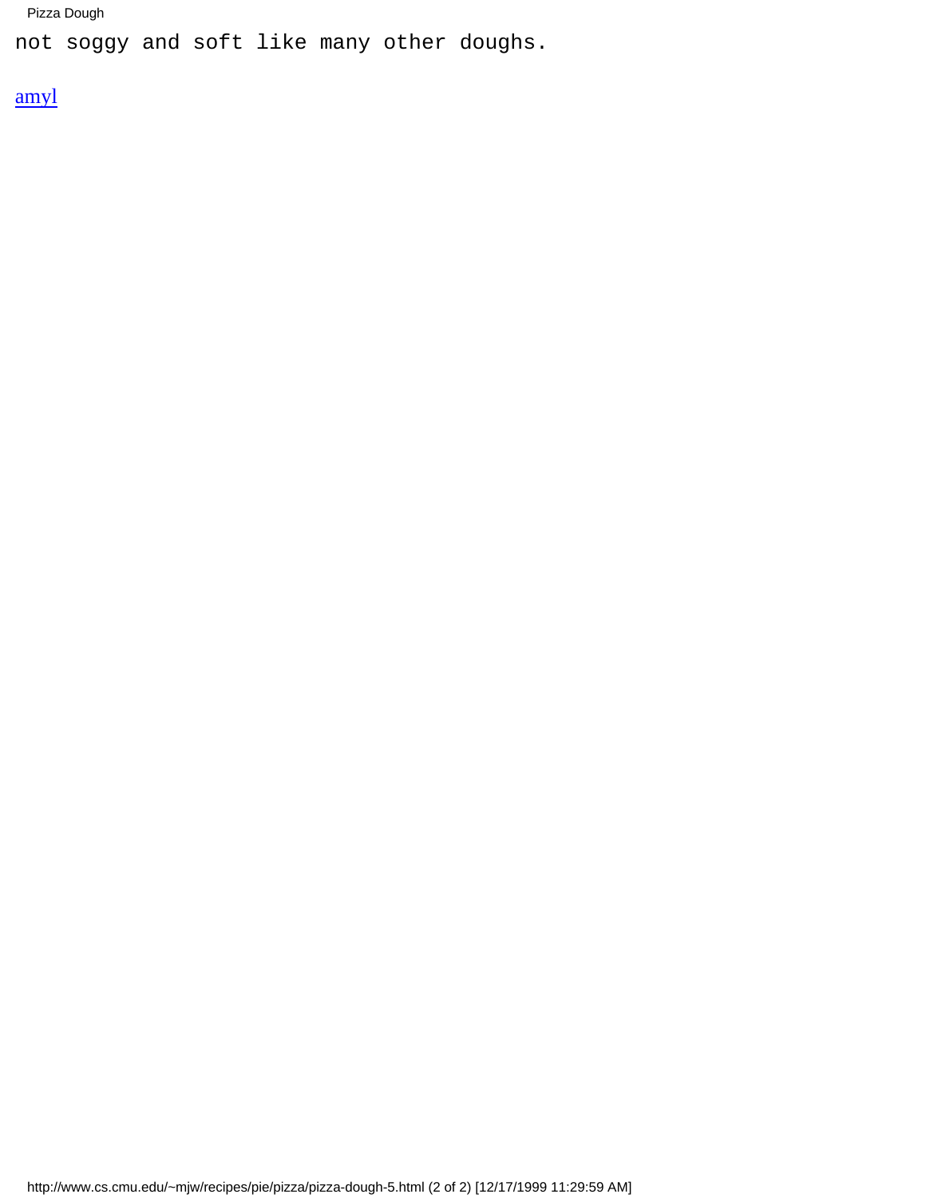```
not soggy and soft like many other doughs.
```

[amyl]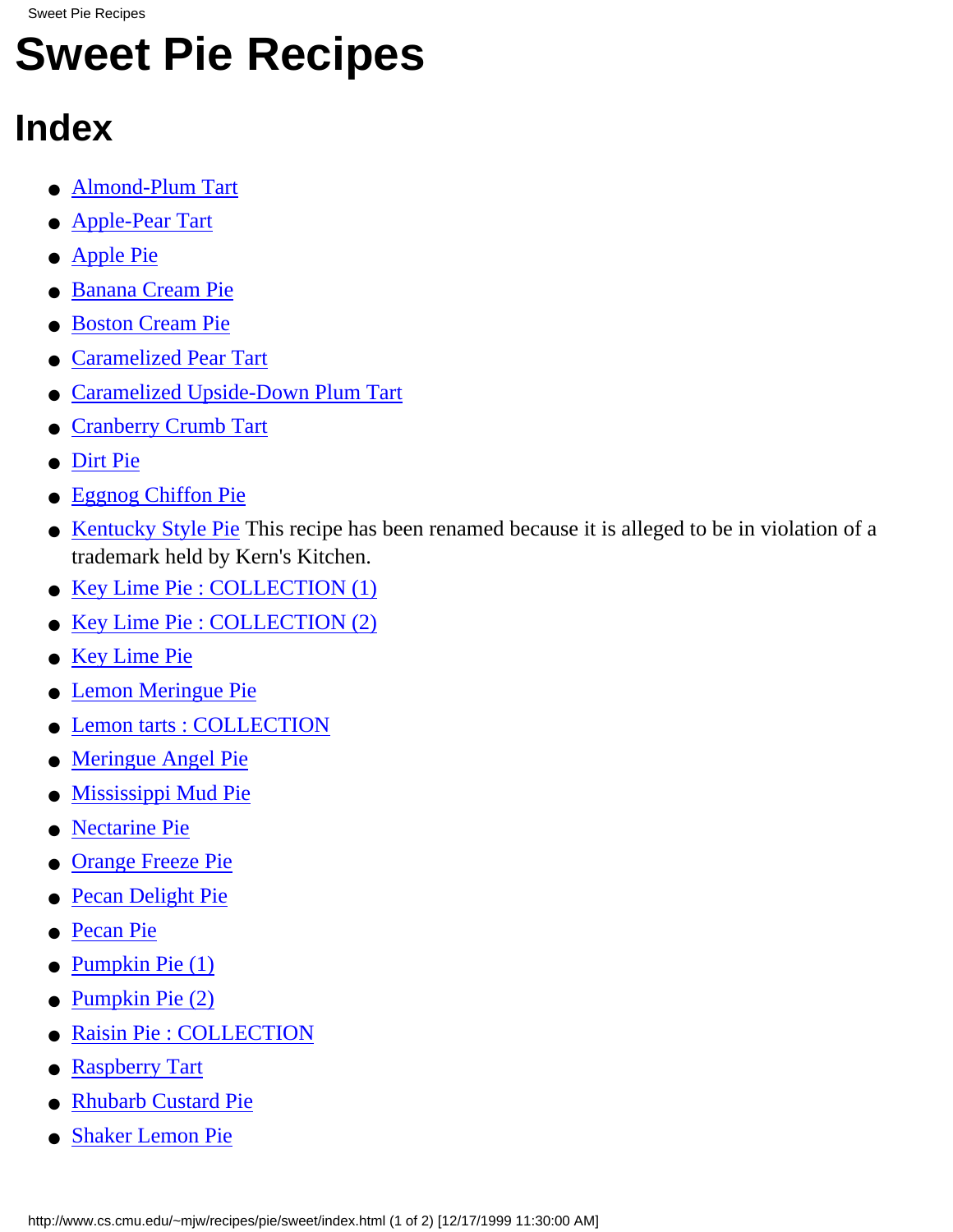# Sweet Pie Recipes

## Index

- Almond-Plum Tart
- Apple-Pear Tart
- Apple Pie
- Banana Cream Pie
- Boston Cream Pie
- Caramelized Pear Tart
- Caramelized Upside-Down Plum Tart
- Cranberry Crumb Tart
- Dirt Pie
- Eggnog Chiffon Pie
- Kentucky Style Pie This recipe has been renamed because it is alleged to be in violation of a trademark held by Kern's Kitchen.
- Key Lime Pie : COLLECTION (1)
- Key Lime Pie : COLLECTION (2)
- Key Lime Pie
- Lemon Meringue Pie
- Lemon tarts : COLLECTION
- Meringue Angel Pie
- Mississippi Mud Pie
- Nectarine Pie
- Orange Freeze Pie
- Pecan Delight Pie
- Pecan Pie
- Pumpkin Pie (1)
- Pumpkin Pie (2)
- Raisin Pie : COLLECTION
- Raspberry Tart
- Rhubarb Custard Pie
- Shaker Lemon Pie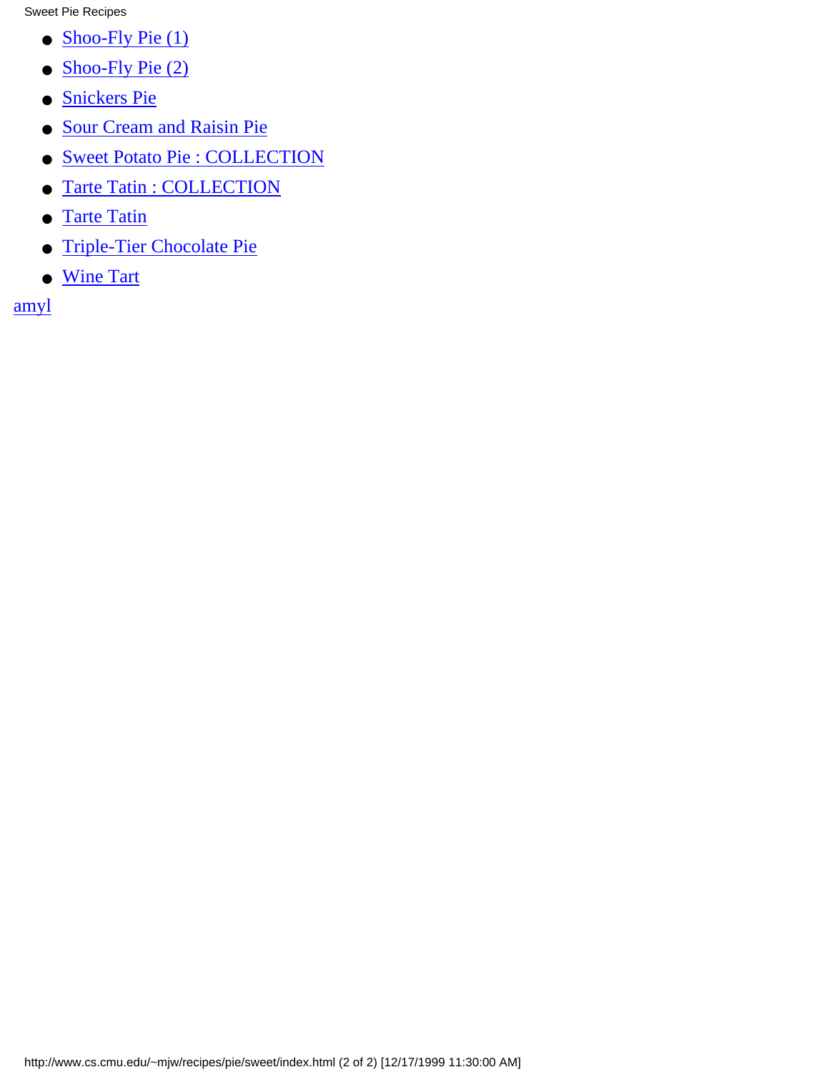- Shoo-Fly Pie (1)
- Shoo-Fly Pie (2)
- Snickers Pie
- Sour Cream and Raisin Pie
- Sweet Potato Pie : COLLECTION
- Tarte Tatin : COLLECTION
- Tarte Tatin
- Triple-Tier Chocolate Pie
- Wine Tart

amyl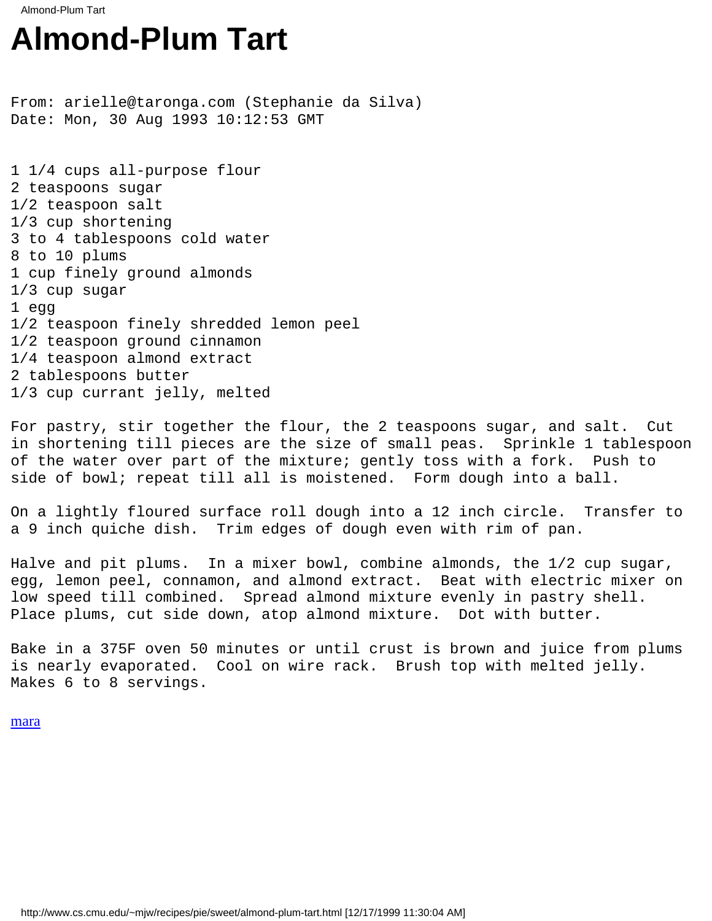# Almond-Plum Tart

```
From: arielle@taronga.com (Stephanie da Silva)
Date: Mon, 30 Aug 1993 10:12:53 GMT


1 1/4 cups all-purpose flour
2 teaspoons sugar
1/2 teaspoon salt
1/3 cup shortening
3 to 4 tablespoons cold water
8 to 10 plums
1 cup finely ground almonds
1/3 cup sugar
1 egg
1/2 teaspoon finely shredded lemon peel
1/2 teaspoon ground cinnamon
1/4 teaspoon almond extract
2 tablespoons butter
1/3 cup currant jelly, melted

For pastry, stir together the flour, the 2 teaspoons sugar, and salt.  Cut
in shortening till pieces are the size of small peas.  Sprinkle 1 tablespoon
of the water over part of the mixture; gently toss with a fork.  Push to
side of bowl; repeat till all is moistened.  Form dough into a ball.

On a lightly floured surface roll dough into a 12 inch circle.  Transfer to
a 9 inch quiche dish.  Trim edges of dough even with rim of pan.

Halve and pit plums.  In a mixer bowl, combine almonds, the 1/2 cup sugar,
egg, lemon peel, connamon, and almond extract.  Beat with electric mixer on
low speed till combined.  Spread almond mixture evenly in pastry shell.
Place plums, cut side down, atop almond mixture.  Dot with butter.

Bake in a 375F oven 50 minutes or until crust is brown and juice from plums
is nearly evaporated.  Cool on wire rack.  Brush top with melted jelly.
Makes 6 to 8 servings.
```

mara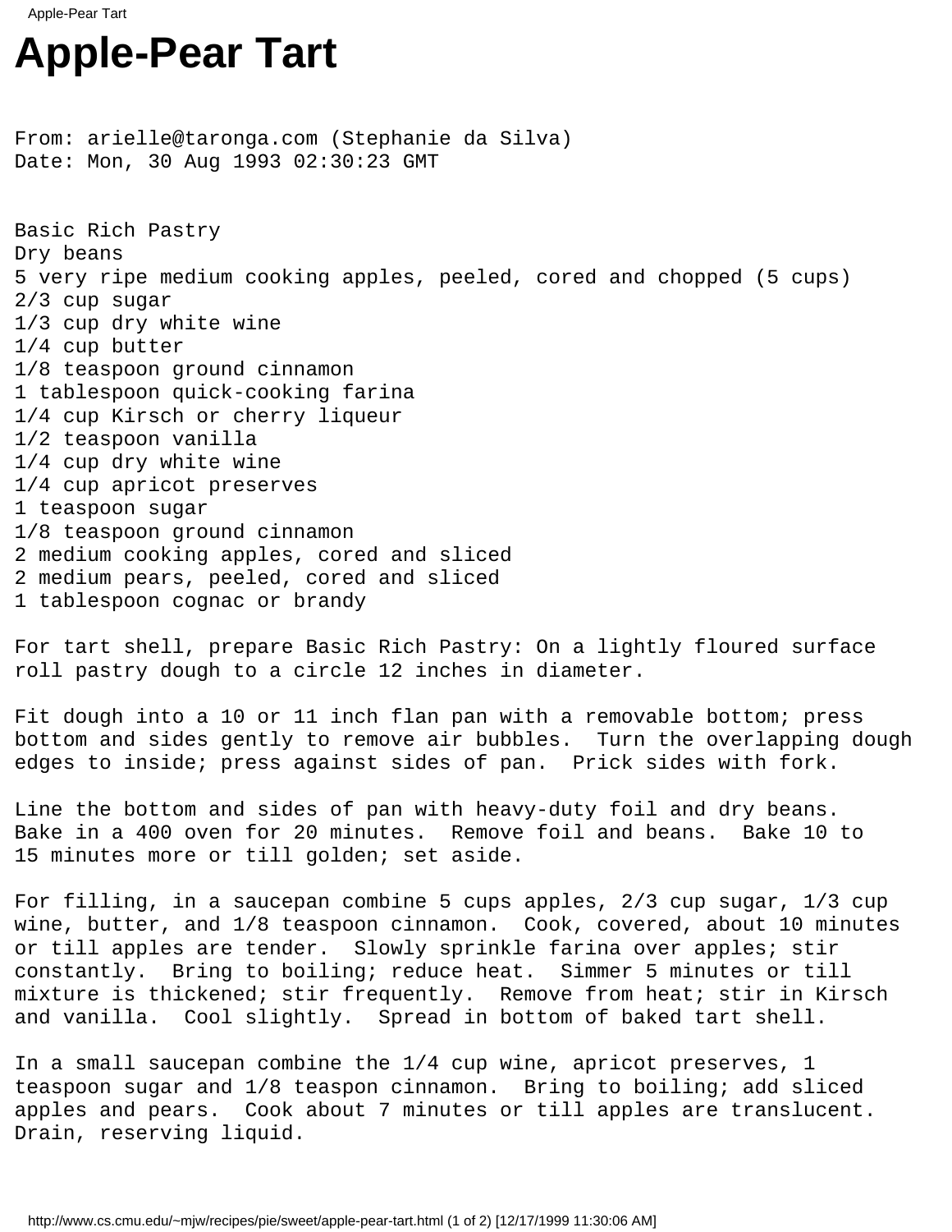# Apple-Pear Tart

From: arielle@taronga.com (Stephanie da Silva)
Date: Mon, 30 Aug 1993 02:30:23 GMT

Basic Rich Pastry
Dry beans
5 very ripe medium cooking apples, peeled, cored and chopped (5 cups)
2/3 cup sugar
1/3 cup dry white wine
1/4 cup butter
1/8 teaspoon ground cinnamon
1 tablespoon quick-cooking farina
1/4 cup Kirsch or cherry liqueur
1/2 teaspoon vanilla
1/4 cup dry white wine
1/4 cup apricot preserves
1 teaspoon sugar
1/8 teaspoon ground cinnamon
2 medium cooking apples, cored and sliced
2 medium pears, peeled, cored and sliced
1 tablespoon cognac or brandy

For tart shell, prepare Basic Rich Pastry: On a lightly floured surface roll pastry dough to a circle 12 inches in diameter.

Fit dough into a 10 or 11 inch flan pan with a removable bottom; press bottom and sides gently to remove air bubbles. Turn the overlapping dough edges to inside; press against sides of pan. Prick sides with fork.

Line the bottom and sides of pan with heavy-duty foil and dry beans. Bake in a 400 oven for 20 minutes. Remove foil and beans. Bake 10 to 15 minutes more or till golden; set aside.

For filling, in a saucepan combine 5 cups apples, 2/3 cup sugar, 1/3 cup wine, butter, and 1/8 teaspoon cinnamon. Cook, covered, about 10 minutes or till apples are tender. Slowly sprinkle farina over apples; stir constantly. Bring to boiling; reduce heat. Simmer 5 minutes or till mixture is thickened; stir frequently. Remove from heat; stir in Kirsch and vanilla. Cool slightly. Spread in bottom of baked tart shell.

In a small saucepan combine the 1/4 cup wine, apricot preserves, 1 teaspoon sugar and 1/8 teaspon cinnamon. Bring to boiling; add sliced apples and pears. Cook about 7 minutes or till apples are translucent. Drain, reserving liquid.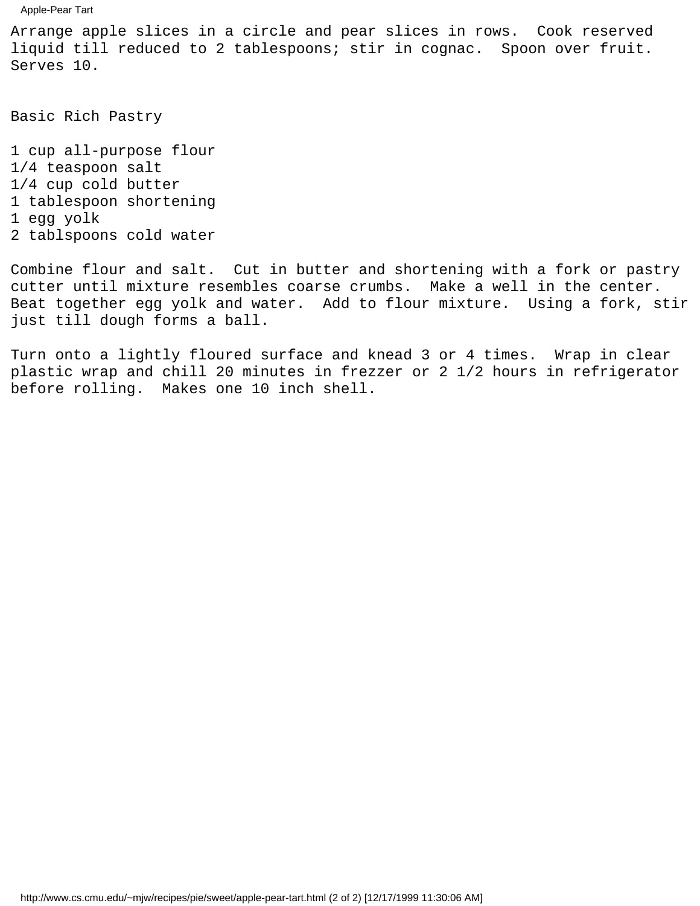Arrange apple slices in a circle and pear slices in rows. Cook reserved liquid till reduced to 2 tablespoons; stir in cognac. Spoon over fruit. Serves 10.

## Basic Rich Pastry

1 cup all-purpose flour
1/4 teaspoon salt
1/4 cup cold butter
1 tablespoon shortening
1 egg yolk
2 tablspoons cold water

Combine flour and salt. Cut in butter and shortening with a fork or pastry cutter until mixture resembles coarse crumbs. Make a well in the center. Beat together egg yolk and water. Add to flour mixture. Using a fork, stir just till dough forms a ball.

Turn onto a lightly floured surface and knead 3 or 4 times. Wrap in clear plastic wrap and chill 20 minutes in frezzer or 2 1/2 hours in refrigerator before rolling. Makes one 10 inch shell.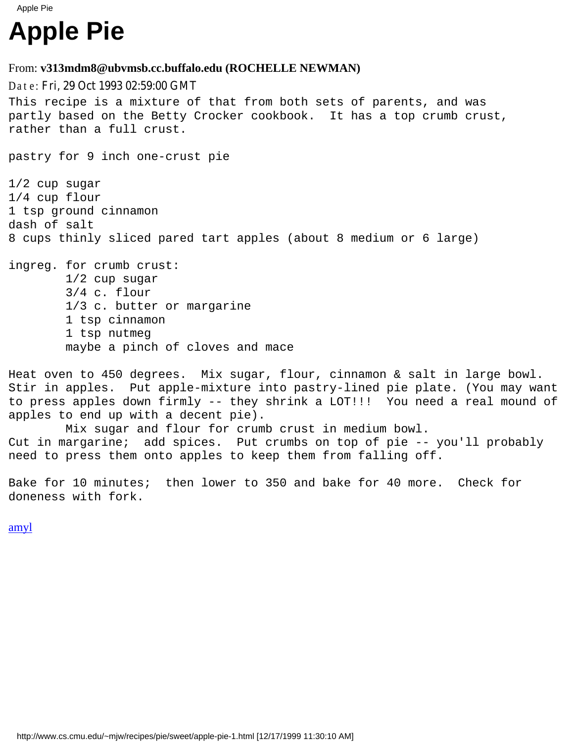# Apple Pie

From: **v313mdm8@ubvmsb.cc.buffalo.edu (ROCHELLE NEWMAN)**

Date: Fri, 29 Oct 1993 02:59:00 GMT

```
This recipe is a mixture of that from both sets of parents, and was
partly based on the Betty Crocker cookbook.  It has a top crumb crust,
rather than a full crust.

pastry for 9 inch one-crust pie

1/2 cup sugar
1/4 cup flour
1 tsp ground cinnamon
dash of salt
8 cups thinly sliced pared tart apples (about 8 medium or 6 large)

ingreg. for crumb crust:
        1/2 cup sugar
        3/4 c. flour
        1/3 c. butter or margarine
        1 tsp cinnamon
        1 tsp nutmeg
        maybe a pinch of cloves and mace

Heat oven to 450 degrees.  Mix sugar, flour, cinnamon & salt in large bowl.
Stir in apples.  Put apple-mixture into pastry-lined pie plate. (You may want
to press apples down firmly -- they shrink a LOT!!!  You need a real mound of
apples to end up with a decent pie).
        Mix sugar and flour for crumb crust in medium bowl.
Cut in margarine;  add spices.  Put crumbs on top of pie -- you'll probably
need to press them onto apples to keep them from falling off.

Bake for 10 minutes;  then lower to 350 and bake for 40 more.  Check for
doneness with fork.
```

amyl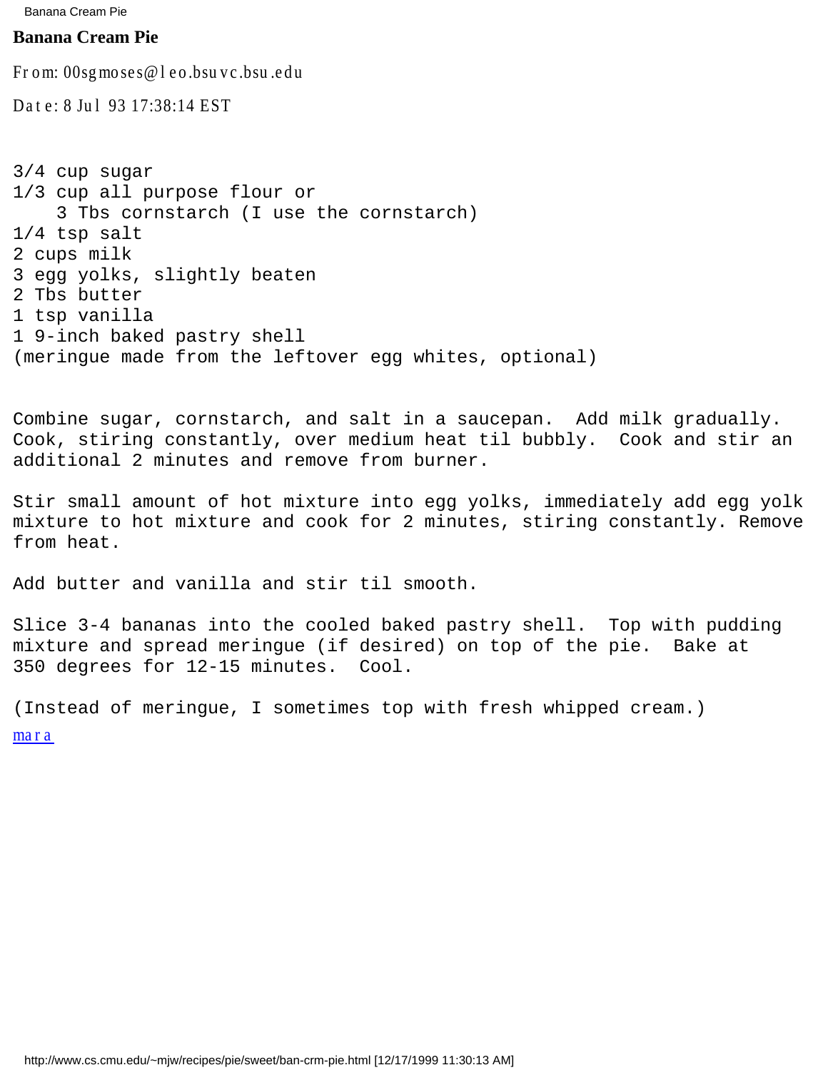# Banana Cream Pie

From: 00sgmoses@leo.bsuvc.bsu.edu

Date: 8 Jul 93 17:38:14 EST

```
3/4 cup sugar
1/3 cup all purpose flour or
    3 Tbs cornstarch (I use the cornstarch)
1/4 tsp salt
2 cups milk
3 egg yolks, slightly beaten
2 Tbs butter
1 tsp vanilla
1 9-inch baked pastry shell
(meringue made from the leftover egg whites, optional)
```

Combine sugar, cornstarch, and salt in a saucepan. Add milk gradually. Cook, stirring constantly, over medium heat til bubbly. Cook and stir an additional 2 minutes and remove from burner.

Stir small amount of hot mixture into egg yolks, immediately add egg yolk mixture to hot mixture and cook for 2 minutes, stirring constantly. Remove from heat.

Add butter and vanilla and stir til smooth.

Slice 3-4 bananas into the cooled baked pastry shell. Top with pudding mixture and spread meringue (if desired) on top of the pie. Bake at 350 degrees for 12-15 minutes. Cool.

(Instead of meringue, I sometimes top with fresh whipped cream.)

mara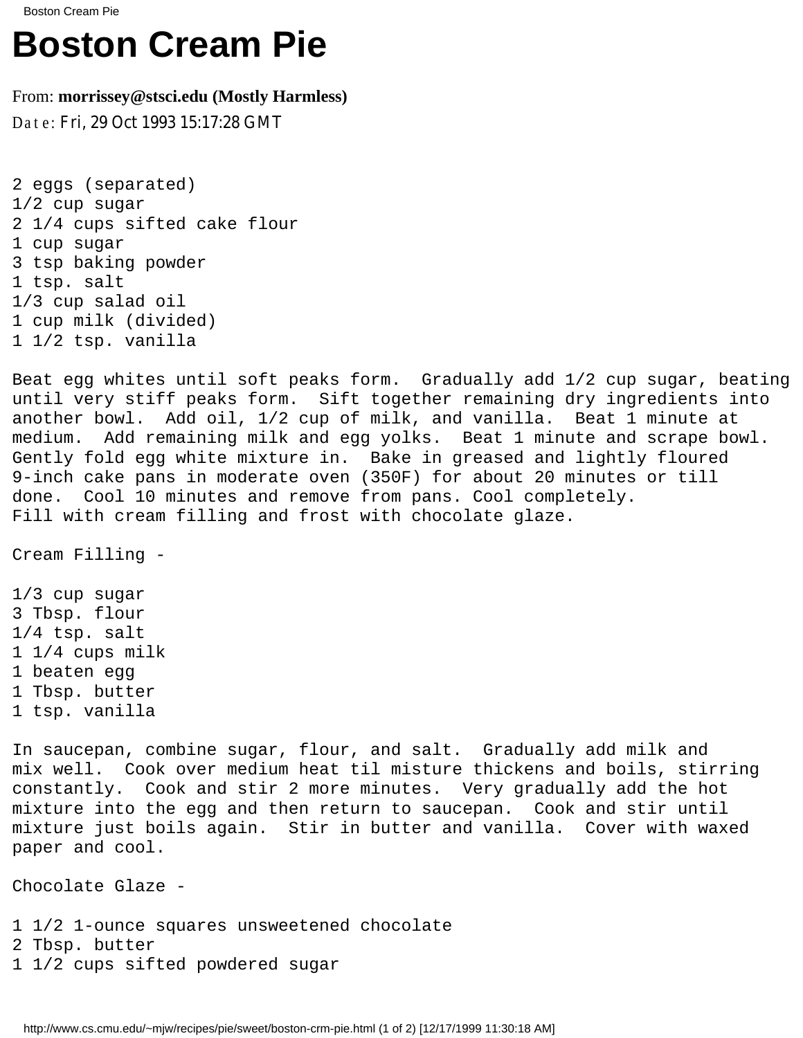# Boston Cream Pie

From: **morrissey@stsci.edu (Mostly Harmless)**

Date: Fri, 29 Oct 1993 15:17:28 GMT

```
2 eggs (separated)
1/2 cup sugar
2 1/4 cups sifted cake flour
1 cup sugar
3 tsp baking powder
1 tsp. salt
1/3 cup salad oil
1 cup milk (divided)
1 1/2 tsp. vanilla

Beat egg whites until soft peaks form.  Gradually add 1/2 cup sugar, beating
until very stiff peaks form.  Sift together remaining dry ingredients into
another bowl.  Add oil, 1/2 cup of milk, and vanilla.  Beat 1 minute at
medium.  Add remaining milk and egg yolks.  Beat 1 minute and scrape bowl.
Gently fold egg white mixture in.  Bake in greased and lightly floured
9-inch cake pans in moderate oven (350F) for about 20 minutes or till
done.  Cool 10 minutes and remove from pans. Cool completely.
Fill with cream filling and frost with chocolate glaze.

Cream Filling -

1/3 cup sugar
3 Tbsp. flour
1/4 tsp. salt
1 1/4 cups milk
1 beaten egg
1 Tbsp. butter
1 tsp. vanilla

In saucepan, combine sugar, flour, and salt.  Gradually add milk and
mix well.  Cook over medium heat til misture thickens and boils, stirring
constantly.  Cook and stir 2 more minutes.  Very gradually add the hot
mixture into the egg and then return to saucepan.  Cook and stir until
mixture just boils again.  Stir in butter and vanilla.  Cover with waxed
paper and cool.

Chocolate Glaze -

1 1/2 1-ounce squares unsweetened chocolate
2 Tbsp. butter
1 1/2 cups sifted powdered sugar
```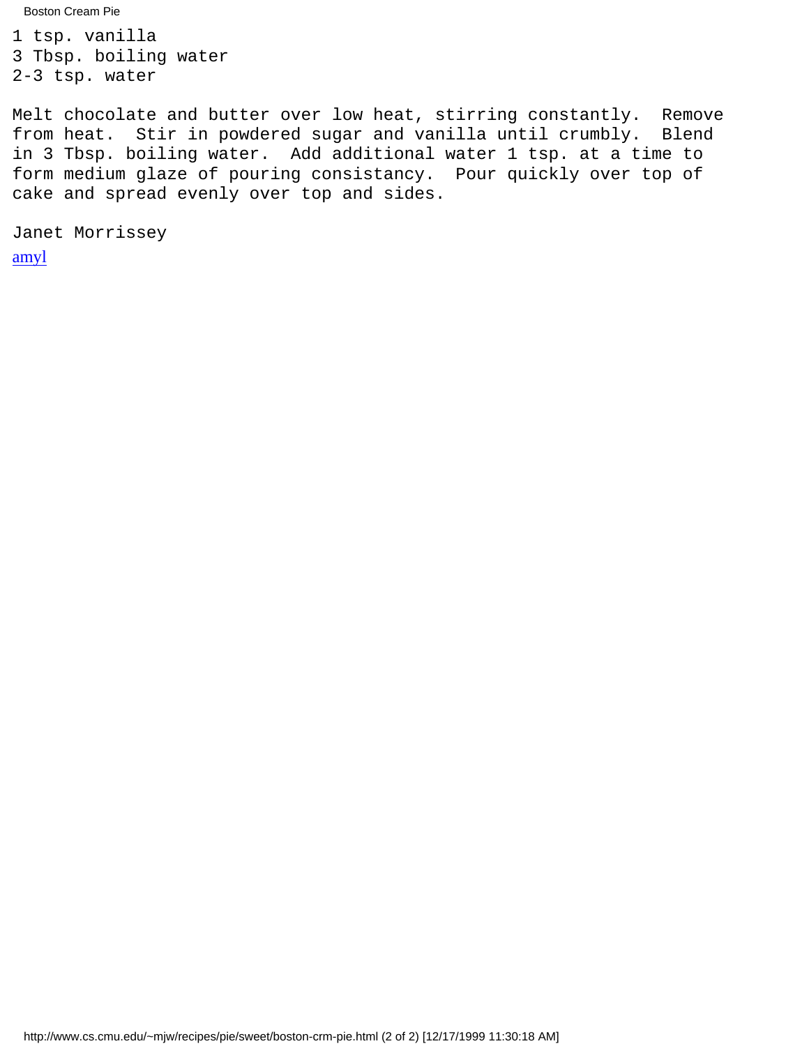1 tsp. vanilla
3 Tbsp. boiling water
2-3 tsp. water

Melt chocolate and butter over low heat, stirring constantly. Remove from heat. Stir in powdered sugar and vanilla until crumbly. Blend in 3 Tbsp. boiling water. Add additional water 1 tsp. at a time to form medium glaze of pouring consistancy. Pour quickly over top of cake and spread evenly over top and sides.

Janet Morrissey

amyl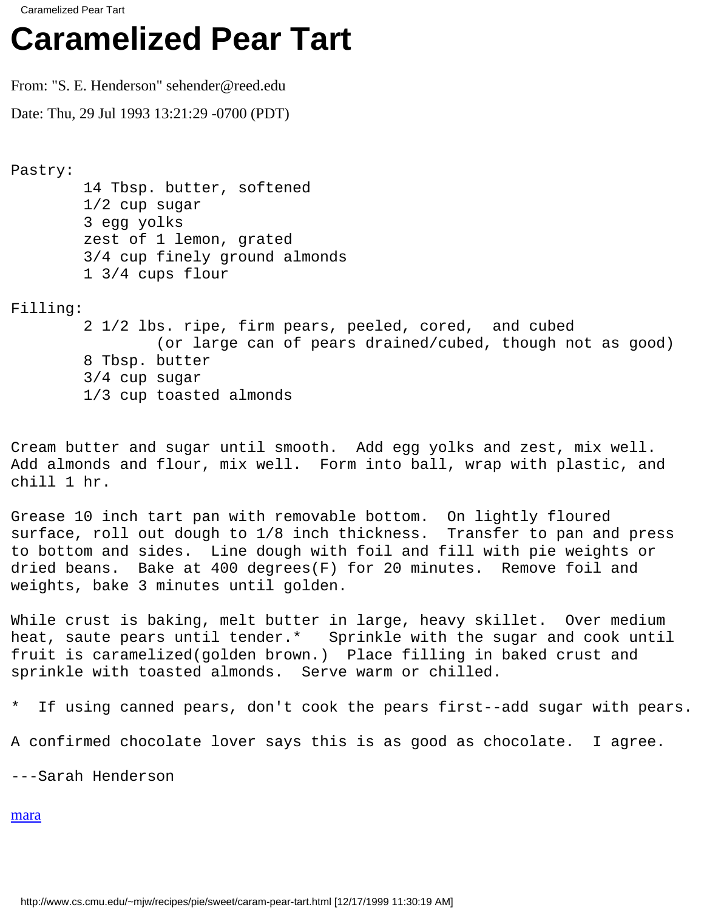# Caramelized Pear Tart

From: "S. E. Henderson" sehender@reed.edu

Date: Thu, 29 Jul 1993 13:21:29 -0700 (PDT)

```
Pastry:
        14 Tbsp. butter, softened
        1/2 cup sugar
        3 egg yolks
        zest of 1 lemon, grated
        3/4 cup finely ground almonds
        1 3/4 cups flour

Filling:
        2 1/2 lbs. ripe, firm pears, peeled, cored,  and cubed
                (or large can of pears drained/cubed, though not as good)
        8 Tbsp. butter
        3/4 cup sugar
        1/3 cup toasted almonds


Cream butter and sugar until smooth.  Add egg yolks and zest, mix well.
Add almonds and flour, mix well.  Form into ball, wrap with plastic, and
chill 1 hr.

Grease 10 inch tart pan with removable bottom.  On lightly floured
surface, roll out dough to 1/8 inch thickness.  Transfer to pan and press
to bottom and sides.  Line dough with foil and fill with pie weights or
dried beans.  Bake at 400 degrees(F) for 20 minutes.  Remove foil and
weights, bake 3 minutes until golden.

While crust is baking, melt butter in large, heavy skillet.  Over medium
heat, saute pears until tender.*   Sprinkle with the sugar and cook until
fruit is caramelized(golden brown.)  Place filling in baked crust and
sprinkle with toasted almonds.  Serve warm or chilled.

*  If using canned pears, don't cook the pears first--add sugar with pears.

A confirmed chocolate lover says this is as good as chocolate.  I agree.

---Sarah Henderson
```

mara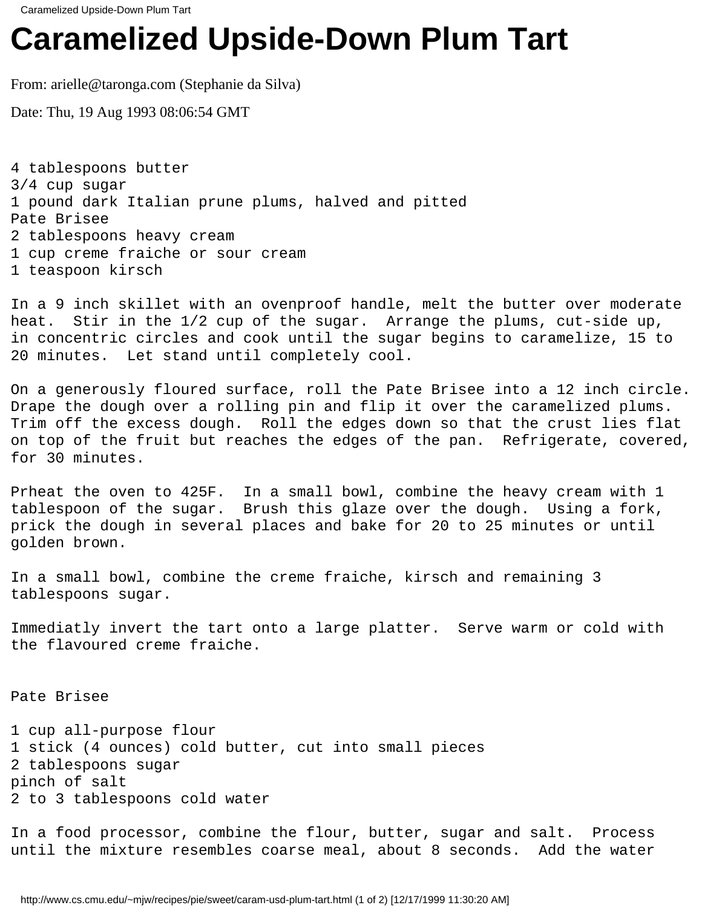# Caramelized Upside-Down Plum Tart

From: arielle@taronga.com (Stephanie da Silva)

Date: Thu, 19 Aug 1993 08:06:54 GMT

4 tablespoons butter
3/4 cup sugar
1 pound dark Italian prune plums, halved and pitted
Pate Brisee
2 tablespoons heavy cream
1 cup creme fraiche or sour cream
1 teaspoon kirsch

In a 9 inch skillet with an ovenproof handle, melt the butter over moderate heat. Stir in the 1/2 cup of the sugar. Arrange the plums, cut-side up, in concentric circles and cook until the sugar begins to caramelize, 15 to 20 minutes. Let stand until completely cool.

On a generously floured surface, roll the Pate Brisee into a 12 inch circle. Drape the dough over a rolling pin and flip it over the caramelized plums. Trim off the excess dough. Roll the edges down so that the crust lies flat on top of the fruit but reaches the edges of the pan. Refrigerate, covered, for 30 minutes.

Prheat the oven to 425F. In a small bowl, combine the heavy cream with 1 tablespoon of the sugar. Brush this glaze over the dough. Using a fork, prick the dough in several places and bake for 20 to 25 minutes or until golden brown.

In a small bowl, combine the creme fraiche, kirsch and remaining 3 tablespoons sugar.

Immediatly invert the tart onto a large platter. Serve warm or cold with the flavoured creme fraiche.

Pate Brisee

1 cup all-purpose flour
1 stick (4 ounces) cold butter, cut into small pieces
2 tablespoons sugar
pinch of salt
2 to 3 tablespoons cold water

In a food processor, combine the flour, butter, sugar and salt. Process until the mixture resembles coarse meal, about 8 seconds. Add the water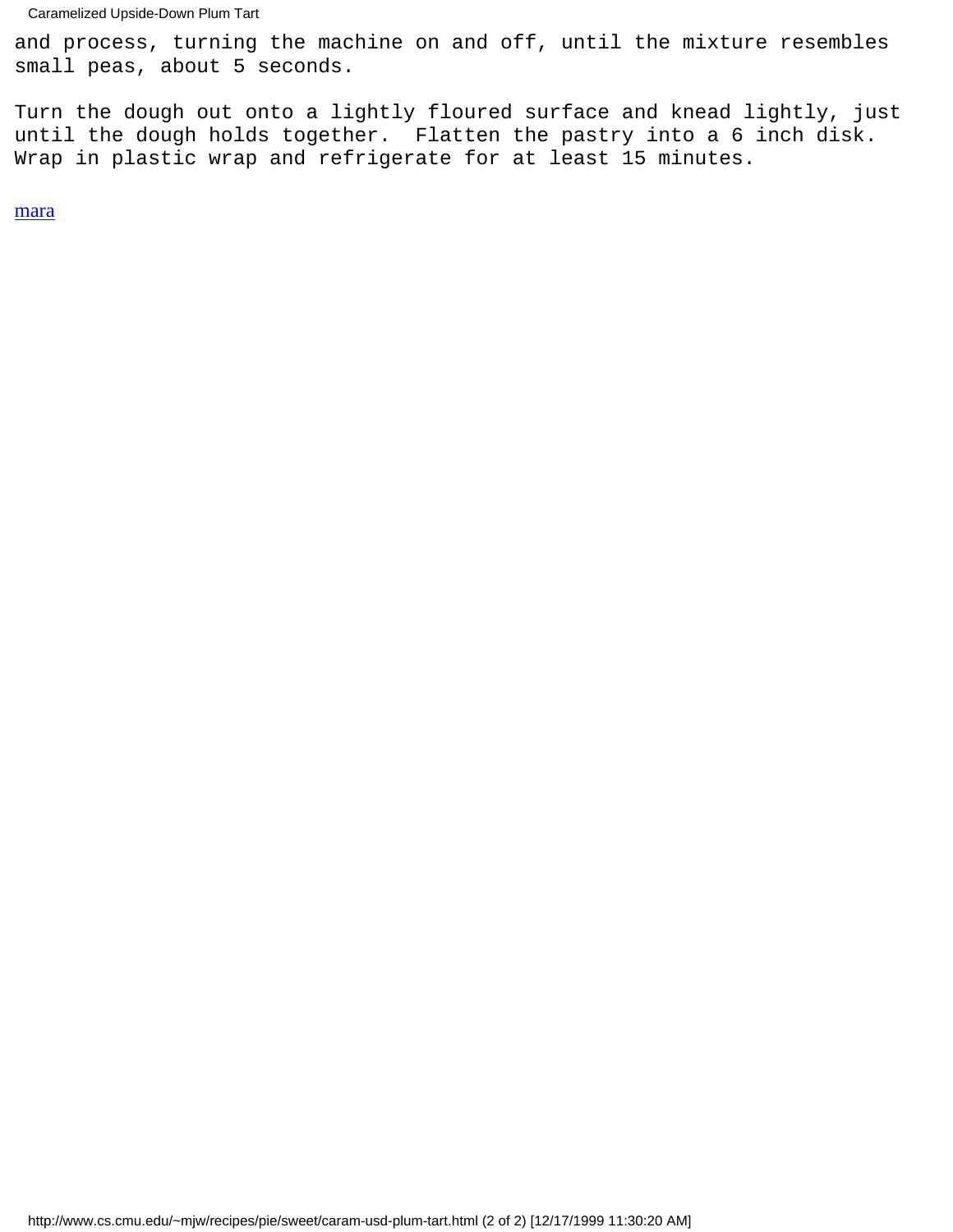and process, turning the machine on and off, until the mixture resembles small peas, about 5 seconds.

Turn the dough out onto a lightly floured surface and knead lightly, just until the dough holds together. Flatten the pastry into a 6 inch disk. Wrap in plastic wrap and refrigerate for at least 15 minutes.

mara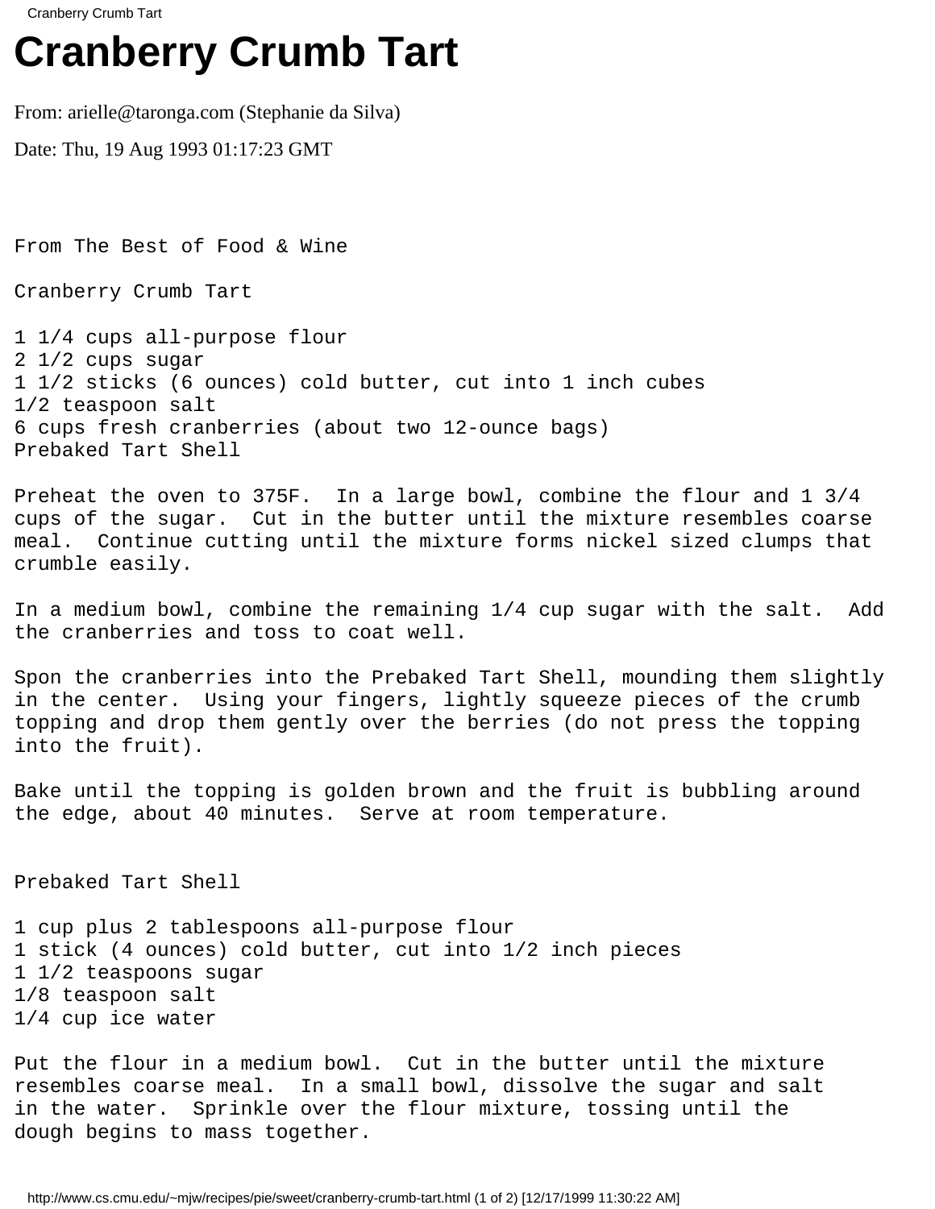# Cranberry Crumb Tart

From: arielle@taronga.com (Stephanie da Silva)

Date: Thu, 19 Aug 1993 01:17:23 GMT

```
From The Best of Food & Wine

Cranberry Crumb Tart

1 1/4 cups all-purpose flour
2 1/2 cups sugar
1 1/2 sticks (6 ounces) cold butter, cut into 1 inch cubes
1/2 teaspoon salt
6 cups fresh cranberries (about two 12-ounce bags)
Prebaked Tart Shell

Preheat the oven to 375F.  In a large bowl, combine the flour and 1 3/4
cups of the sugar.  Cut in the butter until the mixture resembles coarse
meal.  Continue cutting until the mixture forms nickel sized clumps that
crumble easily.

In a medium bowl, combine the remaining 1/4 cup sugar with the salt.  Add
the cranberries and toss to coat well.

Spon the cranberries into the Prebaked Tart Shell, mounding them slightly
in the center.  Using your fingers, lightly squeeze pieces of the crumb
topping and drop them gently over the berries (do not press the topping
into the fruit).

Bake until the topping is golden brown and the fruit is bubbling around
the edge, about 40 minutes.  Serve at room temperature.


Prebaked Tart Shell

1 cup plus 2 tablespoons all-purpose flour
1 stick (4 ounces) cold butter, cut into 1/2 inch pieces
1 1/2 teaspoons sugar
1/8 teaspoon salt
1/4 cup ice water

Put the flour in a medium bowl.  Cut in the butter until the mixture
resembles coarse meal.  In a small bowl, dissolve the sugar and salt
in the water.  Sprinkle over the flour mixture, tossing until the
dough begins to mass together.
```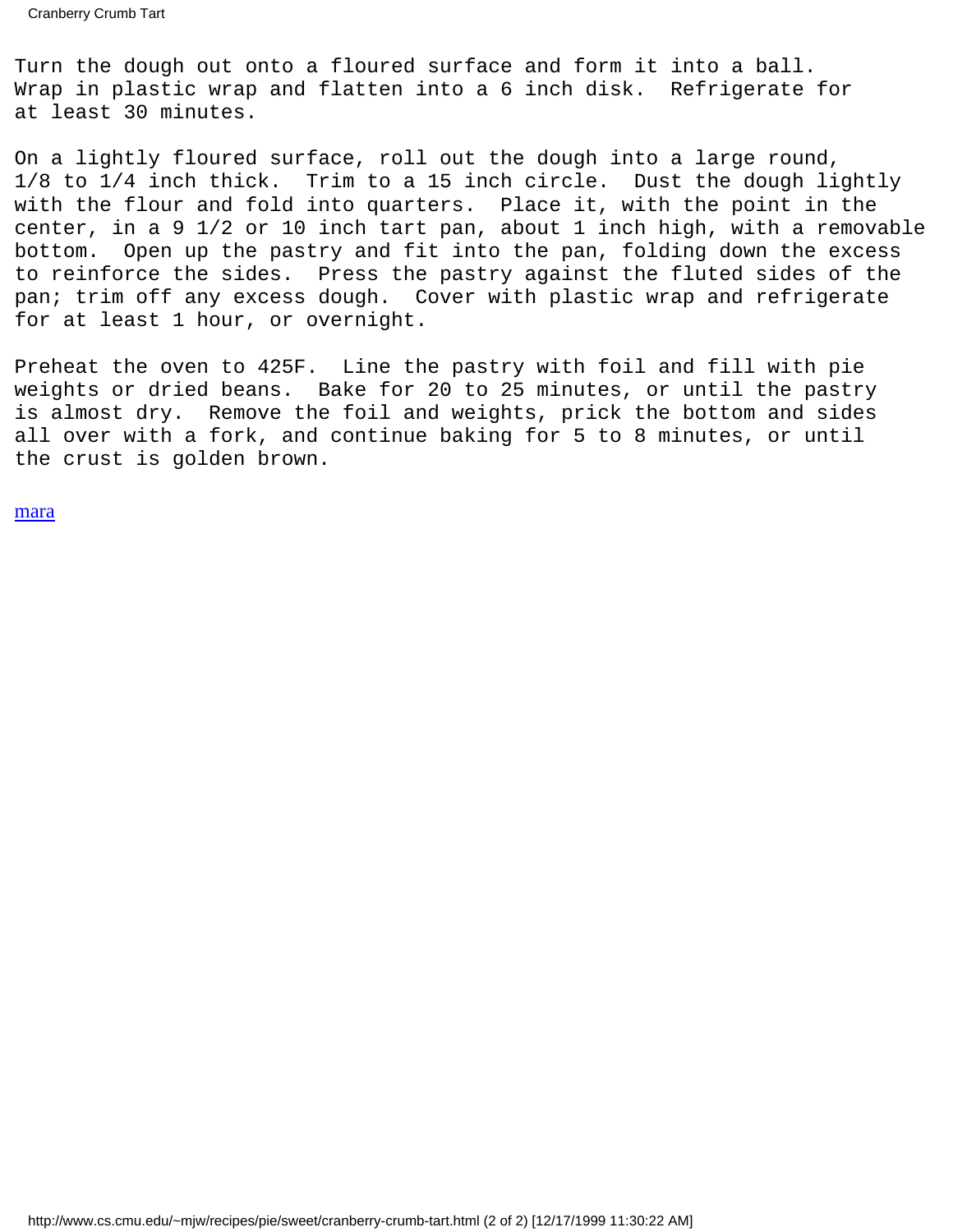Turn the dough out onto a floured surface and form it into a ball. Wrap in plastic wrap and flatten into a 6 inch disk. Refrigerate for at least 30 minutes.

On a lightly floured surface, roll out the dough into a large round, 1/8 to 1/4 inch thick. Trim to a 15 inch circle. Dust the dough lightly with the flour and fold into quarters. Place it, with the point in the center, in a 9 1/2 or 10 inch tart pan, about 1 inch high, with a removable bottom. Open up the pastry and fit into the pan, folding down the excess to reinforce the sides. Press the pastry against the fluted sides of the pan; trim off any excess dough. Cover with plastic wrap and refrigerate for at least 1 hour, or overnight.

Preheat the oven to 425F. Line the pastry with foil and fill with pie weights or dried beans. Bake for 20 to 25 minutes, or until the pastry is almost dry. Remove the foil and weights, prick the bottom and sides all over with a fork, and continue baking for 5 to 8 minutes, or until the crust is golden brown.

mara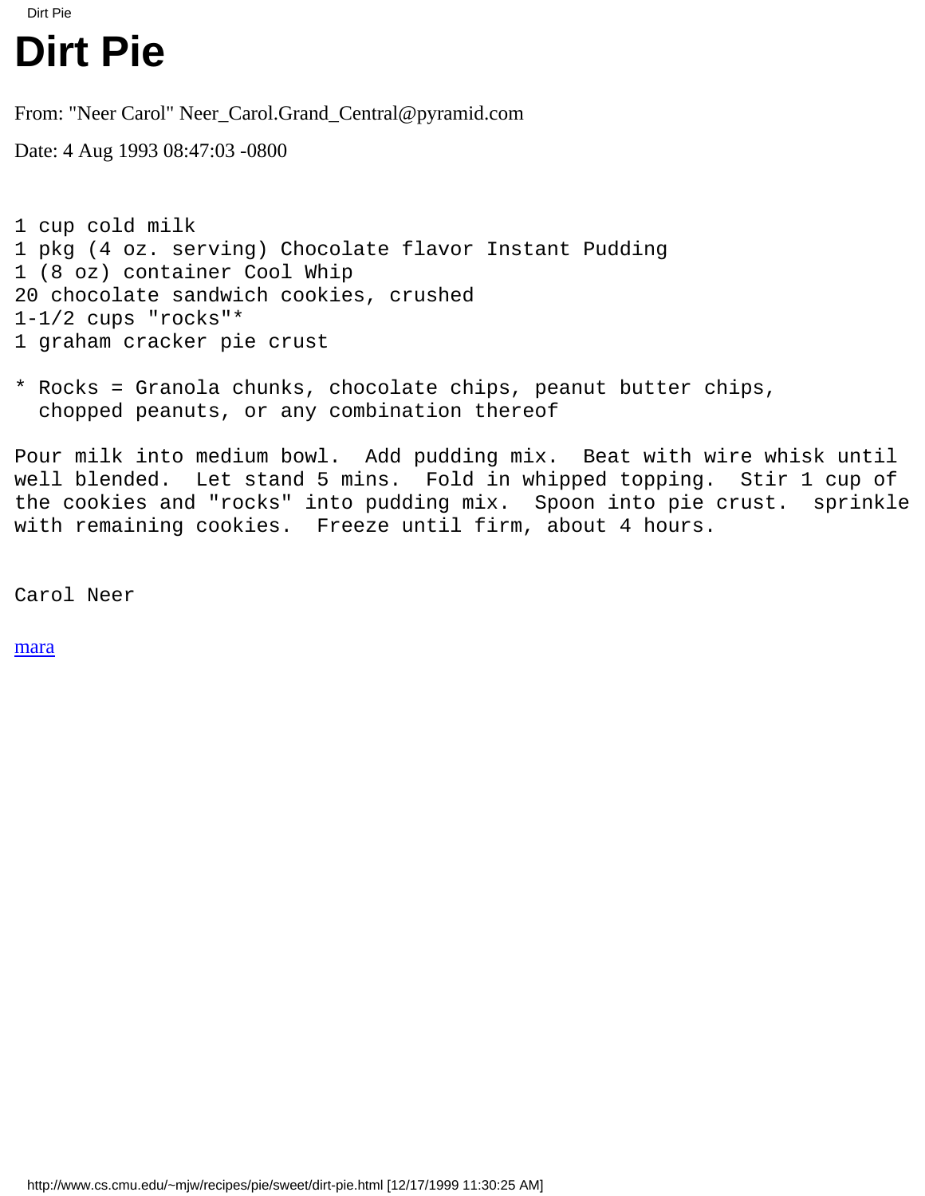# Dirt Pie

From: "Neer Carol" Neer_Carol.Grand_Central@pyramid.com

Date: 4 Aug 1993 08:47:03 -0800

```
1 cup cold milk
1 pkg (4 oz. serving) Chocolate flavor Instant Pudding
1 (8 oz) container Cool Whip
20 chocolate sandwich cookies, crushed
1-1/2 cups "rocks"*
1 graham cracker pie crust

* Rocks = Granola chunks, chocolate chips, peanut butter chips,
  chopped peanuts, or any combination thereof

Pour milk into medium bowl.  Add pudding mix.  Beat with wire whisk until
well blended.  Let stand 5 mins.  Fold in whipped topping.  Stir 1 cup of
the cookies and "rocks" into pudding mix.  Spoon into pie crust.  sprinkle
with remaining cookies.  Freeze until firm, about 4 hours.


Carol Neer
```

mara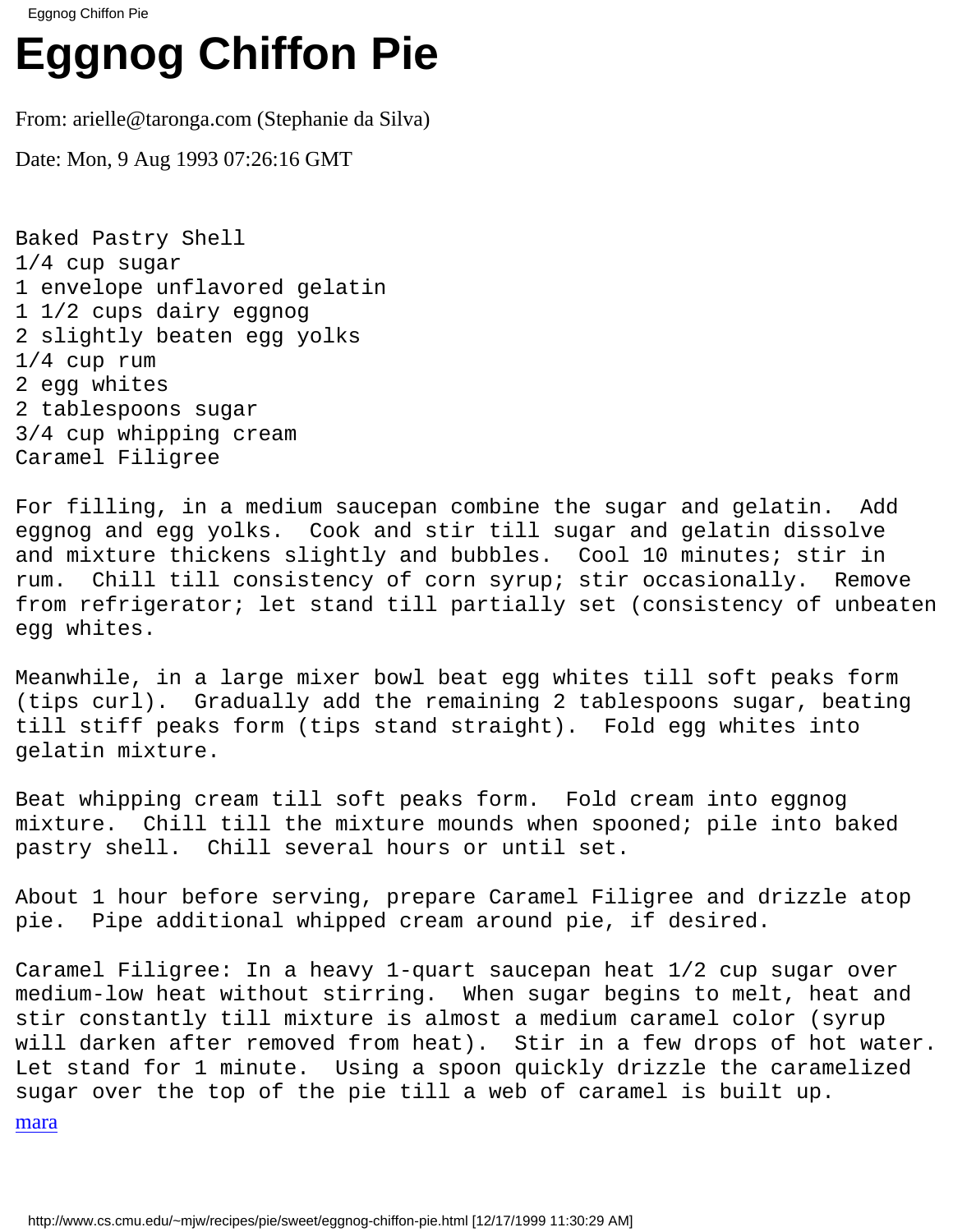# Eggnog Chiffon Pie

From: arielle@taronga.com (Stephanie da Silva)

Date: Mon, 9 Aug 1993 07:26:16 GMT

```
Baked Pastry Shell
1/4 cup sugar
1 envelope unflavored gelatin
1 1/2 cups dairy eggnog
2 slightly beaten egg yolks
1/4 cup rum
2 egg whites
2 tablespoons sugar
3/4 cup whipping cream
Caramel Filigree

For filling, in a medium saucepan combine the sugar and gelatin.  Add
eggnog and egg yolks.  Cook and stir till sugar and gelatin dissolve
and mixture thickens slightly and bubbles.  Cool 10 minutes; stir in
rum.  Chill till consistency of corn syrup; stir occasionally.  Remove
from refrigerator; let stand till partially set (consistency of unbeaten
egg whites.

Meanwhile, in a large mixer bowl beat egg whites till soft peaks form
(tips curl).  Gradually add the remaining 2 tablespoons sugar, beating
till stiff peaks form (tips stand straight).  Fold egg whites into
gelatin mixture.

Beat whipping cream till soft peaks form.  Fold cream into eggnog
mixture.  Chill till the mixture mounds when spooned; pile into baked
pastry shell.  Chill several hours or until set.

About 1 hour before serving, prepare Caramel Filigree and drizzle atop
pie.  Pipe additional whipped cream around pie, if desired.

Caramel Filigree: In a heavy 1-quart saucepan heat 1/2 cup sugar over
medium-low heat without stirring.  When sugar begins to melt, heat and
stir constantly till mixture is almost a medium caramel color (syrup
will darken after removed from heat).  Stir in a few drops of hot water.
Let stand for 1 minute.  Using a spoon quickly drizzle the caramelized
sugar over the top of the pie till a web of caramel is built up.
```

mara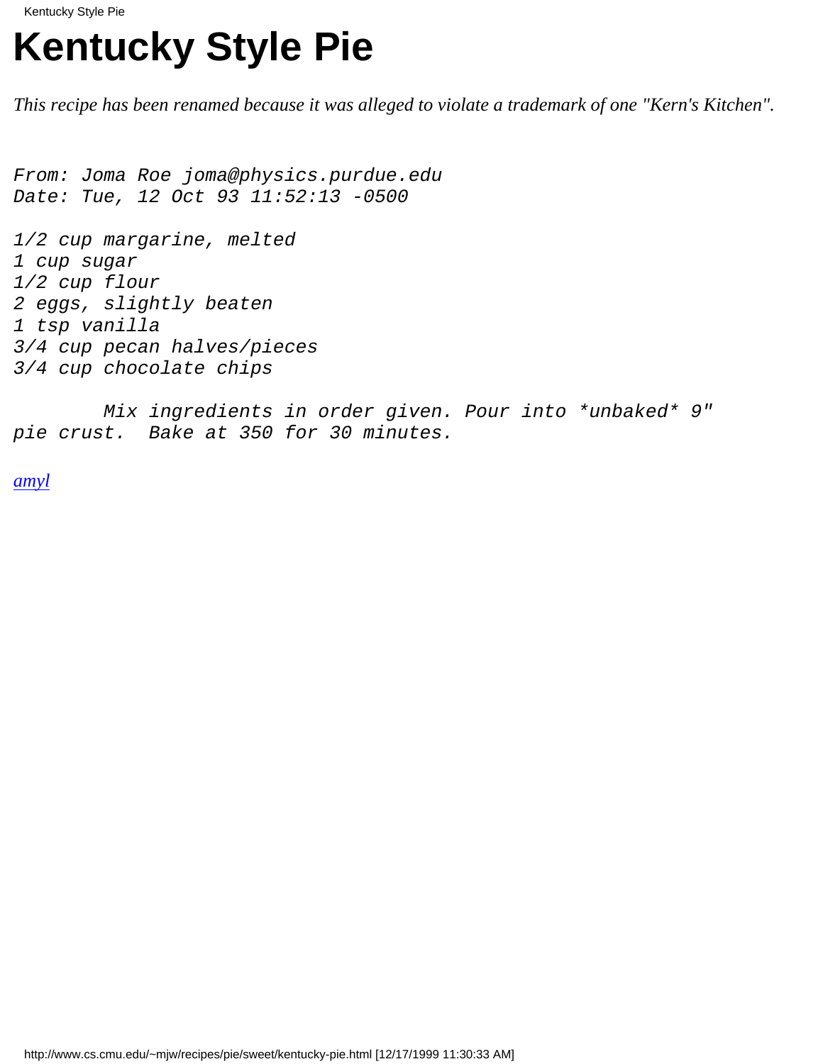# Kentucky Style Pie

*This recipe has been renamed because it was alleged to violate a trademark of one "Kern's Kitchen".*

```
From: Joma Roe joma@physics.purdue.edu
Date: Tue, 12 Oct 93 11:52:13 -0500

1/2 cup margarine, melted
1 cup sugar
1/2 cup flour
2 eggs, slightly beaten
1 tsp vanilla
3/4 cup pecan halves/pieces
3/4 cup chocolate chips

        Mix ingredients in order given. Pour into *unbaked* 9"
pie crust.  Bake at 350 for 30 minutes.
```

*amyl*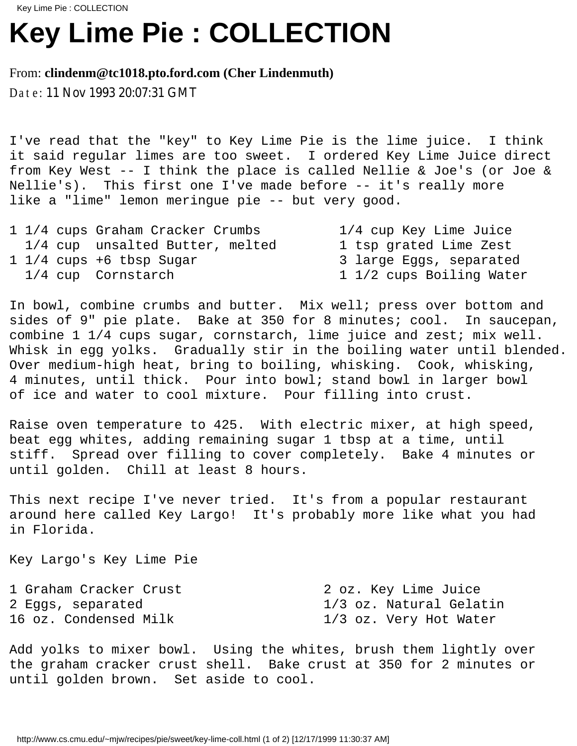# Key Lime Pie : COLLECTION

From: **clindenm@tc1018.pto.ford.com (Cher Lindenmuth)**

Date: 11 Nov 1993 20:07:31 GMT

I've read that the "key" to Key Lime Pie is the lime juice. I think it said regular limes are too sweet. I ordered Key Lime Juice direct from Key West -- I think the place is called Nellie & Joe's (or Joe & Nellie's). This first one I've made before -- it's really more like a "lime" lemon meringue pie -- but very good.

```
1 1/4 cups Graham Cracker Crumbs          1/4 cup Key Lime Juice
  1/4 cup  unsalted Butter, melted        1 tsp grated Lime Zest
1 1/4 cups +6 tbsp Sugar                  3 large Eggs, separated
  1/4 cup  Cornstarch                     1 1/2 cups Boiling Water
```

In bowl, combine crumbs and butter. Mix well; press over bottom and sides of 9" pie plate. Bake at 350 for 8 minutes; cool. In saucepan, combine 1 1/4 cups sugar, cornstarch, lime juice and zest; mix well. Whisk in egg yolks. Gradually stir in the boiling water until blended. Over medium-high heat, bring to boiling, whisking. Cook, whisking, 4 minutes, until thick. Pour into bowl; stand bowl in larger bowl of ice and water to cool mixture. Pour filling into crust.

Raise oven temperature to 425. With electric mixer, at high speed, beat egg whites, adding remaining sugar 1 tbsp at a time, until stiff. Spread over filling to cover completely. Bake 4 minutes or until golden. Chill at least 8 hours.

This next recipe I've never tried. It's from a popular restaurant around here called Key Largo! It's probably more like what you had in Florida.

Key Largo's Key Lime Pie

```
1 Graham Cracker Crust                  2 oz. Key Lime Juice
2 Eggs, separated                       1/3 oz. Natural Gelatin
16 oz. Condensed Milk                   1/3 oz. Very Hot Water
```

Add yolks to mixer bowl. Using the whites, brush them lightly over the graham cracker crust shell. Bake crust at 350 for 2 minutes or until golden brown. Set aside to cool.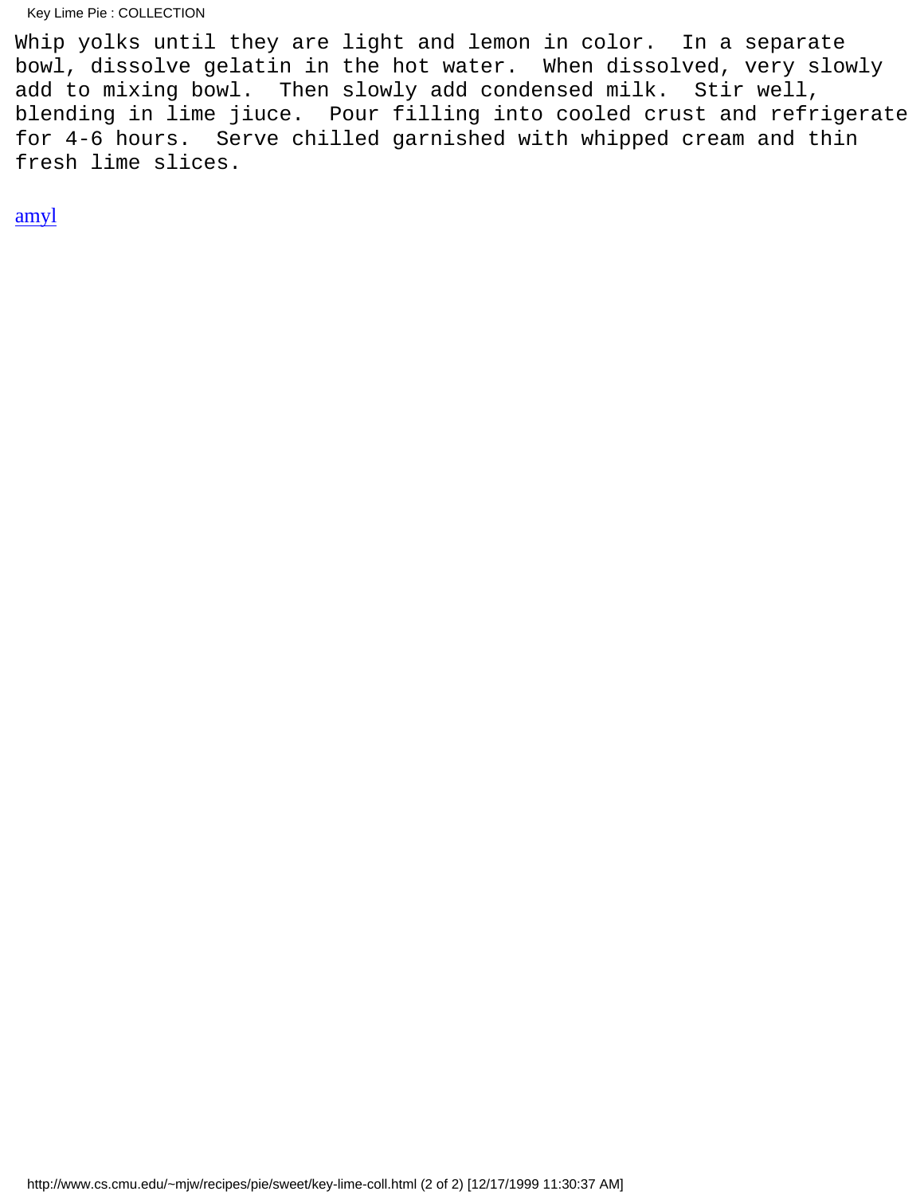Whip yolks until they are light and lemon in color.  In a separate bowl, dissolve gelatin in the hot water.  When dissolved, very slowly add to mixing bowl.  Then slowly add condensed milk.  Stir well, blending in lime jiuce.  Pour filling into cooled crust and refrigerate for 4-6 hours.  Serve chilled garnished with whipped cream and thin fresh lime slices.

amyl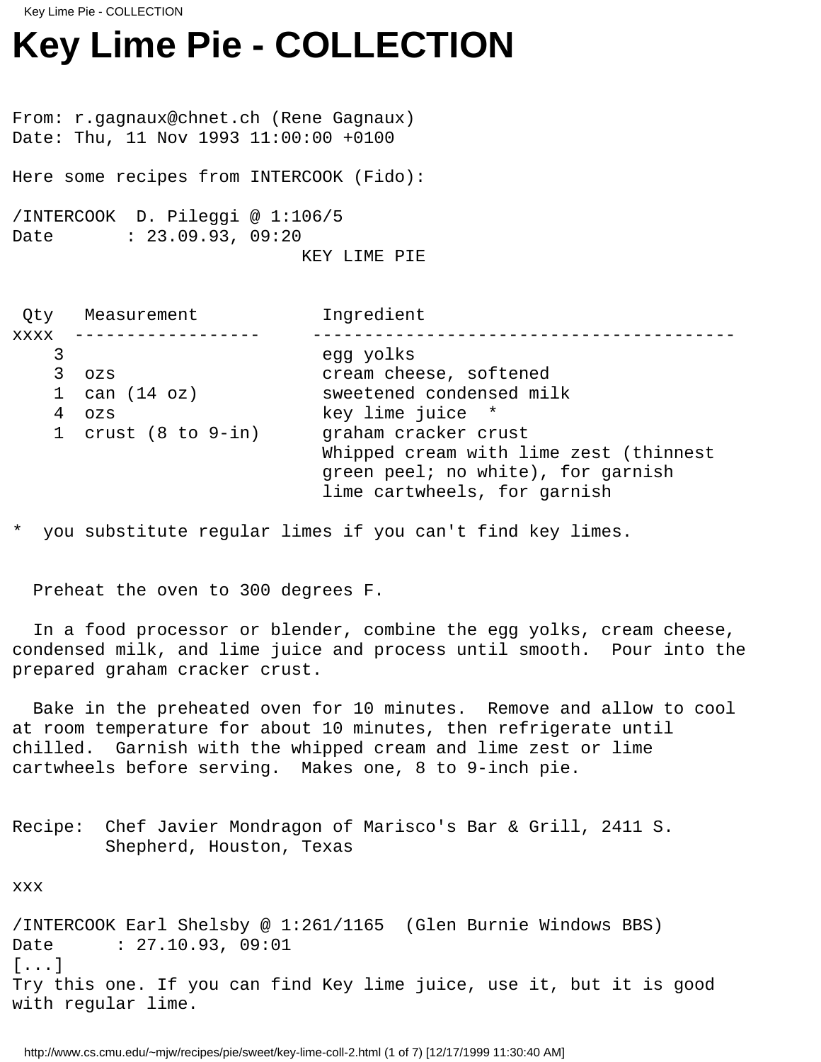# Key Lime Pie - COLLECTION

From: r.gagnaux@chnet.ch (Rene Gagnaux)
Date: Thu, 11 Nov 1993 11:00:00 +0100

Here some recipes from INTERCOOK (Fido):

/INTERCOOK  D. Pileggi @ 1:106/5
Date       : 23.09.93, 09:20

KEY LIME PIE

| Qty | Measurement | Ingredient |
|---|---|---|
| 3 | | egg yolks |
| 3 | ozs | cream cheese, softened |
| 1 | can (14 oz) | sweetened condensed milk |
| 4 | ozs | key lime juice  * |
| 1 | crust (8 to 9-in) | graham cracker crust |
| | | Whipped cream with lime zest (thinnest green peel; no white), for garnish |
| | | lime cartwheels, for garnish |

*  you substitute regular limes if you can't find key limes.

Preheat the oven to 300 degrees F.

In a food processor or blender, combine the egg yolks, cream cheese, condensed milk, and lime juice and process until smooth.  Pour into the prepared graham cracker crust.

Bake in the preheated oven for 10 minutes.  Remove and allow to cool at room temperature for about 10 minutes, then refrigerate until chilled.  Garnish with the whipped cream and lime zest or lime cartwheels before serving.  Makes one, 8 to 9-inch pie.

Recipe:  Chef Javier Mondragon of Marisco's Bar & Grill, 2411 S. Shepherd, Houston, Texas

xxx

/INTERCOOK Earl Shelsby @ 1:261/1165  (Glen Burnie Windows BBS)
Date      : 27.10.93, 09:01
[...]
Try this one. If you can find Key lime juice, use it, but it is good with regular lime.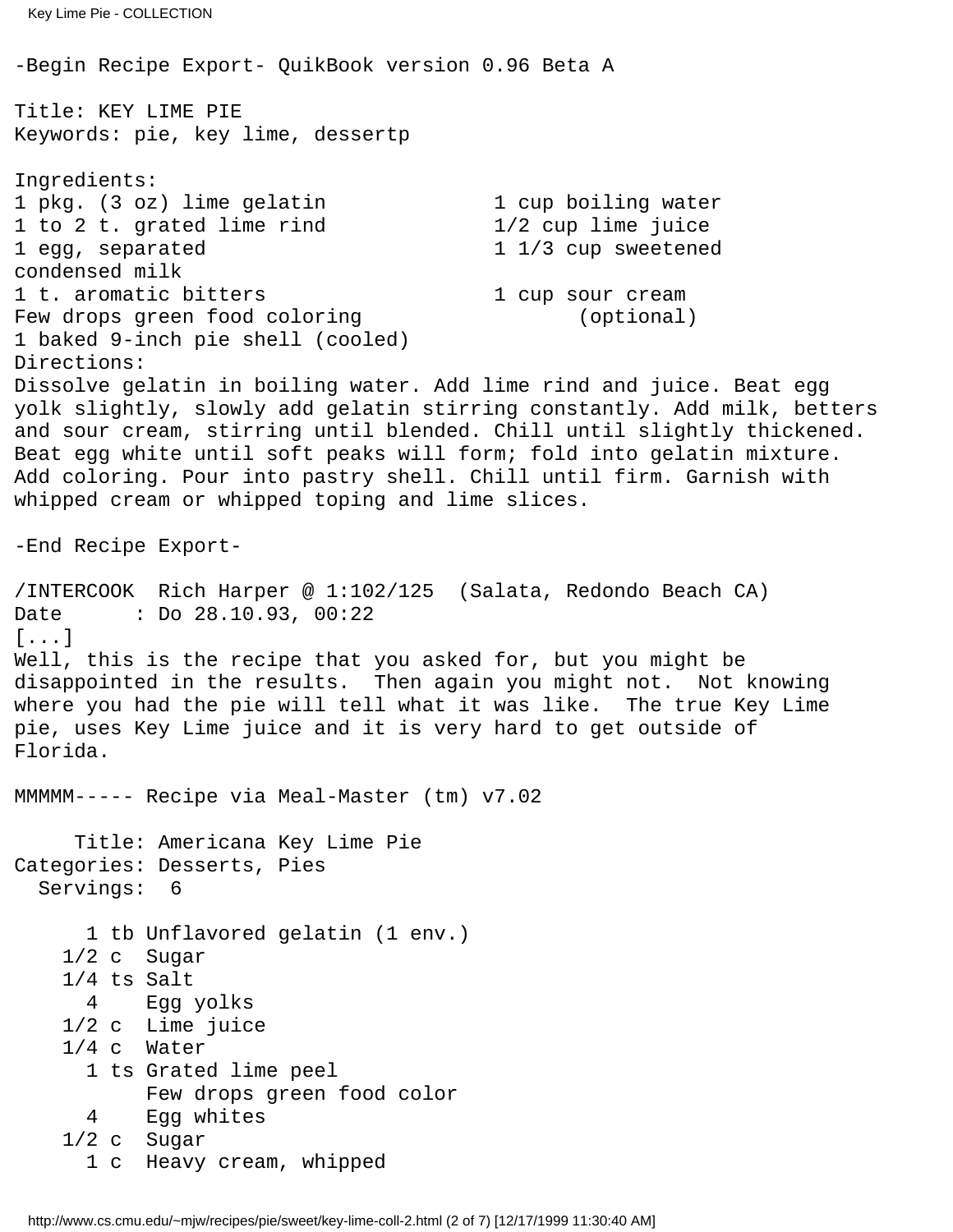-Begin Recipe Export- QuikBook version 0.96 Beta A

Title: KEY LIME PIE
Keywords: pie, key lime, dessertp

Ingredients:

1 pkg. (3 oz) lime gelatin
1 cup boiling water
1 to 2 t. grated lime rind
1/2 cup lime juice
1 egg, separated
1 1/3 cup sweetened condensed milk
1 t. aromatic bitters
1 cup sour cream
Few drops green food coloring (optional)
1 baked 9-inch pie shell (cooled)

Directions:

Dissolve gelatin in boiling water. Add lime rind and juice. Beat egg yolk slightly, slowly add gelatin stirring constantly. Add milk, betters and sour cream, stirring until blended. Chill until slightly thickened. Beat egg white until soft peaks will form; fold into gelatin mixture. Add coloring. Pour into pastry shell. Chill until firm. Garnish with whipped cream or whipped toping and lime slices.

-End Recipe Export-

/INTERCOOK  Rich Harper @ 1:102/125  (Salata, Redondo Beach CA)
Date      : Do 28.10.93, 00:22
[...]

Well, this is the recipe that you asked for, but you might be disappointed in the results.  Then again you might not.  Not knowing where you had the pie will tell what it was like.  The true Key Lime pie, uses Key Lime juice and it is very hard to get outside of Florida.

MMMMM----- Recipe via Meal-Master (tm) v7.02

```
     Title: Americana Key Lime Pie
Categories: Desserts, Pies
  Servings:  6

      1 tb Unflavored gelatin (1 env.)
    1/2 c  Sugar
    1/4 ts Salt
      4    Egg yolks
    1/2 c  Lime juice
    1/4 c  Water
      1 ts Grated lime peel
           Few drops green food color
      4    Egg whites
    1/2 c  Sugar
      1 c  Heavy cream, whipped
```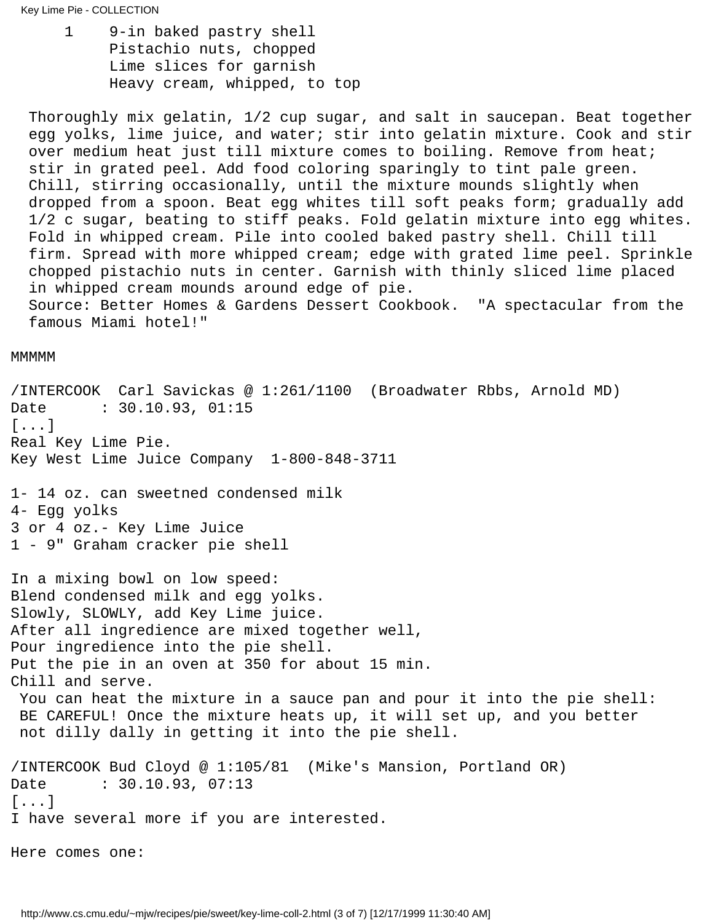```
1    9-in baked pastry shell
     Pistachio nuts, chopped
     Lime slices for garnish
     Heavy cream, whipped, to top
```

Thoroughly mix gelatin, 1/2 cup sugar, and salt in saucepan. Beat together egg yolks, lime juice, and water; stir into gelatin mixture. Cook and stir over medium heat just till mixture comes to boiling. Remove from heat; stir in grated peel. Add food coloring sparingly to tint pale green. Chill, stirring occasionally, until the mixture mounds slightly when dropped from a spoon. Beat egg whites till soft peaks form; gradually add 1/2 c sugar, beating to stiff peaks. Fold gelatin mixture into egg whites. Fold in whipped cream. Pile into cooled baked pastry shell. Chill till firm. Spread with more whipped cream; edge with grated lime peel. Sprinkle chopped pistachio nuts in center. Garnish with thinly sliced lime placed in whipped cream mounds around edge of pie.
Source: Better Homes & Gardens Dessert Cookbook. "A spectacular from the famous Miami hotel!"

MMMMM

/INTERCOOK Carl Savickas @ 1:261/1100 (Broadwater Rbbs, Arnold MD)
Date : 30.10.93, 01:15
[...]
Real Key Lime Pie.
Key West Lime Juice Company 1-800-848-3711

1- 14 oz. can sweetned condensed milk
4- Egg yolks
3 or 4 oz.- Key Lime Juice
1 - 9" Graham cracker pie shell

In a mixing bowl on low speed:
Blend condensed milk and egg yolks.
Slowly, SLOWLY, add Key Lime juice.
After all ingredience are mixed together well,
Pour ingredience into the pie shell.
Put the pie in an oven at 350 for about 15 min.
Chill and serve.
You can heat the mixture in a sauce pan and pour it into the pie shell: BE CAREFUL! Once the mixture heats up, it will set up, and you better not dilly dally in getting it into the pie shell.

/INTERCOOK Bud Cloyd @ 1:105/81 (Mike's Mansion, Portland OR)
Date : 30.10.93, 07:13
[...]
I have several more if you are interested.

Here comes one: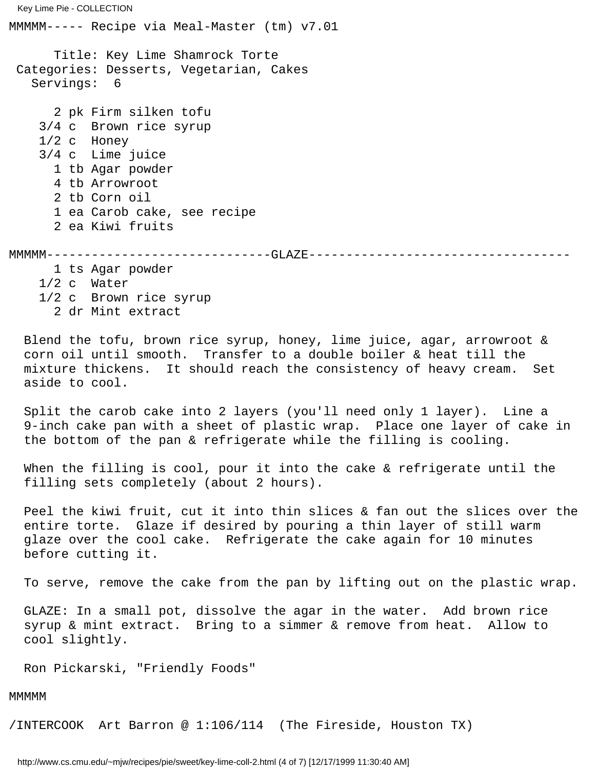```
MMMMM----- Recipe via Meal-Master (tm) v7.01

      Title: Key Lime Shamrock Torte
 Categories: Desserts, Vegetarian, Cakes
   Servings:  6

      2 pk Firm silken tofu
    3/4 c  Brown rice syrup
    1/2 c  Honey
    3/4 c  Lime juice
      1 tb Agar powder
      4 tb Arrowroot
      2 tb Corn oil
      1 ea Carob cake, see recipe
      2 ea Kiwi fruits

MMMMM-----------------------------GLAZE----------------------------------
      1 ts Agar powder
    1/2 c  Water
    1/2 c  Brown rice syrup
      2 dr Mint extract

  Blend the tofu, brown rice syrup, honey, lime juice, agar, arrowroot &
  corn oil until smooth.  Transfer to a double boiler & heat till the
  mixture thickens.  It should reach the consistency of heavy cream.  Set
  aside to cool.

  Split the carob cake into 2 layers (you'll need only 1 layer).  Line a
  9-inch cake pan with a sheet of plastic wrap.  Place one layer of cake in
  the bottom of the pan & refrigerate while the filling is cooling.

  When the filling is cool, pour it into the cake & refrigerate until the
  filling sets completely (about 2 hours).

  Peel the kiwi fruit, cut it into thin slices & fan out the slices over the
  entire torte.  Glaze if desired by pouring a thin layer of still warm
  glaze over the cool cake.  Refrigerate the cake again for 10 minutes
  before cutting it.

  To serve, remove the cake from the pan by lifting out on the plastic wrap.

  GLAZE: In a small pot, dissolve the agar in the water.  Add brown rice
  syrup & mint extract.  Bring to a simmer & remove from heat.  Allow to
  cool slightly.

  Ron Pickarski, "Friendly Foods"

MMMMM

/INTERCOOK  Art Barron @ 1:106/114  (The Fireside, Houston TX)
```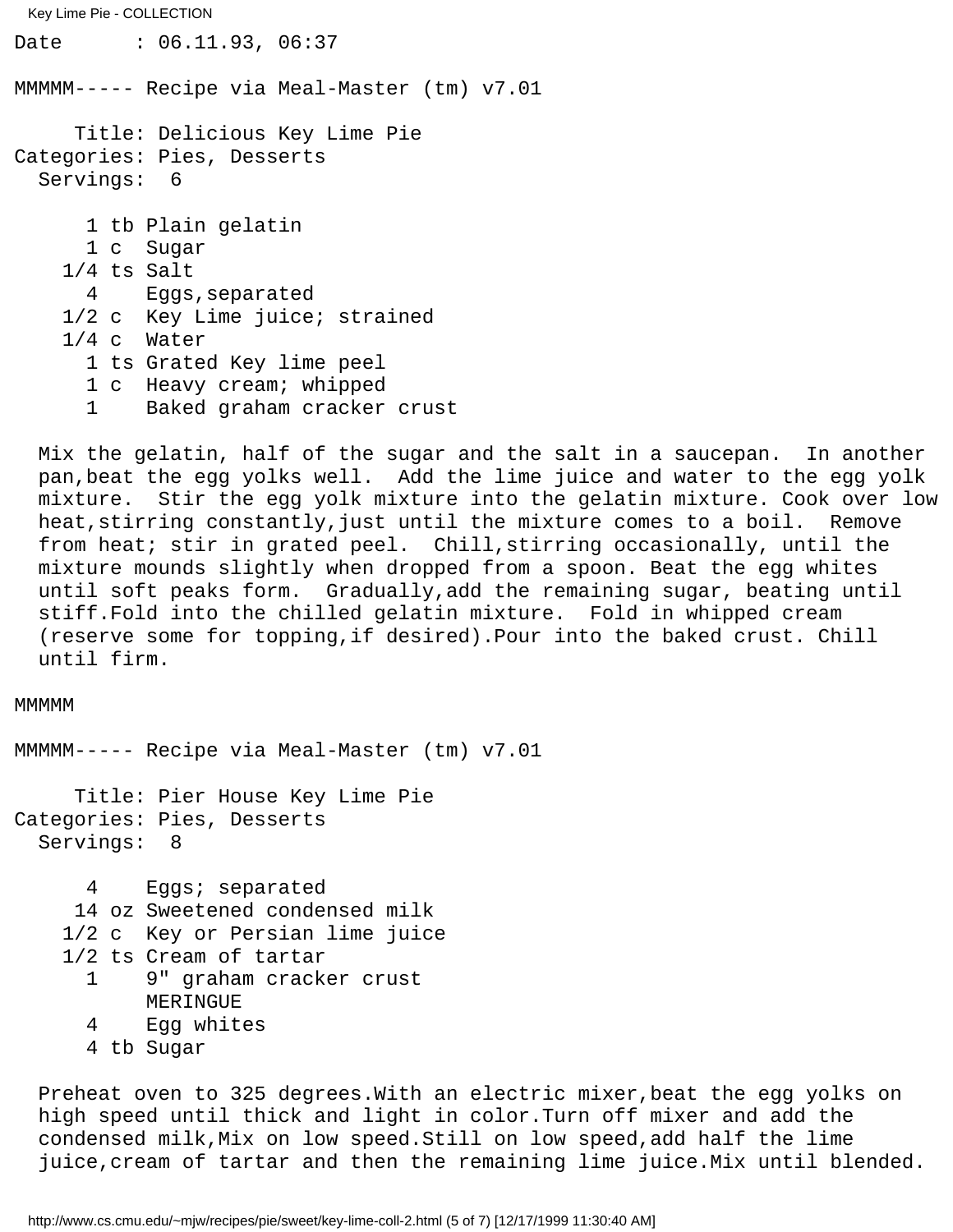```
Date      : 06.11.93, 06:37

MMMMM----- Recipe via Meal-Master (tm) v7.01

     Title: Delicious Key Lime Pie
Categories: Pies, Desserts
  Servings:  6

      1 tb Plain gelatin
      1 c  Sugar
    1/4 ts Salt
      4    Eggs,separated
    1/2 c  Key Lime juice; strained
    1/4 c  Water
      1 ts Grated Key lime peel
      1 c  Heavy cream; whipped
      1    Baked graham cracker crust

  Mix the gelatin, half of the sugar and the salt in a saucepan.  In another
  pan,beat the egg yolks well.  Add the lime juice and water to the egg yolk
  mixture.  Stir the egg yolk mixture into the gelatin mixture. Cook over low
  heat,stirring constantly,just until the mixture comes to a boil.  Remove
  from heat; stir in grated peel.  Chill,stirring occasionally, until the
  mixture mounds slightly when dropped from a spoon. Beat the egg whites
  until soft peaks form.  Gradually,add the remaining sugar, beating until
  stiff.Fold into the chilled gelatin mixture.  Fold in whipped cream
  (reserve some for topping,if desired).Pour into the baked crust. Chill
  until firm.

MMMMM

MMMMM----- Recipe via Meal-Master (tm) v7.01

     Title: Pier House Key Lime Pie
Categories: Pies, Desserts
  Servings:  8

      4    Eggs; separated
     14 oz Sweetened condensed milk
    1/2 c  Key or Persian lime juice
    1/2 ts Cream of tartar
      1    9" graham cracker crust
           MERINGUE
      4    Egg whites
      4 tb Sugar

  Preheat oven to 325 degrees.With an electric mixer,beat the egg yolks on
  high speed until thick and light in color.Turn off mixer and add the
  condensed milk,Mix on low speed.Still on low speed,add half the lime
  juice,cream of tartar and then the remaining lime juice.Mix until blended.
```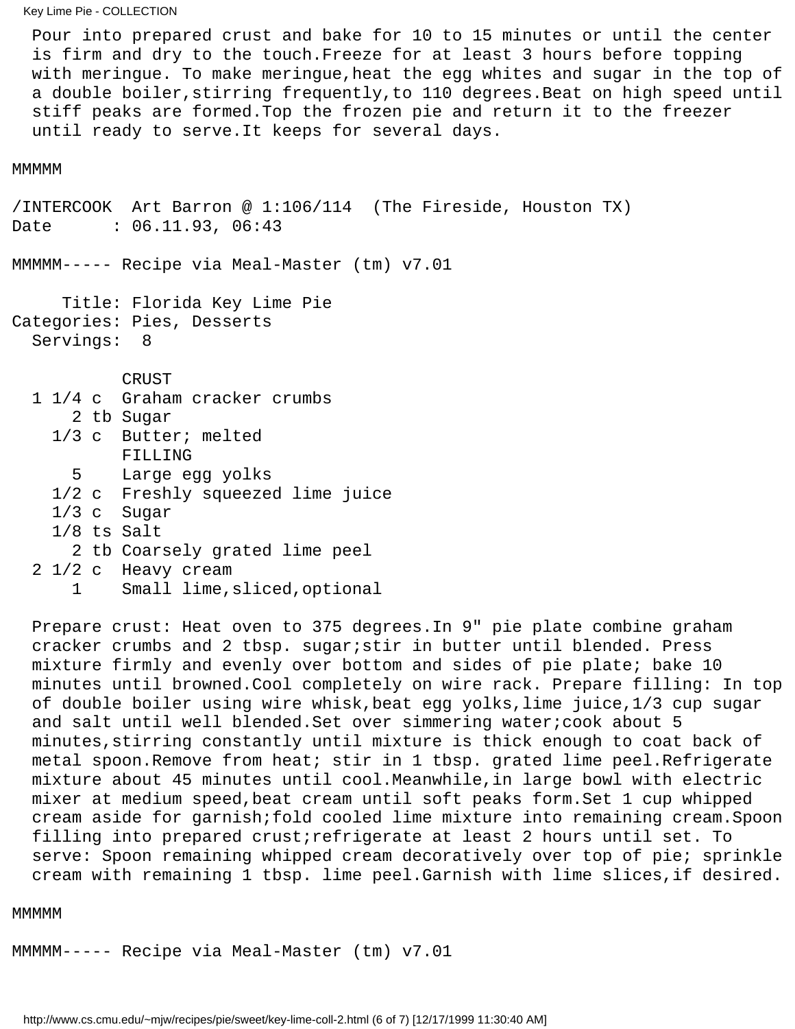Pour into prepared crust and bake for 10 to 15 minutes or until the center is firm and dry to the touch.Freeze for at least 3 hours before topping with meringue. To make meringue,heat the egg whites and sugar in the top of a double boiler,stirring frequently,to 110 degrees.Beat on high speed until stiff peaks are formed.Top the frozen pie and return it to the freezer until ready to serve.It keeps for several days.

MMMMM

/INTERCOOK Art Barron @ 1:106/114 (The Fireside, Houston TX)
Date : 06.11.93, 06:43

MMMMM----- Recipe via Meal-Master (tm) v7.01

Title: Florida Key Lime Pie
Categories: Pies, Desserts
Servings: 8

```
           CRUST
  1 1/4 c  Graham cracker crumbs
      2 tb Sugar
    1/3 c  Butter; melted
           FILLING
      5    Large egg yolks
    1/2 c  Freshly squeezed lime juice
    1/3 c  Sugar
    1/8 ts Salt
      2 tb Coarsely grated lime peel
  2 1/2 c  Heavy cream
      1    Small lime,sliced,optional
```

Prepare crust: Heat oven to 375 degrees.In 9" pie plate combine graham cracker crumbs and 2 tbsp. sugar;stir in butter until blended. Press mixture firmly and evenly over bottom and sides of pie plate; bake 10 minutes until browned.Cool completely on wire rack. Prepare filling: In top of double boiler using wire whisk,beat egg yolks,lime juice,1/3 cup sugar and salt until well blended.Set over simmering water;cook about 5 minutes,stirring constantly until mixture is thick enough to coat back of metal spoon.Remove from heat; stir in 1 tbsp. grated lime peel.Refrigerate mixture about 45 minutes until cool.Meanwhile,in large bowl with electric mixer at medium speed,beat cream until soft peaks form.Set 1 cup whipped cream aside for garnish;fold cooled lime mixture into remaining cream.Spoon filling into prepared crust;refrigerate at least 2 hours until set. To serve: Spoon remaining whipped cream decoratively over top of pie; sprinkle cream with remaining 1 tbsp. lime peel.Garnish with lime slices,if desired.

MMMMM

MMMMM----- Recipe via Meal-Master (tm) v7.01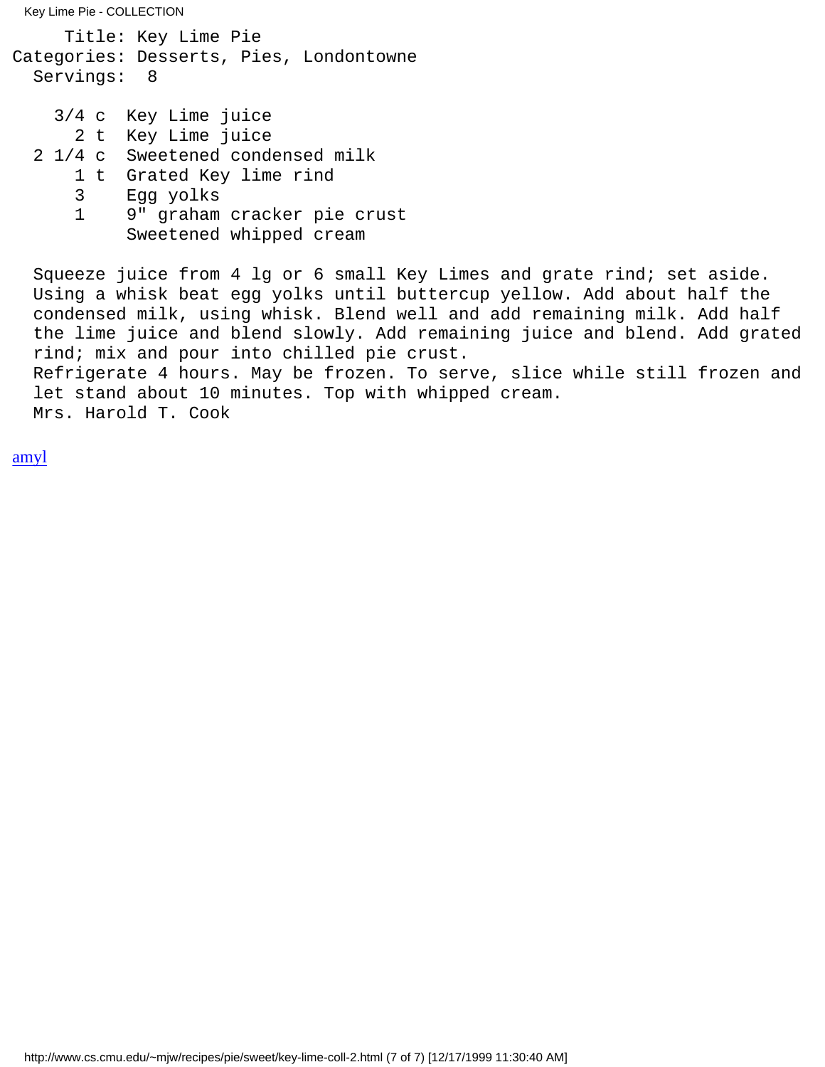```
     Title: Key Lime Pie
Categories: Desserts, Pies, Londontowne
  Servings:  8

    3/4 c  Key Lime juice
      2 t  Key Lime juice
  2 1/4 c  Sweetened condensed milk
      1 t  Grated Key lime rind
      3    Egg yolks
      1    9" graham cracker pie crust
           Sweetened whipped cream

  Squeeze juice from 4 lg or 6 small Key Limes and grate rind; set aside.
  Using a whisk beat egg yolks until buttercup yellow. Add about half the
  condensed milk, using whisk. Blend well and add remaining milk. Add half
  the lime juice and blend slowly. Add remaining juice and blend. Add grated
  rind; mix and pour into chilled pie crust.
  Refrigerate 4 hours. May be frozen. To serve, slice while still frozen and
  let stand about 10 minutes. Top with whipped cream.
  Mrs. Harold T. Cook
```

amyl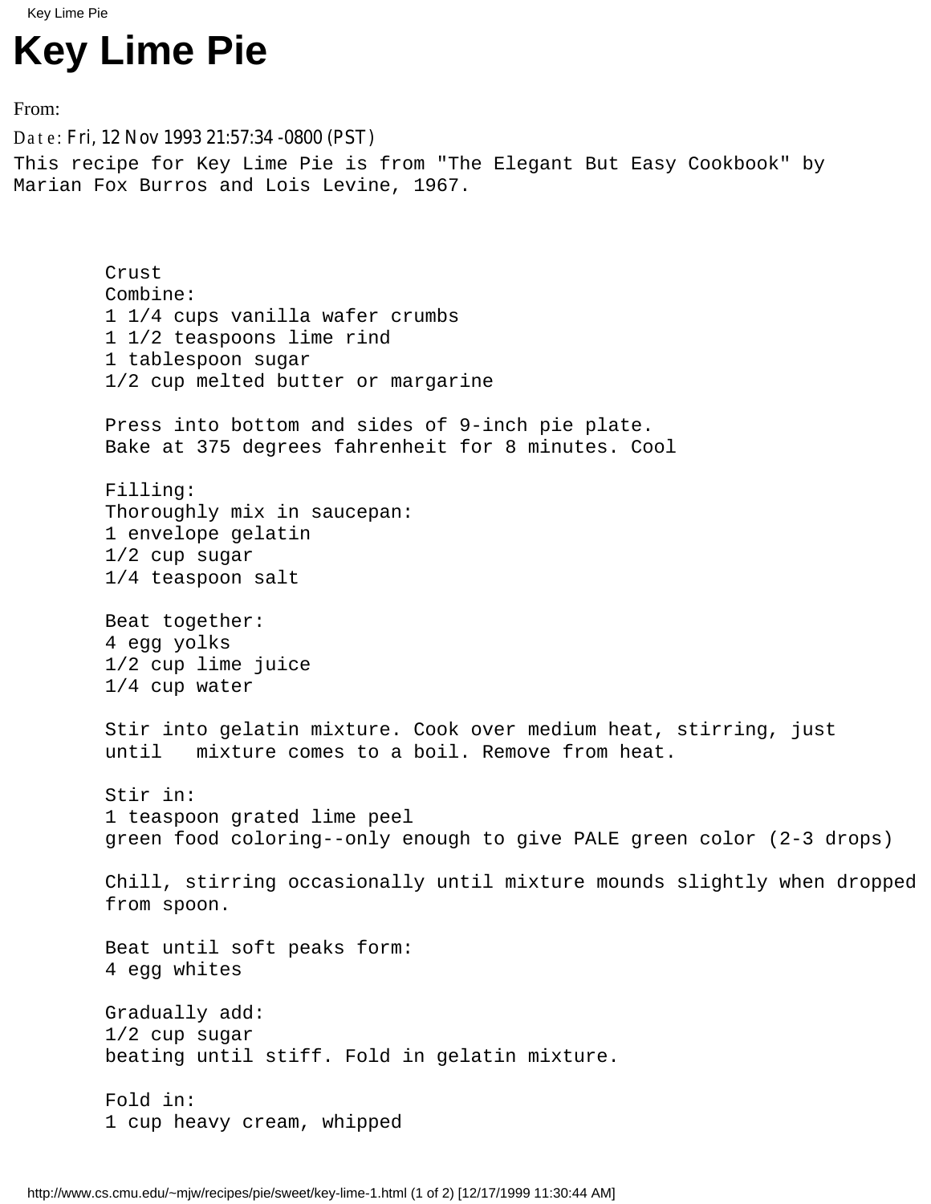# Key Lime Pie

From:

Date: Fri, 12 Nov 1993 21:57:34 -0800 (PST)

This recipe for Key Lime Pie is from "The Elegant But Easy Cookbook" by Marian Fox Burros and Lois Levine, 1967.

```
Crust
Combine:
1 1/4 cups vanilla wafer crumbs
1 1/2 teaspoons lime rind
1 tablespoon sugar
1/2 cup melted butter or margarine

Press into bottom and sides of 9-inch pie plate.
Bake at 375 degrees fahrenheit for 8 minutes. Cool

Filling:
Thoroughly mix in saucepan:
1 envelope gelatin
1/2 cup sugar
1/4 teaspoon salt

Beat together:
4 egg yolks
1/2 cup lime juice
1/4 cup water

Stir into gelatin mixture. Cook over medium heat, stirring, just
until   mixture comes to a boil. Remove from heat.

Stir in:
1 teaspoon grated lime peel
green food coloring--only enough to give PALE green color (2-3 drops)

Chill, stirring occasionally until mixture mounds slightly when dropped
from spoon.

Beat until soft peaks form:
4 egg whites

Gradually add:
1/2 cup sugar
beating until stiff. Fold in gelatin mixture.

Fold in:
1 cup heavy cream, whipped
```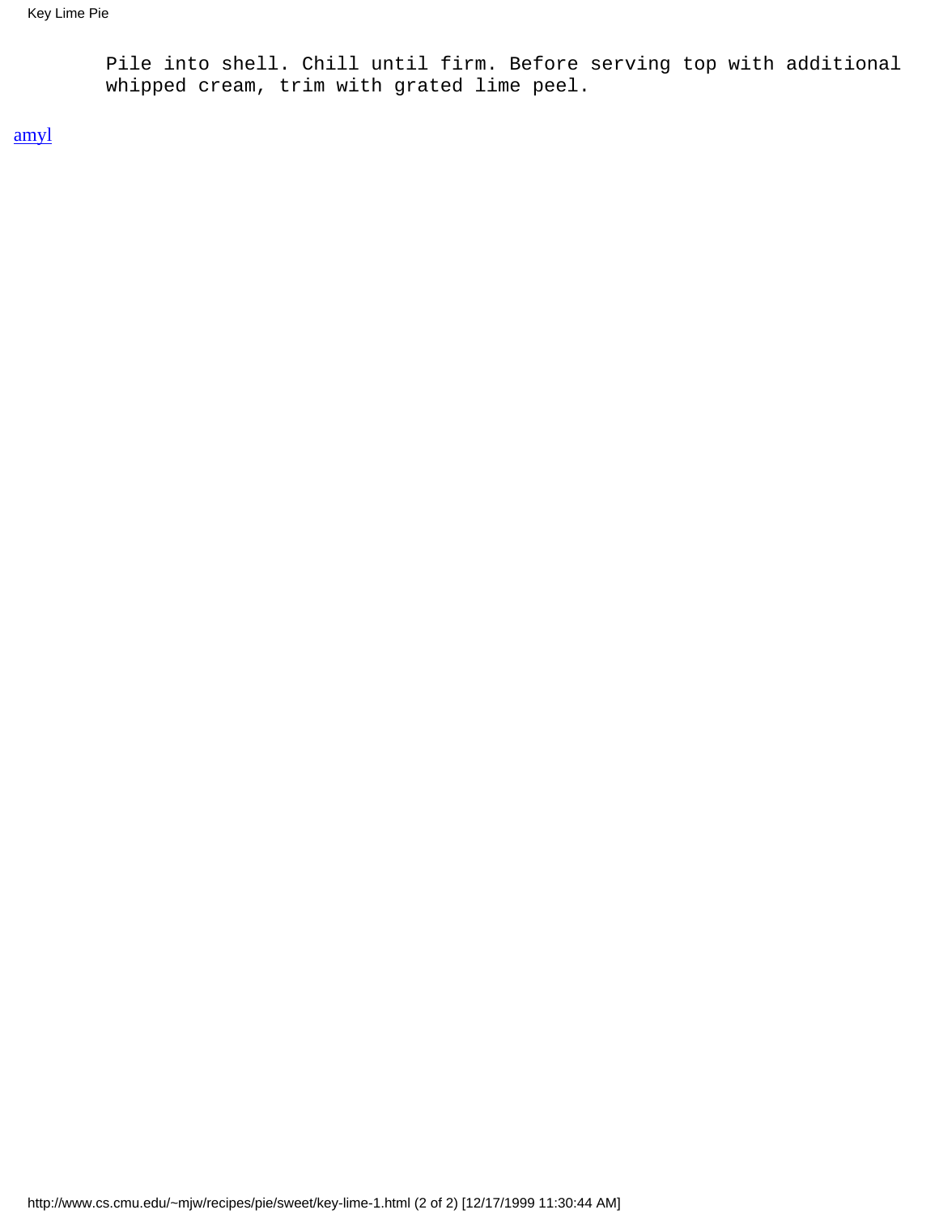```
Pile into shell. Chill until firm. Before serving top with additional
whipped cream, trim with grated lime peel.
```

amyl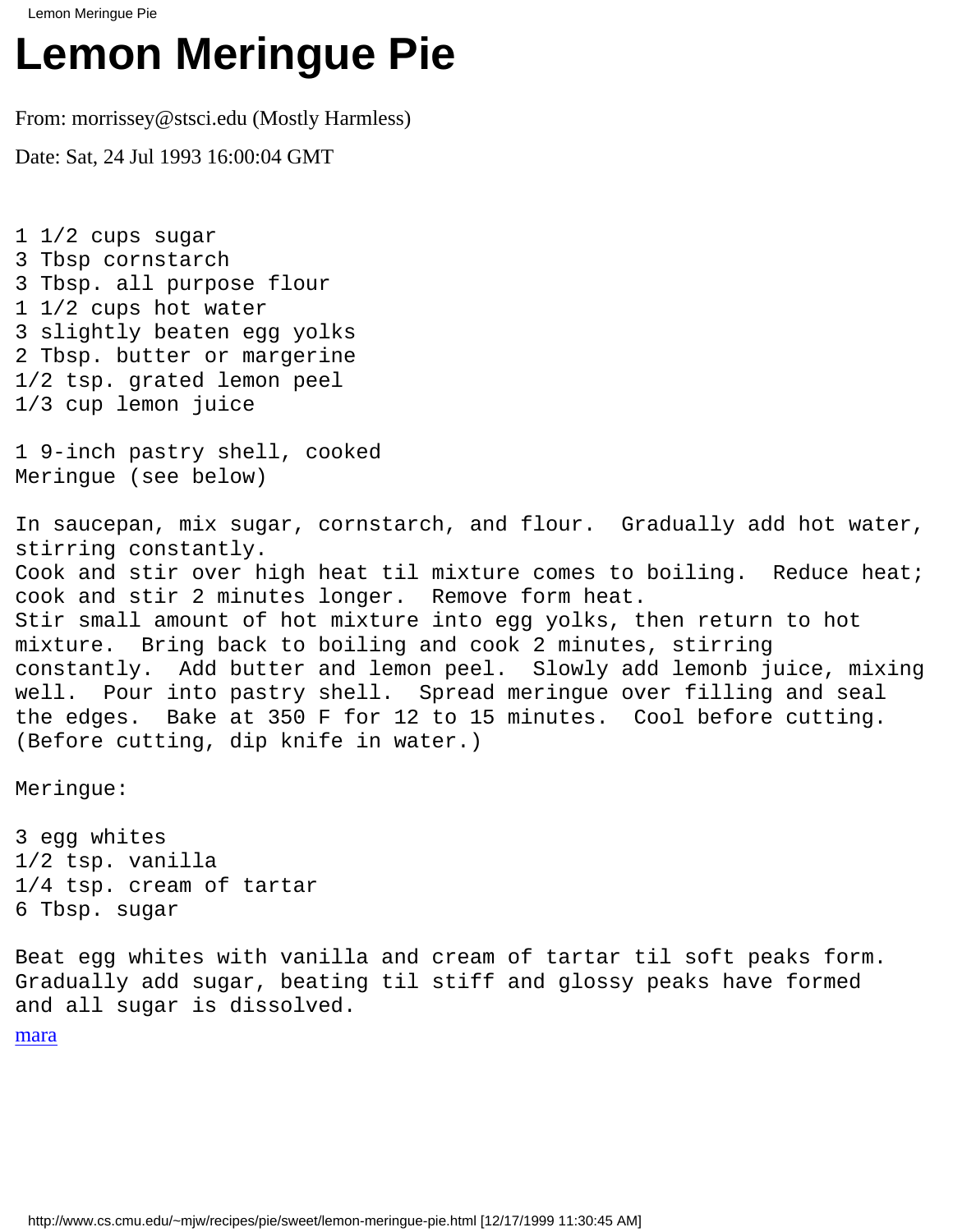# Lemon Meringue Pie

From: morrissey@stsci.edu (Mostly Harmless)

Date: Sat, 24 Jul 1993 16:00:04 GMT

```
1 1/2 cups sugar
3 Tbsp cornstarch
3 Tbsp. all purpose flour
1 1/2 cups hot water
3 slightly beaten egg yolks
2 Tbsp. butter or margerine
1/2 tsp. grated lemon peel
1/3 cup lemon juice

1 9-inch pastry shell, cooked
Meringue (see below)

In saucepan, mix sugar, cornstarch, and flour.  Gradually add hot water,
stirring constantly.
Cook and stir over high heat til mixture comes to boiling.  Reduce heat;
cook and stir 2 minutes longer.  Remove form heat.
Stir small amount of hot mixture into egg yolks, then return to hot
mixture.  Bring back to boiling and cook 2 minutes, stirring
constantly.  Add butter and lemon peel.  Slowly add lemonb juice, mixing
well.  Pour into pastry shell.  Spread meringue over filling and seal
the edges.  Bake at 350 F for 12 to 15 minutes.  Cool before cutting.
(Before cutting, dip knife in water.)

Meringue:

3 egg whites
1/2 tsp. vanilla
1/4 tsp. cream of tartar
6 Tbsp. sugar

Beat egg whites with vanilla and cream of tartar til soft peaks form.
Gradually add sugar, beating til stiff and glossy peaks have formed
and all sugar is dissolved.
```

mara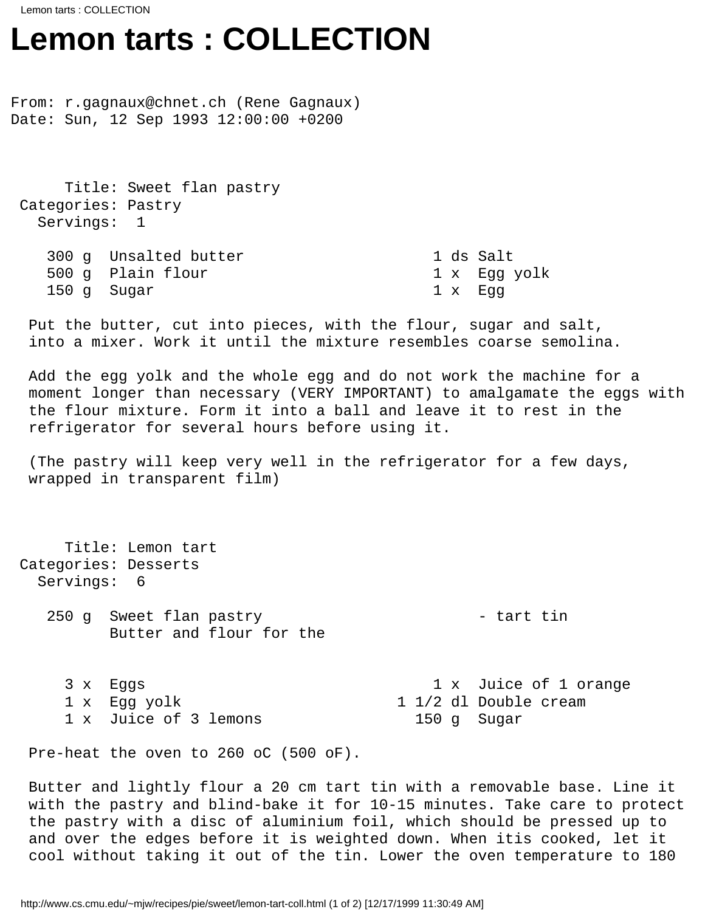# Lemon tarts : COLLECTION

From: r.gagnaux@chnet.ch (Rene Gagnaux)
Date: Sun, 12 Sep 1993 12:00:00 +0200

```
      Title: Sweet flan pastry
 Categories: Pastry
   Servings:  1

    300 g  Unsalted butter                         1 ds Salt
    500 g  Plain flour                             1 x  Egg yolk
    150 g  Sugar                                   1 x  Egg
```

Put the butter, cut into pieces, with the flour, sugar and salt, into a mixer. Work it until the mixture resembles coarse semolina.

Add the egg yolk and the whole egg and do not work the machine for a moment longer than necessary (VERY IMPORTANT) to amalgamate the eggs with the flour mixture. Form it into a ball and leave it to rest in the refrigerator for several hours before using it.

(The pastry will keep very well in the refrigerator for a few days, wrapped in transparent film)

```
      Title: Lemon tart
 Categories: Desserts
   Servings:  6

    250 g  Sweet flan pastry                            - tart tin
           Butter and flour for the


      3 x  Eggs                                    1 x  Juice of 1 orange
      1 x  Egg yolk                            1 1/2 dl Double cream
      1 x  Juice of 3 lemons                     150 g  Sugar
```

Pre-heat the oven to 260 oC (500 oF).

Butter and lightly flour a 20 cm tart tin with a removable base. Line it with the pastry and blind-bake it for 10-15 minutes. Take care to protect the pastry with a disc of aluminium foil, which should be pressed up to and over the edges before it is weighted down. When itis cooked, let it cool without taking it out of the tin. Lower the oven temperature to 180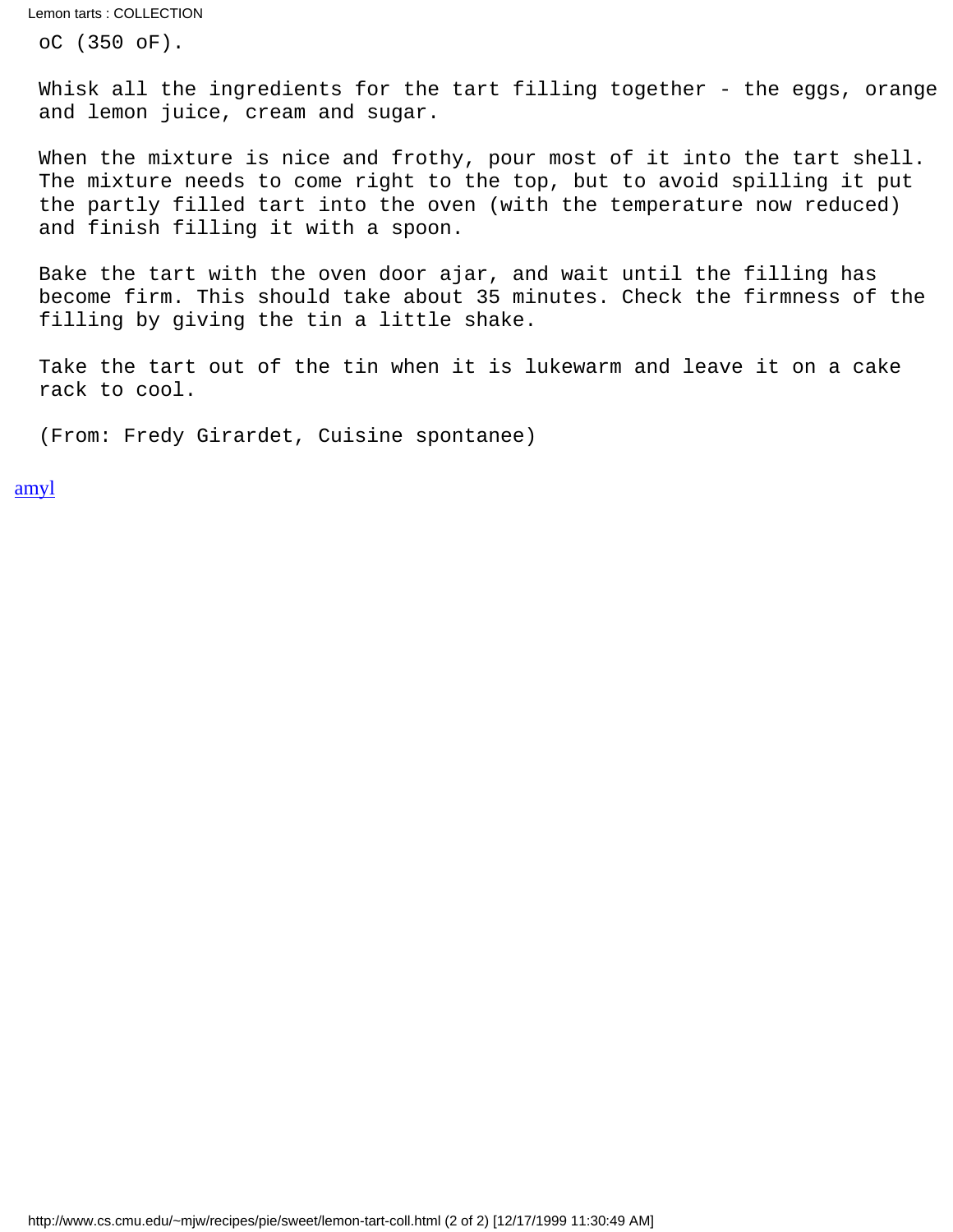oC (350 oF).

Whisk all the ingredients for the tart filling together - the eggs, orange and lemon juice, cream and sugar.

When the mixture is nice and frothy, pour most of it into the tart shell. The mixture needs to come right to the top, but to avoid spilling it put the partly filled tart into the oven (with the temperature now reduced) and finish filling it with a spoon.

Bake the tart with the oven door ajar, and wait until the filling has become firm. This should take about 35 minutes. Check the firmness of the filling by giving the tin a little shake.

Take the tart out of the tin when it is lukewarm and leave it on a cake rack to cool.

(From: Fredy Girardet, Cuisine spontanee)

amyl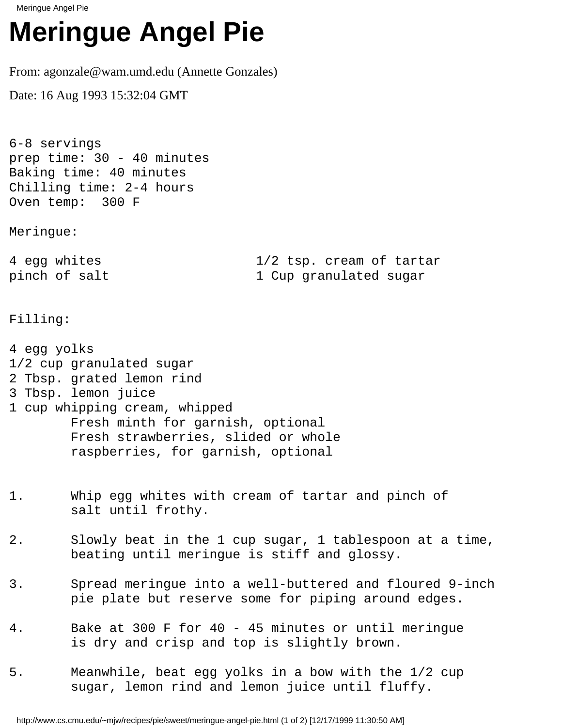# Meringue Angel Pie

From: agonzale@wam.umd.edu (Annette Gonzales)

Date: 16 Aug 1993 15:32:04 GMT

```
6-8 servings
prep time: 30 - 40 minutes
Baking time: 40 minutes
Chilling time: 2-4 hours
Oven temp:  300 F

Meringue:

4 egg whites                    1/2 tsp. cream of tartar
pinch of salt                   1 Cup granulated sugar


Filling:

4 egg yolks
1/2 cup granulated sugar
2 Tbsp. grated lemon rind
3 Tbsp. lemon juice
1 cup whipping cream, whipped
        Fresh minth for garnish, optional
        Fresh strawberries, slided or whole
        raspberries, for garnish, optional


1.      Whip egg whites with cream of tartar and pinch of
        salt until frothy.

2.      Slowly beat in the 1 cup sugar, 1 tablespoon at a time,
        beating until meringue is stiff and glossy.

3.      Spread meringue into a well-buttered and floured 9-inch
        pie plate but reserve some for piping around edges.

4.      Bake at 300 F for 40 - 45 minutes or until meringue
        is dry and crisp and top is slightly brown.

5.      Meanwhile, beat egg yolks in a bow with the 1/2 cup
        sugar, lemon rind and lemon juice until fluffy.
```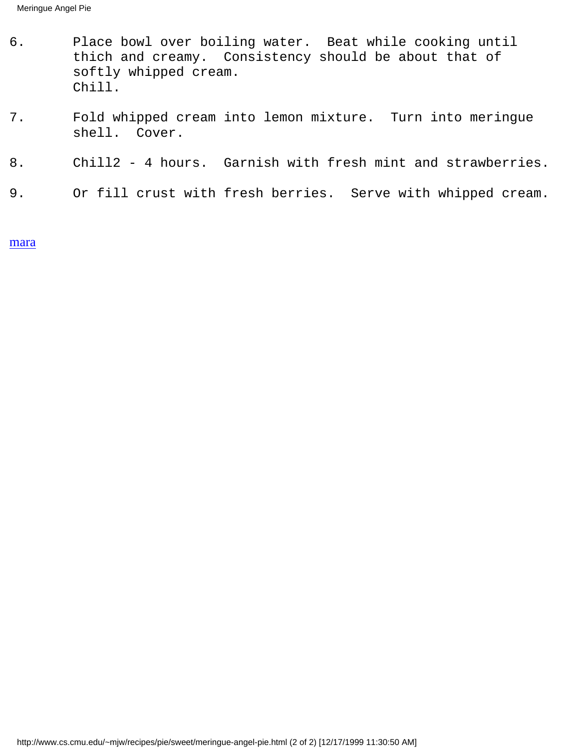6. Place bowl over boiling water. Beat while cooking until thich and creamy. Consistency should be about that of softly whipped cream.
   Chill.

7. Fold whipped cream into lemon mixture. Turn into meringue shell. Cover.

8. Chill2 - 4 hours. Garnish with fresh mint and strawberries.

9. Or fill crust with fresh berries. Serve with whipped cream.

mara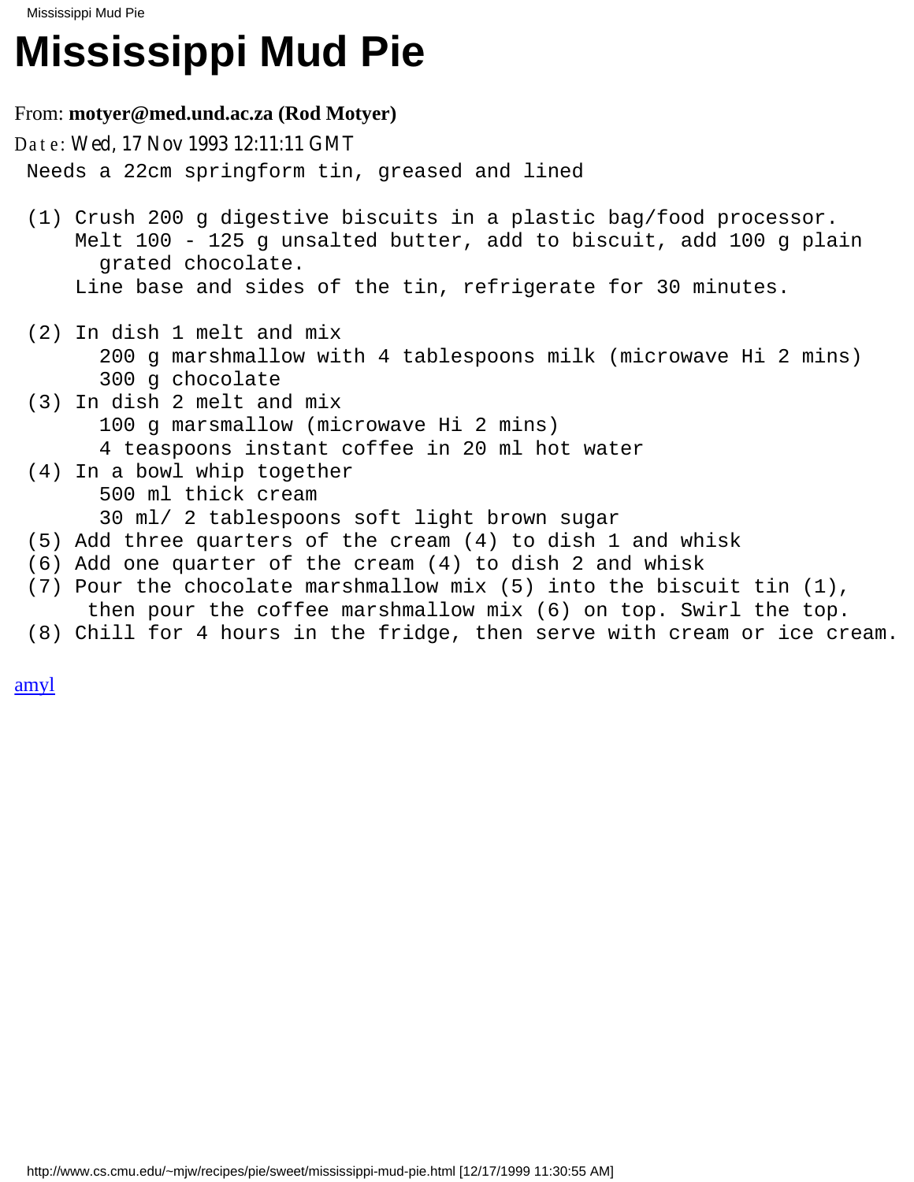# Mississippi Mud Pie

From: **motyer@med.und.ac.za (Rod Motyer)**

Date: Wed, 17 Nov 1993 12:11:11 GMT

```
Needs a 22cm springform tin, greased and lined

(1) Crush 200 g digestive biscuits in a plastic bag/food processor.
    Melt 100 - 125 g unsalted butter, add to biscuit, add 100 g plain
      grated chocolate.
    Line base and sides of the tin, refrigerate for 30 minutes.

(2) In dish 1 melt and mix
      200 g marshmallow with 4 tablespoons milk (microwave Hi 2 mins)
      300 g chocolate
(3) In dish 2 melt and mix
      100 g marsmallow (microwave Hi 2 mins)
      4 teaspoons instant coffee in 20 ml hot water
(4) In a bowl whip together
      500 ml thick cream
      30 ml/ 2 tablespoons soft light brown sugar
(5) Add three quarters of the cream (4) to dish 1 and whisk
(6) Add one quarter of the cream (4) to dish 2 and whisk
(7) Pour the chocolate marshmallow mix (5) into the biscuit tin (1),
     then pour the coffee marshmallow mix (6) on top. Swirl the top.
(8) Chill for 4 hours in the fridge, then serve with cream or ice cream.
```

amyl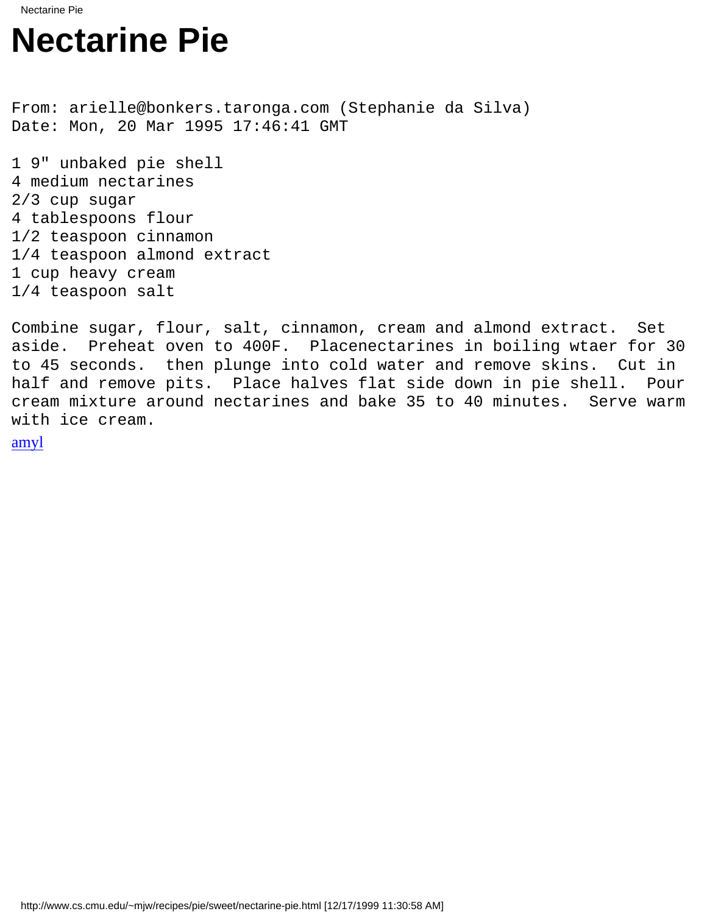# Nectarine Pie

```
From: arielle@bonkers.taronga.com (Stephanie da Silva)
Date: Mon, 20 Mar 1995 17:46:41 GMT

1 9" unbaked pie shell
4 medium nectarines
2/3 cup sugar
4 tablespoons flour
1/2 teaspoon cinnamon
1/4 teaspoon almond extract
1 cup heavy cream
1/4 teaspoon salt

Combine sugar, flour, salt, cinnamon, cream and almond extract.  Set
aside.  Preheat oven to 400F.  Placenectarines in boiling wtaer for 30
to 45 seconds.  then plunge into cold water and remove skins.  Cut in
half and remove pits.  Place halves flat side down in pie shell.  Pour
cream mixture around nectarines and bake 35 to 40 minutes.  Serve warm
with ice cream.
```

amyl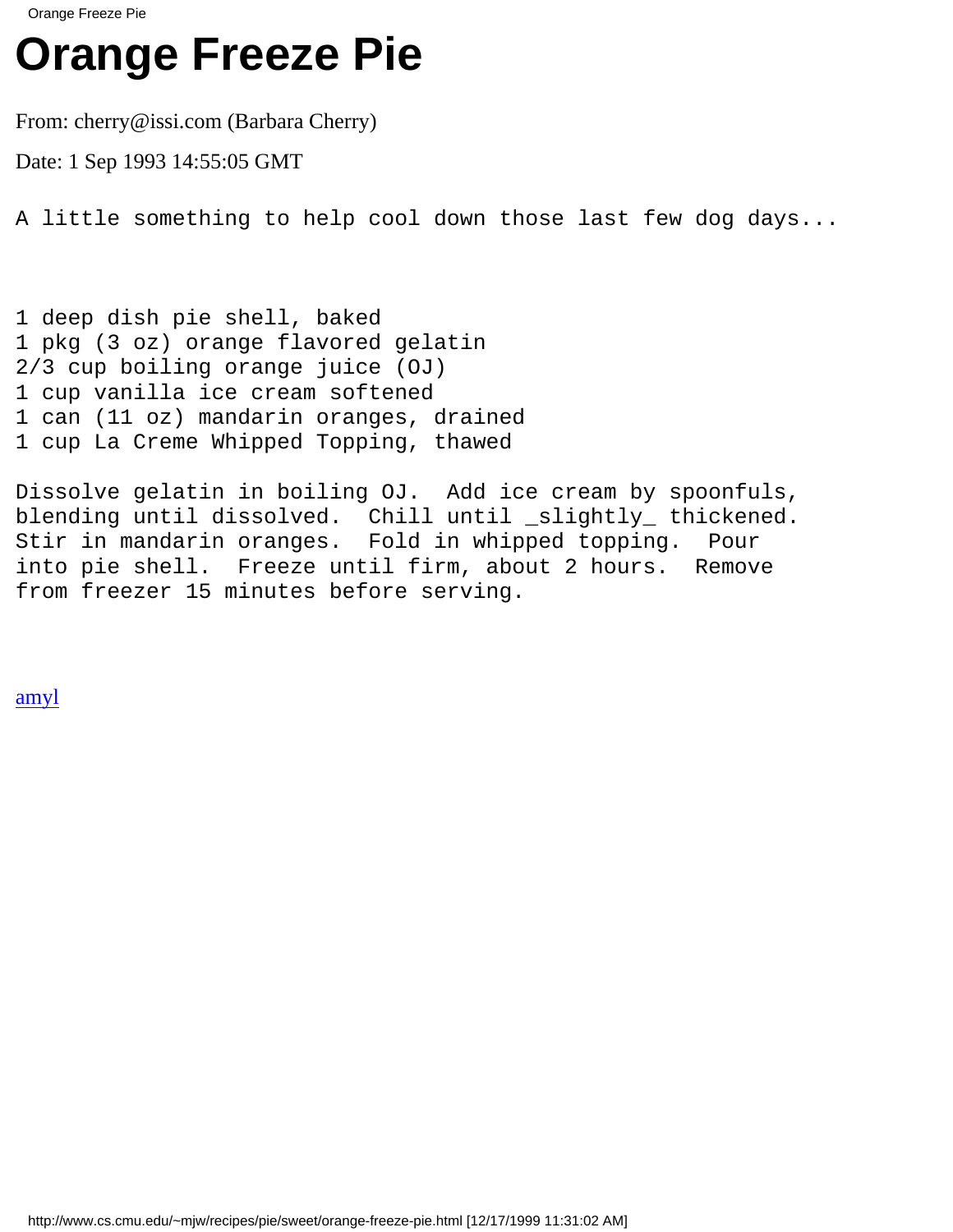# Orange Freeze Pie

From: cherry@issi.com (Barbara Cherry)

Date: 1 Sep 1993 14:55:05 GMT

```
A little something to help cool down those last few dog days...



1 deep dish pie shell, baked
1 pkg (3 oz) orange flavored gelatin
2/3 cup boiling orange juice (OJ)
1 cup vanilla ice cream softened
1 can (11 oz) mandarin oranges, drained
1 cup La Creme Whipped Topping, thawed

Dissolve gelatin in boiling OJ.  Add ice cream by spoonfuls,
blending until dissolved.  Chill until _slightly_ thickened.
Stir in mandarin oranges.  Fold in whipped topping.  Pour
into pie shell.  Freeze until firm, about 2 hours.  Remove
from freezer 15 minutes before serving.
```

amyl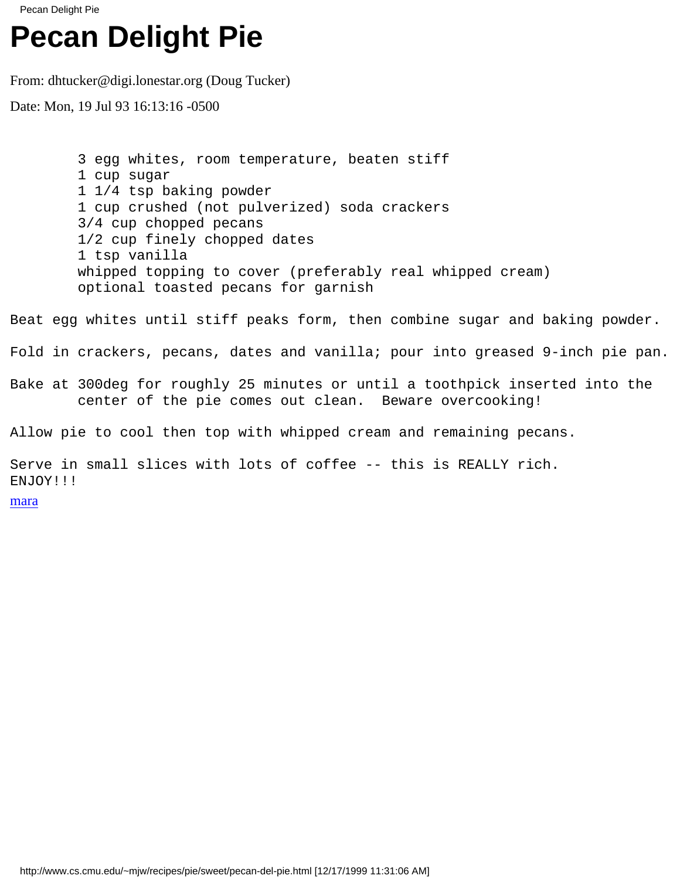# Pecan Delight Pie

From: dhtucker@digi.lonestar.org (Doug Tucker)

Date: Mon, 19 Jul 93 16:13:16 -0500

```
        3 egg whites, room temperature, beaten stiff
        1 cup sugar
        1 1/4 tsp baking powder
        1 cup crushed (not pulverized) soda crackers
        3/4 cup chopped pecans
        1/2 cup finely chopped dates
        1 tsp vanilla
        whipped topping to cover (preferably real whipped cream)
        optional toasted pecans for garnish

Beat egg whites until stiff peaks form, then combine sugar and baking powder.

Fold in crackers, pecans, dates and vanilla; pour into greased 9-inch pie pan.

Bake at 300deg for roughly 25 minutes or until a toothpick inserted into the
        center of the pie comes out clean.  Beware overcooking!

Allow pie to cool then top with whipped cream and remaining pecans.

Serve in small slices with lots of coffee -- this is REALLY rich.
ENJOY!!!
```

mara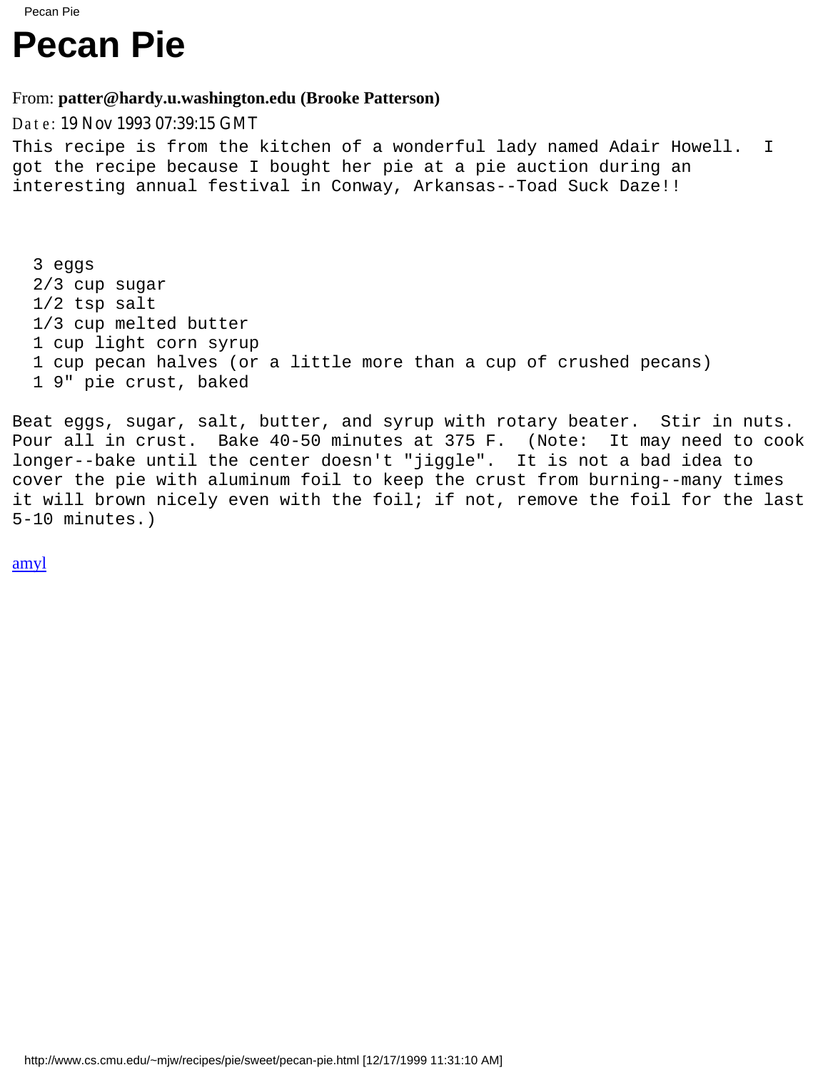# Pecan Pie

From: **patter@hardy.u.washington.edu (Brooke Patterson)**

Date: 19 Nov 1993 07:39:15 GMT

This recipe is from the kitchen of a wonderful lady named Adair Howell. I got the recipe because I bought her pie at a pie auction during an interesting annual festival in Conway, Arkansas--Toad Suck Daze!!

```
  3 eggs
  2/3 cup sugar
  1/2 tsp salt
  1/3 cup melted butter
  1 cup light corn syrup
  1 cup pecan halves (or a little more than a cup of crushed pecans)
  1 9" pie crust, baked
```

Beat eggs, sugar, salt, butter, and syrup with rotary beater. Stir in nuts. Pour all in crust. Bake 40-50 minutes at 375 F. (Note: It may need to cook longer--bake until the center doesn't "jiggle". It is not a bad idea to cover the pie with aluminum foil to keep the crust from burning--many times it will brown nicely even with the foil; if not, remove the foil for the last 5-10 minutes.)

amyl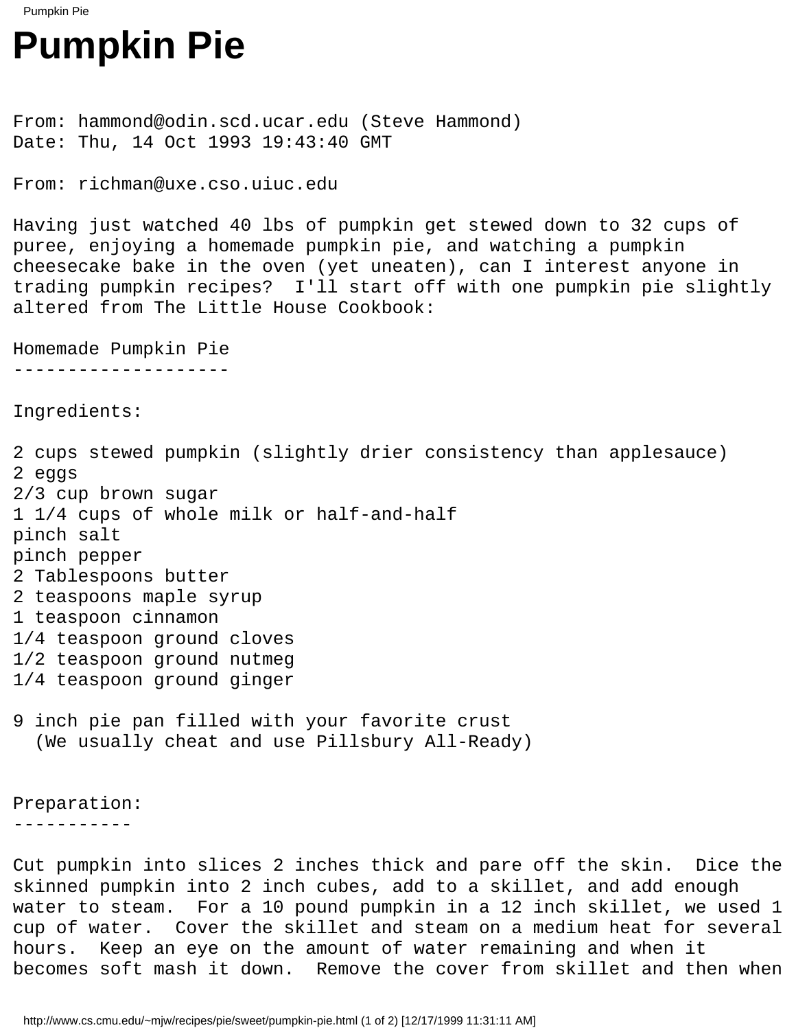# Pumpkin Pie

From: hammond@odin.scd.ucar.edu (Steve Hammond)
Date: Thu, 14 Oct 1993 19:43:40 GMT

From: richman@uxe.cso.uiuc.edu

Having just watched 40 lbs of pumpkin get stewed down to 32 cups of puree, enjoying a homemade pumpkin pie, and watching a pumpkin cheesecake bake in the oven (yet uneaten), can I interest anyone in trading pumpkin recipes? I'll start off with one pumpkin pie slightly altered from The Little House Cookbook:

Homemade Pumpkin Pie
--------------------

Ingredients:

2 cups stewed pumpkin (slightly drier consistency than applesauce)
2 eggs
2/3 cup brown sugar
1 1/4 cups of whole milk or half-and-half
pinch salt
pinch pepper
2 Tablespoons butter
2 teaspoons maple syrup
1 teaspoon cinnamon
1/4 teaspoon ground cloves
1/2 teaspoon ground nutmeg
1/4 teaspoon ground ginger

9 inch pie pan filled with your favorite crust
(We usually cheat and use Pillsbury All-Ready)

Preparation:
-----------

Cut pumpkin into slices 2 inches thick and pare off the skin. Dice the skinned pumpkin into 2 inch cubes, add to a skillet, and add enough water to steam. For a 10 pound pumpkin in a 12 inch skillet, we used 1 cup of water. Cover the skillet and steam on a medium heat for several hours. Keep an eye on the amount of water remaining and when it becomes soft mash it down. Remove the cover from skillet and then when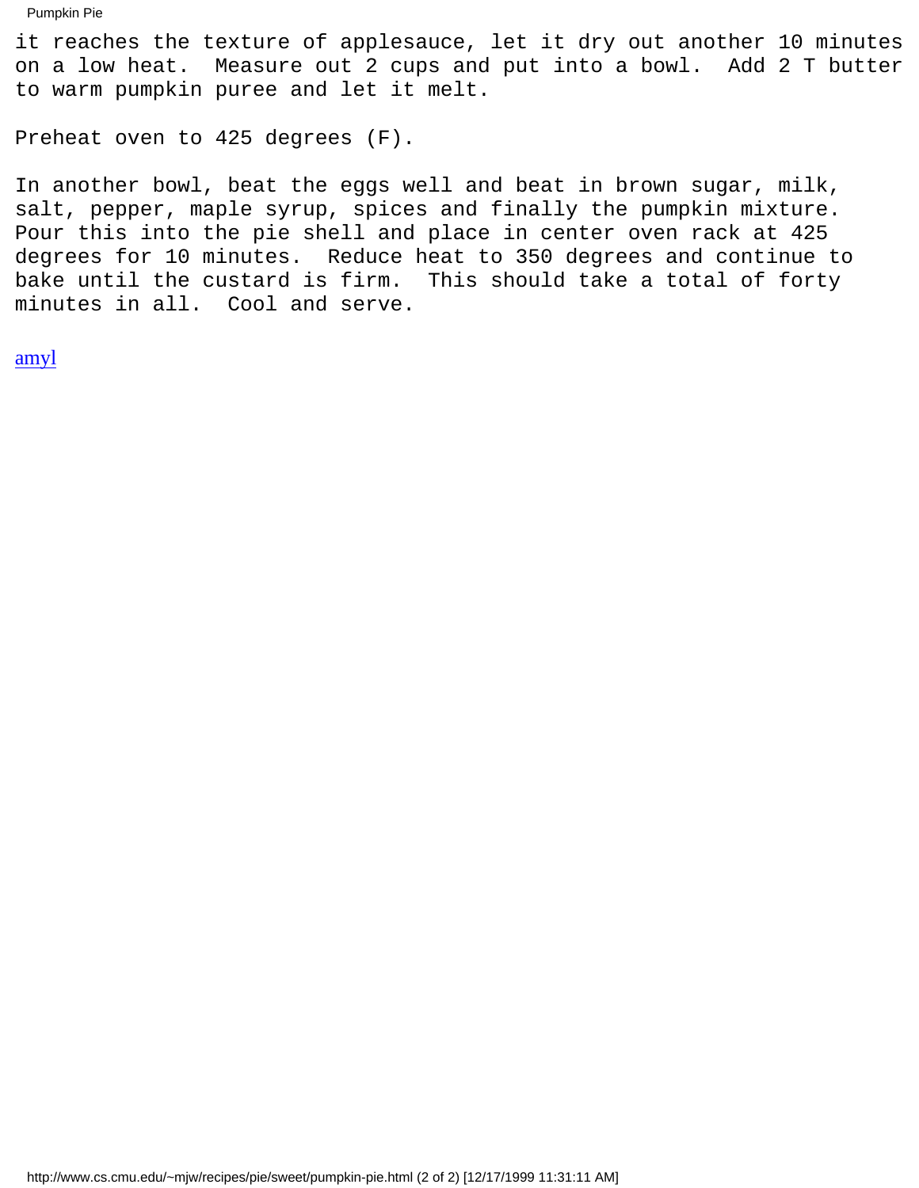it reaches the texture of applesauce, let it dry out another 10 minutes on a low heat. Measure out 2 cups and put into a bowl. Add 2 T butter to warm pumpkin puree and let it melt.

Preheat oven to 425 degrees (F).

In another bowl, beat the eggs well and beat in brown sugar, milk, salt, pepper, maple syrup, spices and finally the pumpkin mixture. Pour this into the pie shell and place in center oven rack at 425 degrees for 10 minutes. Reduce heat to 350 degrees and continue to bake until the custard is firm. This should take a total of forty minutes in all. Cool and serve.

amyl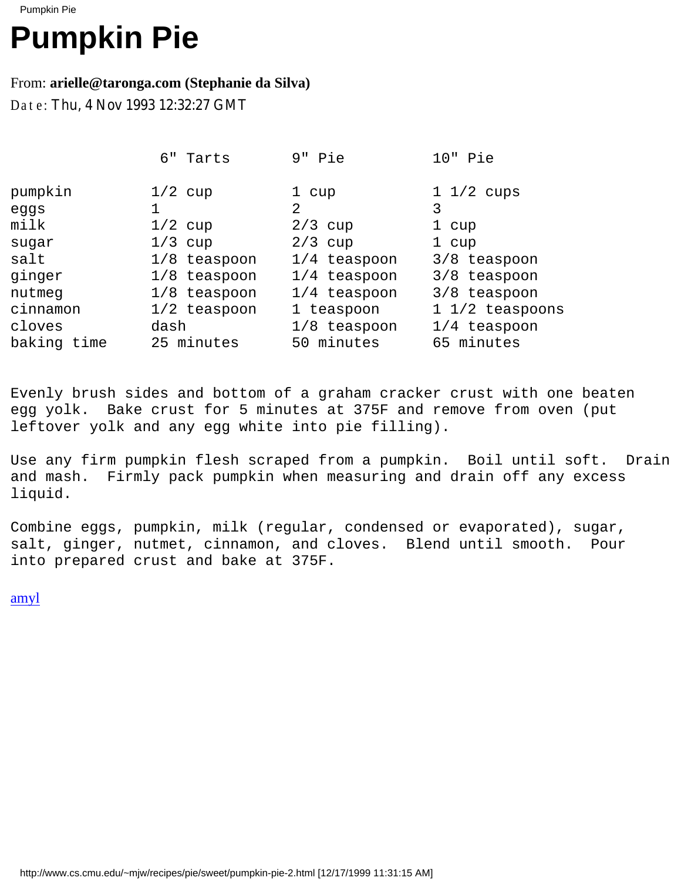# Pumpkin Pie

From: **arielle@taronga.com (Stephanie da Silva)**

Date: Thu, 4 Nov 1993 12:32:27 GMT

| | 6" Tarts | 9" Pie | 10" Pie |
|---|---|---|---|
| pumpkin | 1/2 cup | 1 cup | 1 1/2 cups |
| eggs | 1 | 2 | 3 |
| milk | 1/2 cup | 2/3 cup | 1 cup |
| sugar | 1/3 cup | 2/3 cup | 1 cup |
| salt | 1/8 teaspoon | 1/4 teaspoon | 3/8 teaspoon |
| ginger | 1/8 teaspoon | 1/4 teaspoon | 3/8 teaspoon |
| nutmeg | 1/8 teaspoon | 1/4 teaspoon | 3/8 teaspoon |
| cinnamon | 1/2 teaspoon | 1 teaspoon | 1 1/2 teaspoons |
| cloves | dash | 1/8 teaspoon | 1/4 teaspoon |
| baking time | 25 minutes | 50 minutes | 65 minutes |

Evenly brush sides and bottom of a graham cracker crust with one beaten egg yolk. Bake crust for 5 minutes at 375F and remove from oven (put leftover yolk and any egg white into pie filling).

Use any firm pumpkin flesh scraped from a pumpkin. Boil until soft. Drain and mash. Firmly pack pumpkin when measuring and drain off any excess liquid.

Combine eggs, pumpkin, milk (regular, condensed or evaporated), sugar, salt, ginger, nutmet, cinnamon, and cloves. Blend until smooth. Pour into prepared crust and bake at 375F.

amyl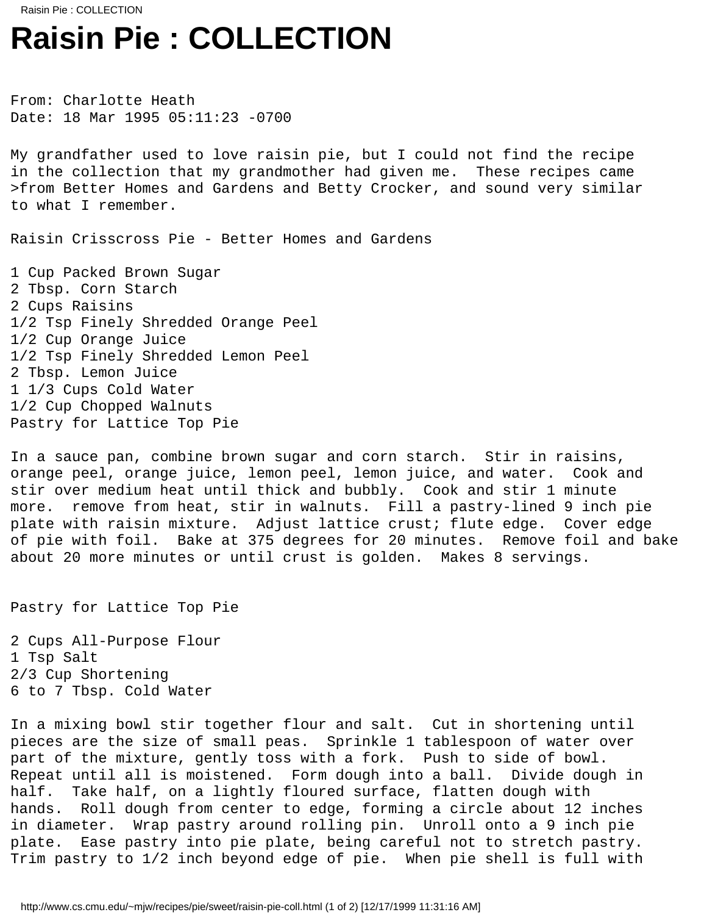# Raisin Pie : COLLECTION

From: Charlotte Heath
Date: 18 Mar 1995 05:11:23 -0700

My grandfather used to love raisin pie, but I could not find the recipe in the collection that my grandmother had given me. These recipes came >from Better Homes and Gardens and Betty Crocker, and sound very similar to what I remember.

Raisin Crisscross Pie - Better Homes and Gardens

1 Cup Packed Brown Sugar
2 Tbsp. Corn Starch
2 Cups Raisins
1/2 Tsp Finely Shredded Orange Peel
1/2 Cup Orange Juice
1/2 Tsp Finely Shredded Lemon Peel
2 Tbsp. Lemon Juice
1 1/3 Cups Cold Water
1/2 Cup Chopped Walnuts
Pastry for Lattice Top Pie

In a sauce pan, combine brown sugar and corn starch. Stir in raisins, orange peel, orange juice, lemon peel, lemon juice, and water. Cook and stir over medium heat until thick and bubbly. Cook and stir 1 minute more. remove from heat, stir in walnuts. Fill a pastry-lined 9 inch pie plate with raisin mixture. Adjust lattice crust; flute edge. Cover edge of pie with foil. Bake at 375 degrees for 20 minutes. Remove foil and bake about 20 more minutes or until crust is golden. Makes 8 servings.

Pastry for Lattice Top Pie

2 Cups All-Purpose Flour
1 Tsp Salt
2/3 Cup Shortening
6 to 7 Tbsp. Cold Water

In a mixing bowl stir together flour and salt. Cut in shortening until pieces are the size of small peas. Sprinkle 1 tablespoon of water over part of the mixture, gently toss with a fork. Push to side of bowl. Repeat until all is moistened. Form dough into a ball. Divide dough in half. Take half, on a lightly floured surface, flatten dough with hands. Roll dough from center to edge, forming a circle about 12 inches in diameter. Wrap pastry around rolling pin. Unroll onto a 9 inch pie plate. Ease pastry into pie plate, being careful not to stretch pastry. Trim pastry to 1/2 inch beyond edge of pie. When pie shell is full with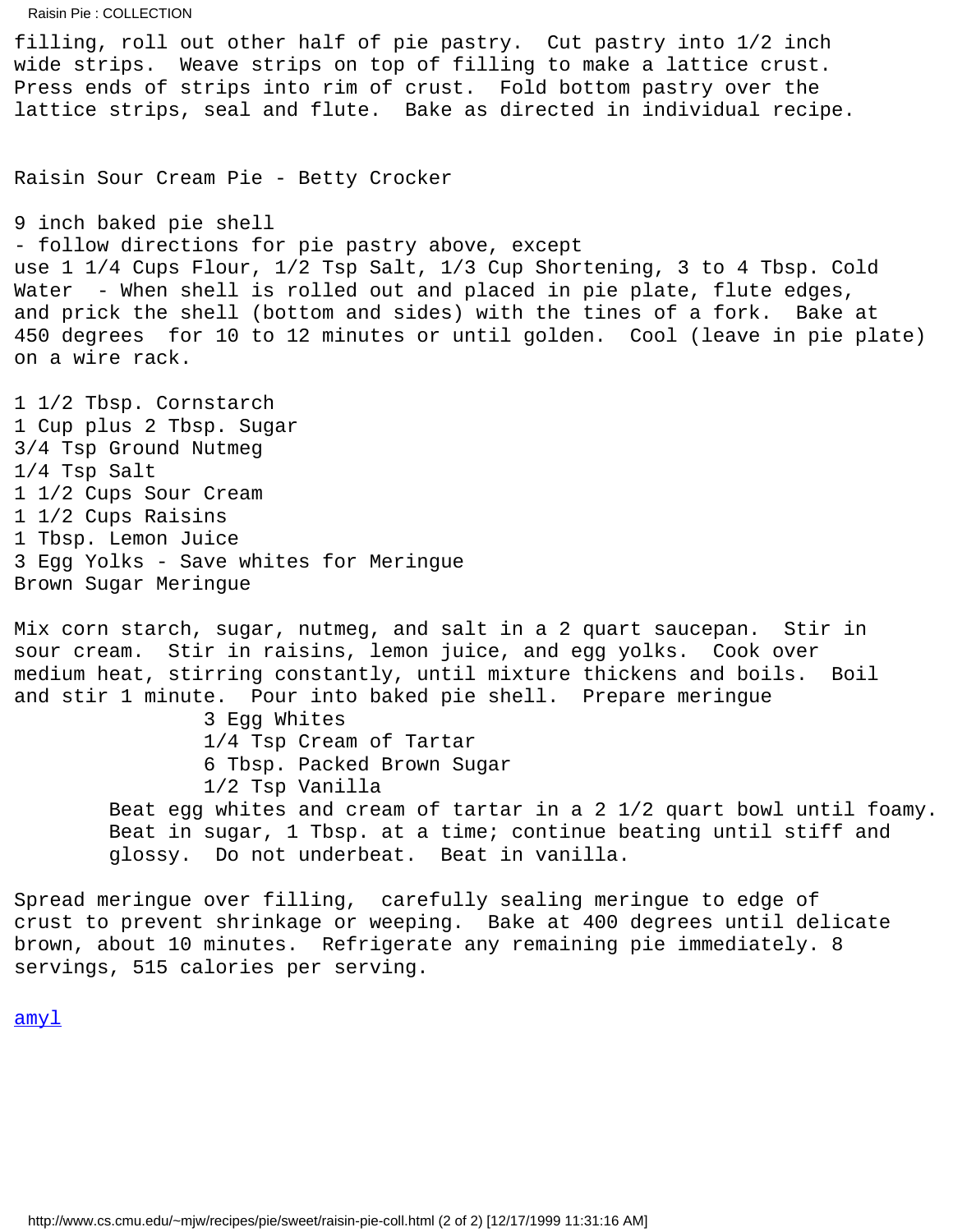filling, roll out other half of pie pastry. Cut pastry into 1/2 inch wide strips. Weave strips on top of filling to make a lattice crust. Press ends of strips into rim of crust. Fold bottom pastry over the lattice strips, seal and flute. Bake as directed in individual recipe.

## Raisin Sour Cream Pie - Betty Crocker

9 inch baked pie shell
- follow directions for pie pastry above, except
use 1 1/4 Cups Flour, 1/2 Tsp Salt, 1/3 Cup Shortening, 3 to 4 Tbsp. Cold Water - When shell is rolled out and placed in pie plate, flute edges, and prick the shell (bottom and sides) with the tines of a fork. Bake at 450 degrees for 10 to 12 minutes or until golden. Cool (leave in pie plate) on a wire rack.

1 1/2 Tbsp. Cornstarch
1 Cup plus 2 Tbsp. Sugar
3/4 Tsp Ground Nutmeg
1/4 Tsp Salt
1 1/2 Cups Sour Cream
1 1/2 Cups Raisins
1 Tbsp. Lemon Juice
3 Egg Yolks - Save whites for Meringue
Brown Sugar Meringue

Mix corn starch, sugar, nutmeg, and salt in a 2 quart saucepan. Stir in sour cream. Stir in raisins, lemon juice, and egg yolks. Cook over medium heat, stirring constantly, until mixture thickens and boils. Boil and stir 1 minute. Pour into baked pie shell. Prepare meringue

> 3 Egg Whites
> 1/4 Tsp Cream of Tartar
> 6 Tbsp. Packed Brown Sugar
> 1/2 Tsp Vanilla
>
> Beat egg whites and cream of tartar in a 2 1/2 quart bowl until foamy. Beat in sugar, 1 Tbsp. at a time; continue beating until stiff and glossy. Do not underbeat. Beat in vanilla.

Spread meringue over filling, carefully sealing meringue to edge of crust to prevent shrinkage or weeping. Bake at 400 degrees until delicate brown, about 10 minutes. Refrigerate any remaining pie immediately. 8 servings, 515 calories per serving.

amyl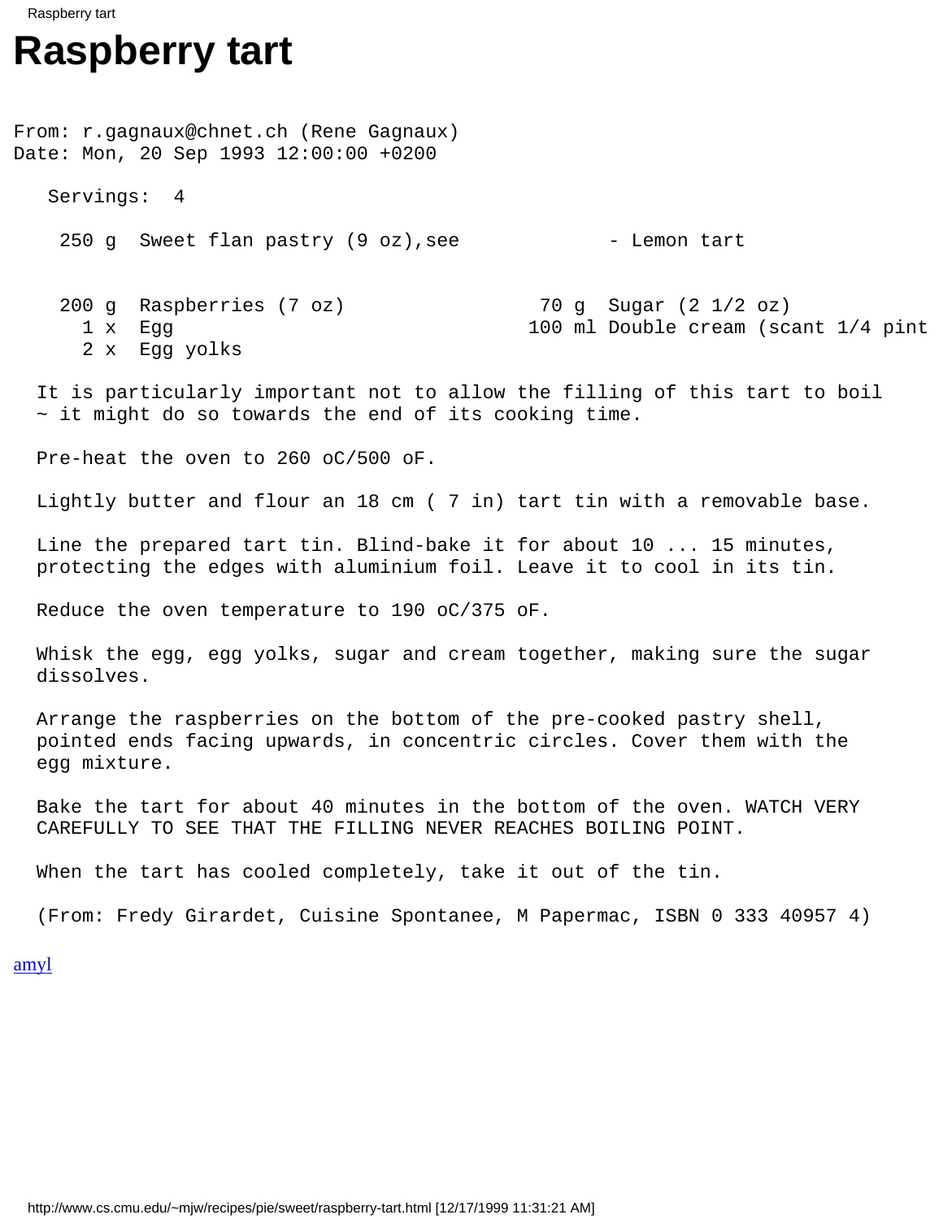# Raspberry tart

```
From: r.gagnaux@chnet.ch (Rene Gagnaux)
Date: Mon, 20 Sep 1993 12:00:00 +0200

   Servings:  4

    250 g  Sweet flan pastry (9 oz),see             - Lemon tart


    200 g  Raspberries (7 oz)                 70 g  Sugar (2 1/2 oz)
      1 x  Egg                               100 ml Double cream (scant 1/4 pint
      2 x  Egg yolks

  It is particularly important not to allow the filling of this tart to boil
  ~ it might do so towards the end of its cooking time.

  Pre-heat the oven to 260 oC/500 oF.

  Lightly butter and flour an 18 cm ( 7 in) tart tin with a removable base.

  Line the prepared tart tin. Blind-bake it for about 10 ... 15 minutes,
  protecting the edges with aluminium foil. Leave it to cool in its tin.

  Reduce the oven temperature to 190 oC/375 oF.

  Whisk the egg, egg yolks, sugar and cream together, making sure the sugar
  dissolves.

  Arrange the raspberries on the bottom of the pre-cooked pastry shell,
  pointed ends facing upwards, in concentric circles. Cover them with the
  egg mixture.

  Bake the tart for about 40 minutes in the bottom of the oven. WATCH VERY
  CAREFULLY TO SEE THAT THE FILLING NEVER REACHES BOILING POINT.

  When the tart has cooled completely, take it out of the tin.

  (From: Fredy Girardet, Cuisine Spontanee, M Papermac, ISBN 0 333 40957 4)
```

amyl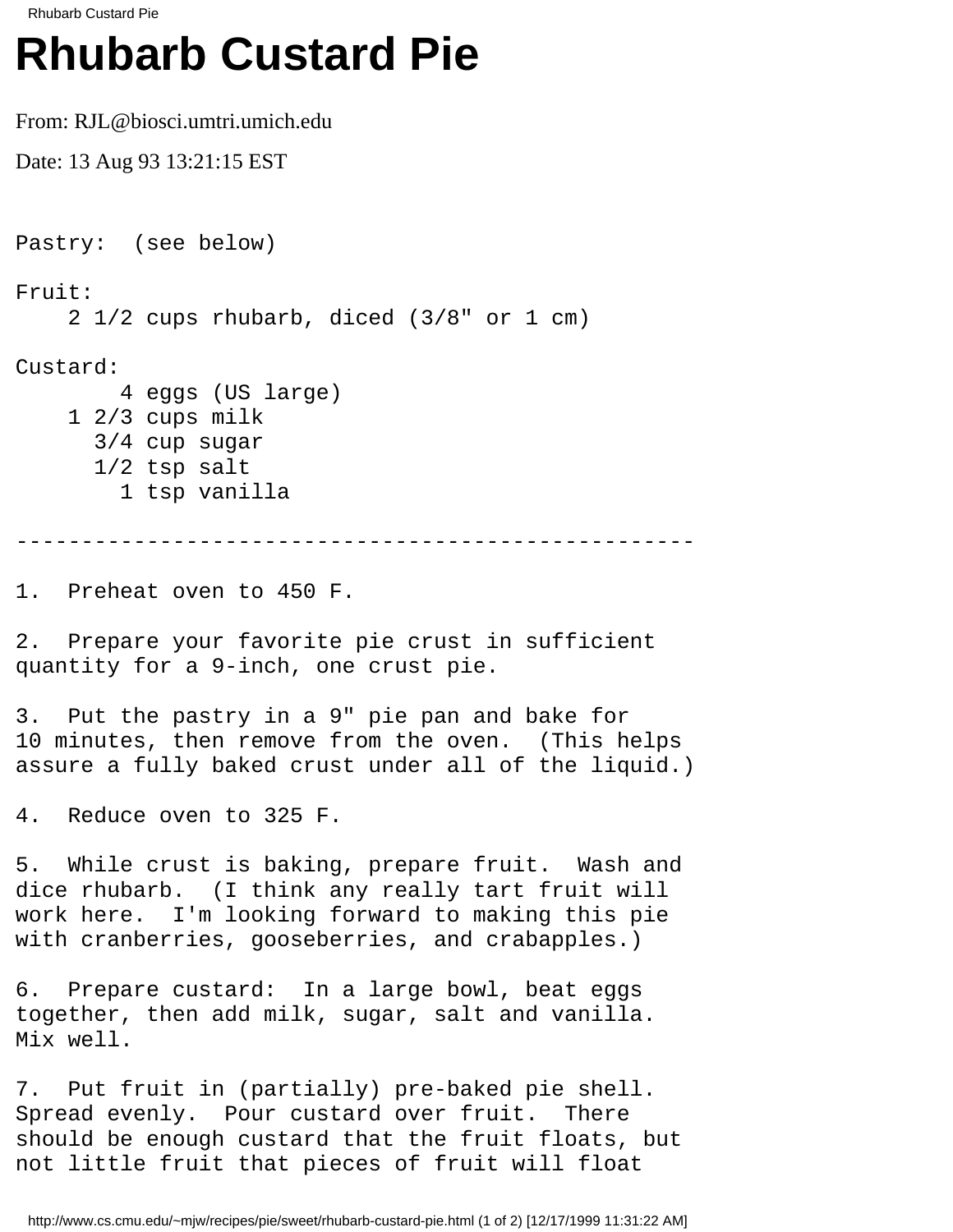# Rhubarb Custard Pie

From: RJL@biosci.umtri.umich.edu

Date: 13 Aug 93 13:21:15 EST

```
Pastry:  (see below)

Fruit:
    2 1/2 cups rhubarb, diced (3/8" or 1 cm)

Custard:
        4 eggs (US large)
    1 2/3 cups milk
      3/4 cup sugar
      1/2 tsp salt
        1 tsp vanilla

----------------------------------------------------

1.  Preheat oven to 450 F.

2.  Prepare your favorite pie crust in sufficient
quantity for a 9-inch, one crust pie.

3.  Put the pastry in a 9" pie pan and bake for
10 minutes, then remove from the oven.  (This helps
assure a fully baked crust under all of the liquid.)

4.  Reduce oven to 325 F.

5.  While crust is baking, prepare fruit.  Wash and
dice rhubarb.  (I think any really tart fruit will
work here.  I'm looking forward to making this pie
with cranberries, gooseberries, and crabapples.)

6.  Prepare custard:  In a large bowl, beat eggs
together, then add milk, sugar, salt and vanilla.
Mix well.

7.  Put fruit in (partially) pre-baked pie shell.
Spread evenly.  Pour custard over fruit.  There
should be enough custard that the fruit floats, but
not little fruit that pieces of fruit will float
```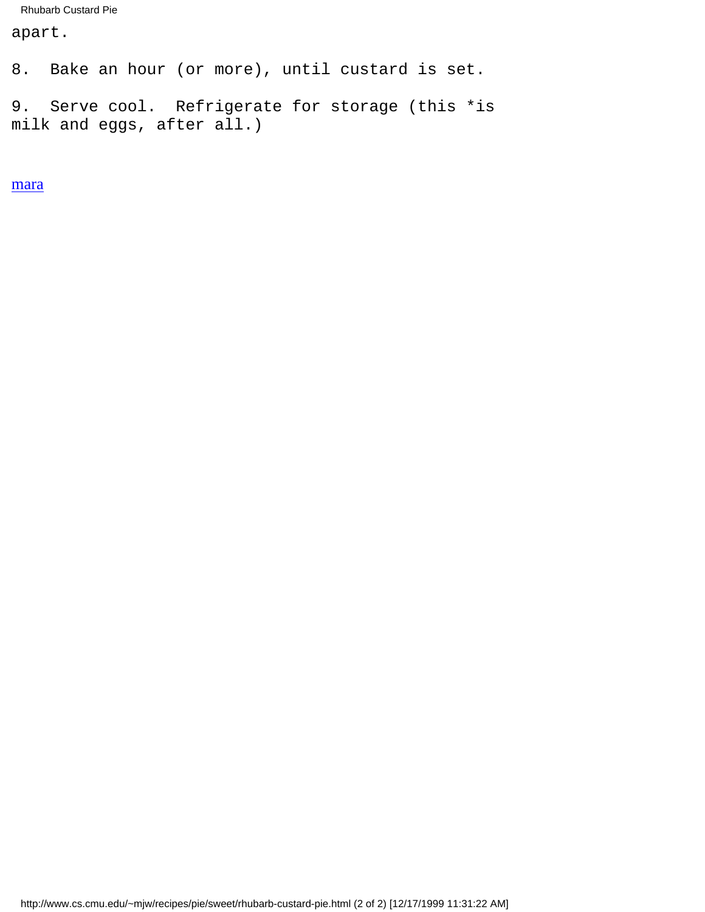apart.

8.  Bake an hour (or more), until custard is set.

9.  Serve cool.  Refrigerate for storage (this *is
milk and eggs, after all.)

[mara]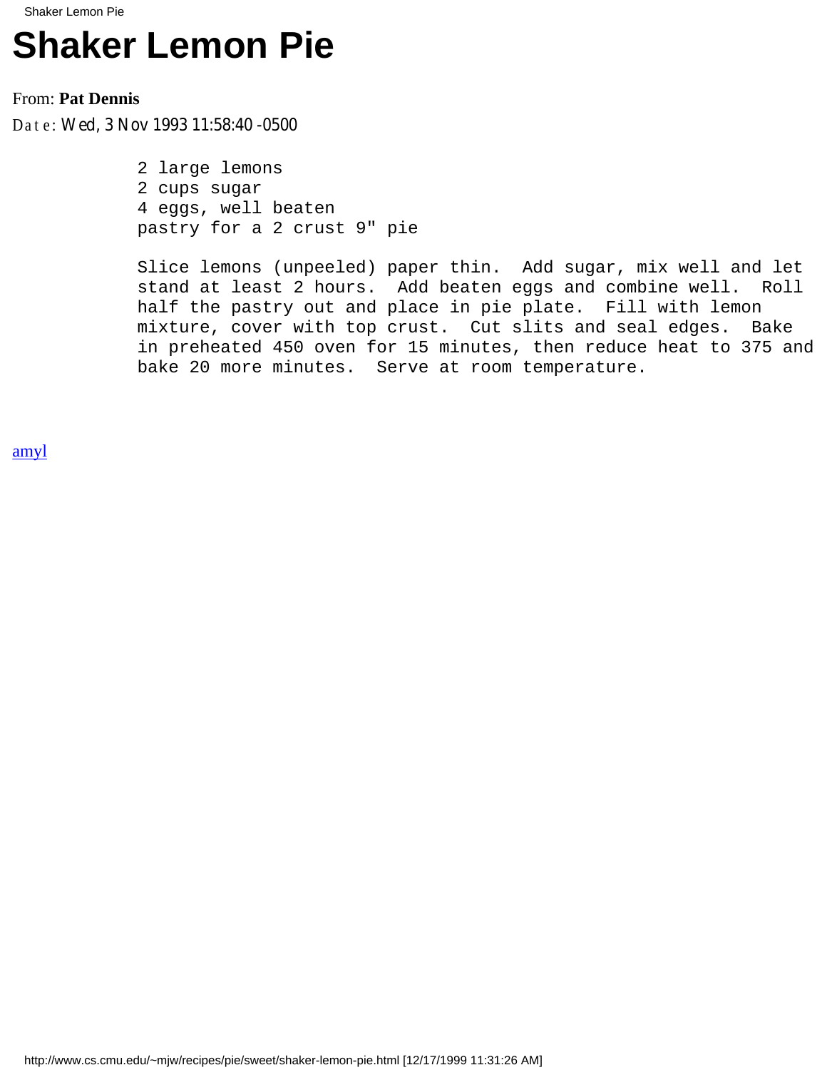# Shaker Lemon Pie

From: **Pat Dennis**

Date: Wed, 3 Nov 1993 11:58:40 -0500

```
2 large lemons
2 cups sugar
4 eggs, well beaten
pastry for a 2 crust 9" pie

Slice lemons (unpeeled) paper thin.  Add sugar, mix well and let
stand at least 2 hours.  Add beaten eggs and combine well.  Roll
half the pastry out and place in pie plate.  Fill with lemon
mixture, cover with top crust.  Cut slits and seal edges.  Bake
in preheated 450 oven for 15 minutes, then reduce heat to 375 and
bake 20 more minutes.  Serve at room temperature.
```

amyl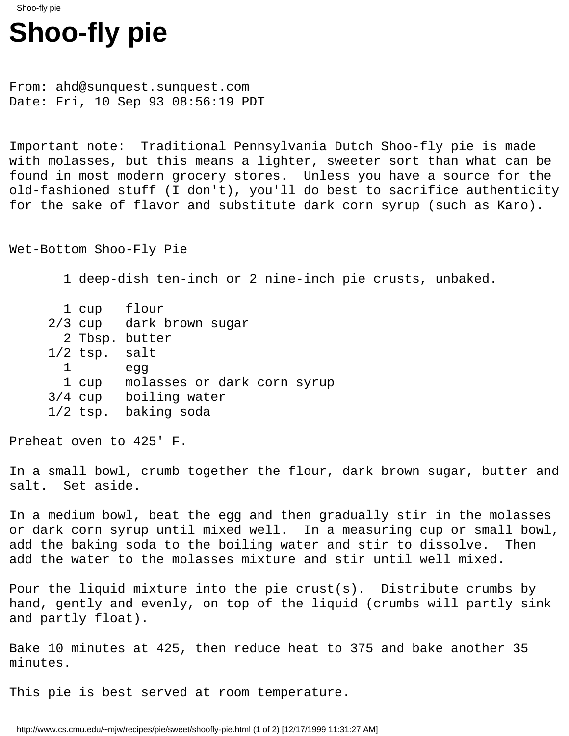# Shoo-fly pie

From: ahd@sunquest.sunquest.com
Date: Fri, 10 Sep 93 08:56:19 PDT

Important note: Traditional Pennsylvania Dutch Shoo-fly pie is made with molasses, but this means a lighter, sweeter sort than what can be found in most modern grocery stores. Unless you have a source for the old-fashioned stuff (I don't), you'll do best to sacrifice authenticity for the sake of flavor and substitute dark corn syrup (such as Karo).

Wet-Bottom Shoo-Fly Pie

```
       1 deep-dish ten-inch or 2 nine-inch pie crusts, unbaked.

       1 cup   flour
     2/3 cup   dark brown sugar
       2 Tbsp. butter
     1/2 tsp.  salt
       1       egg
       1 cup   molasses or dark corn syrup
     3/4 cup   boiling water
     1/2 tsp.  baking soda
```

Preheat oven to 425' F.

In a small bowl, crumb together the flour, dark brown sugar, butter and salt. Set aside.

In a medium bowl, beat the egg and then gradually stir in the molasses or dark corn syrup until mixed well. In a measuring cup or small bowl, add the baking soda to the boiling water and stir to dissolve. Then add the water to the molasses mixture and stir until well mixed.

Pour the liquid mixture into the pie crust(s). Distribute crumbs by hand, gently and evenly, on top of the liquid (crumbs will partly sink and partly float).

Bake 10 minutes at 425, then reduce heat to 375 and bake another 35 minutes.

This pie is best served at room temperature.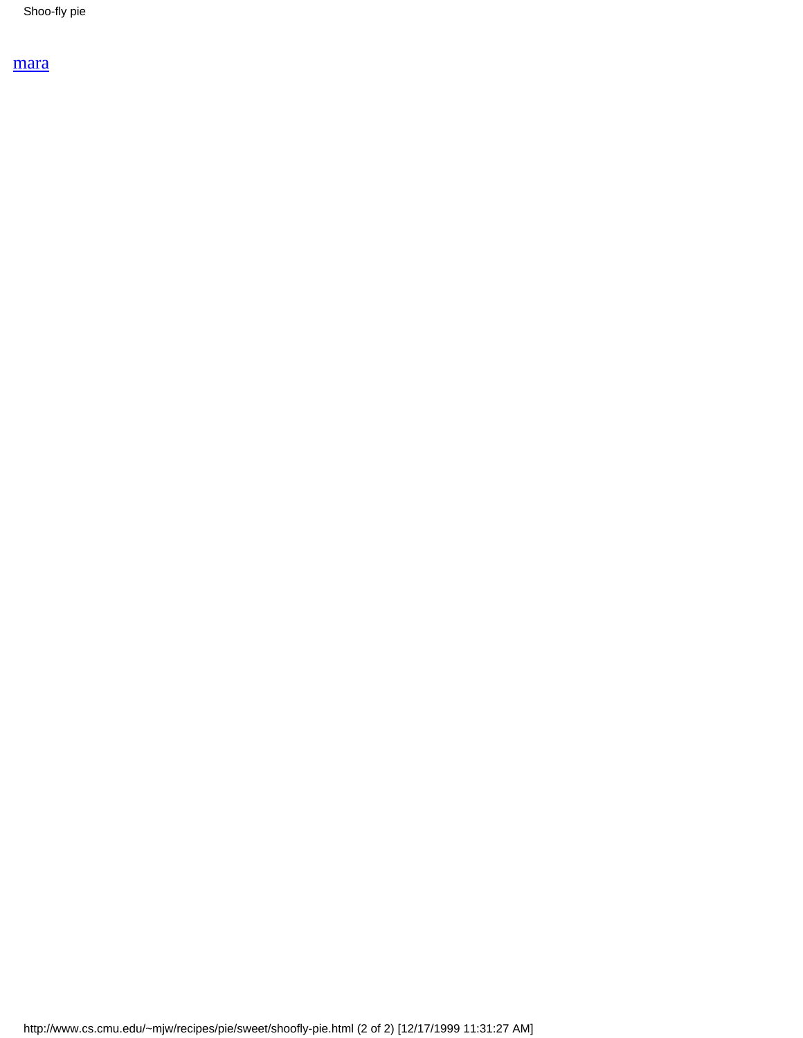[mara]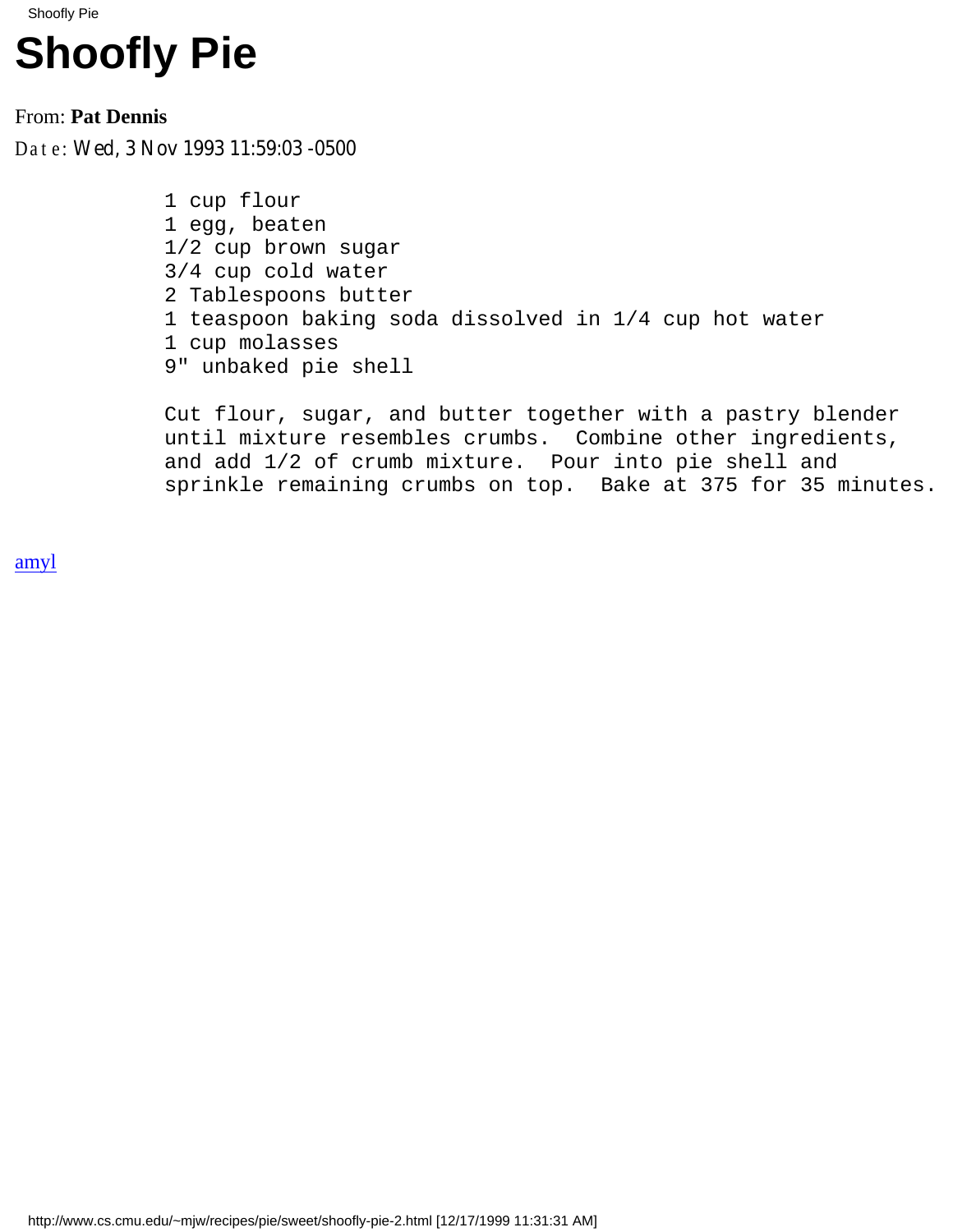# Shoofly Pie

From: **Pat Dennis**

Date: Wed, 3 Nov 1993 11:59:03 -0500

```
1 cup flour
1 egg, beaten
1/2 cup brown sugar
3/4 cup cold water
2 Tablespoons butter
1 teaspoon baking soda dissolved in 1/4 cup hot water
1 cup molasses
9" unbaked pie shell

Cut flour, sugar, and butter together with a pastry blender
until mixture resembles crumbs.  Combine other ingredients,
and add 1/2 of crumb mixture.  Pour into pie shell and
sprinkle remaining crumbs on top.  Bake at 375 for 35 minutes.
```

amyl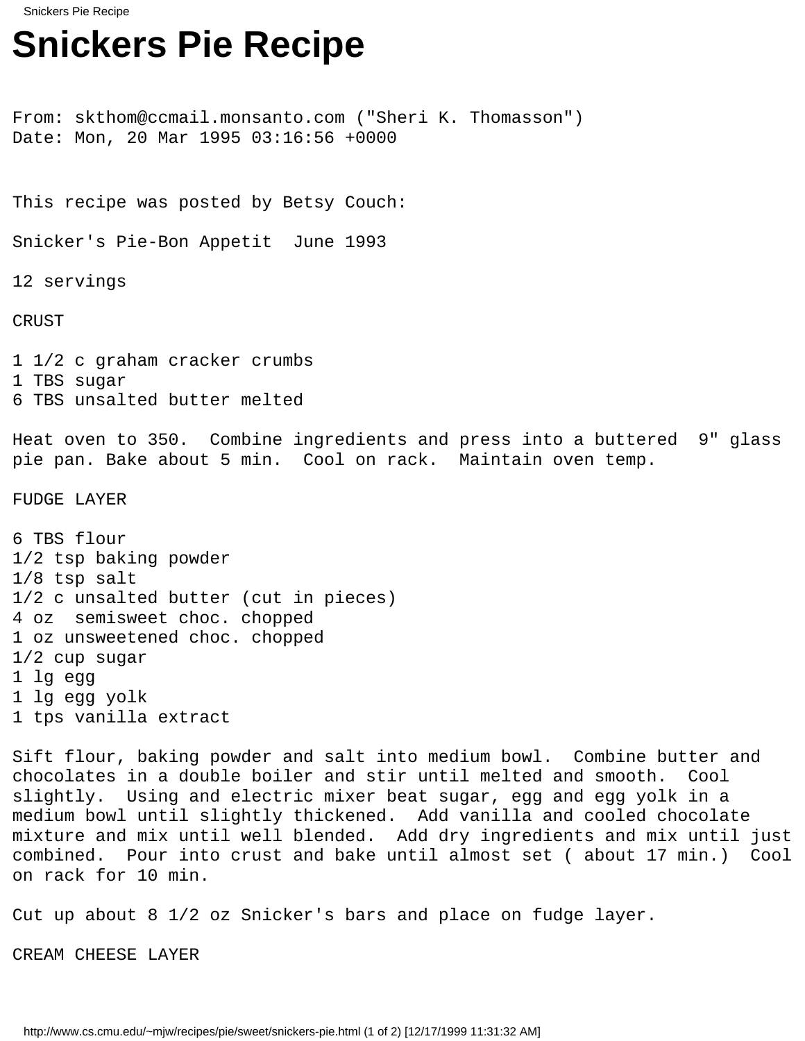# Snickers Pie Recipe

From: skthom@ccmail.monsanto.com ("Sheri K. Thomasson")
Date: Mon, 20 Mar 1995 03:16:56 +0000

This recipe was posted by Betsy Couch:

Snicker's Pie-Bon Appetit June 1993

12 servings

CRUST

1 1/2 c graham cracker crumbs
1 TBS sugar
6 TBS unsalted butter melted

Heat oven to 350. Combine ingredients and press into a buttered 9" glass pie pan. Bake about 5 min. Cool on rack. Maintain oven temp.

FUDGE LAYER

6 TBS flour
1/2 tsp baking powder
1/8 tsp salt
1/2 c unsalted butter (cut in pieces)
4 oz semisweet choc. chopped
1 oz unsweetened choc. chopped
1/2 cup sugar
1 lg egg
1 lg egg yolk
1 tps vanilla extract

Sift flour, baking powder and salt into medium bowl. Combine butter and chocolates in a double boiler and stir until melted and smooth. Cool slightly. Using and electric mixer beat sugar, egg and egg yolk in a medium bowl until slightly thickened. Add vanilla and cooled chocolate mixture and mix until well blended. Add dry ingredients and mix until just combined. Pour into crust and bake until almost set ( about 17 min.) Cool on rack for 10 min.

Cut up about 8 1/2 oz Snicker's bars and place on fudge layer.

CREAM CHEESE LAYER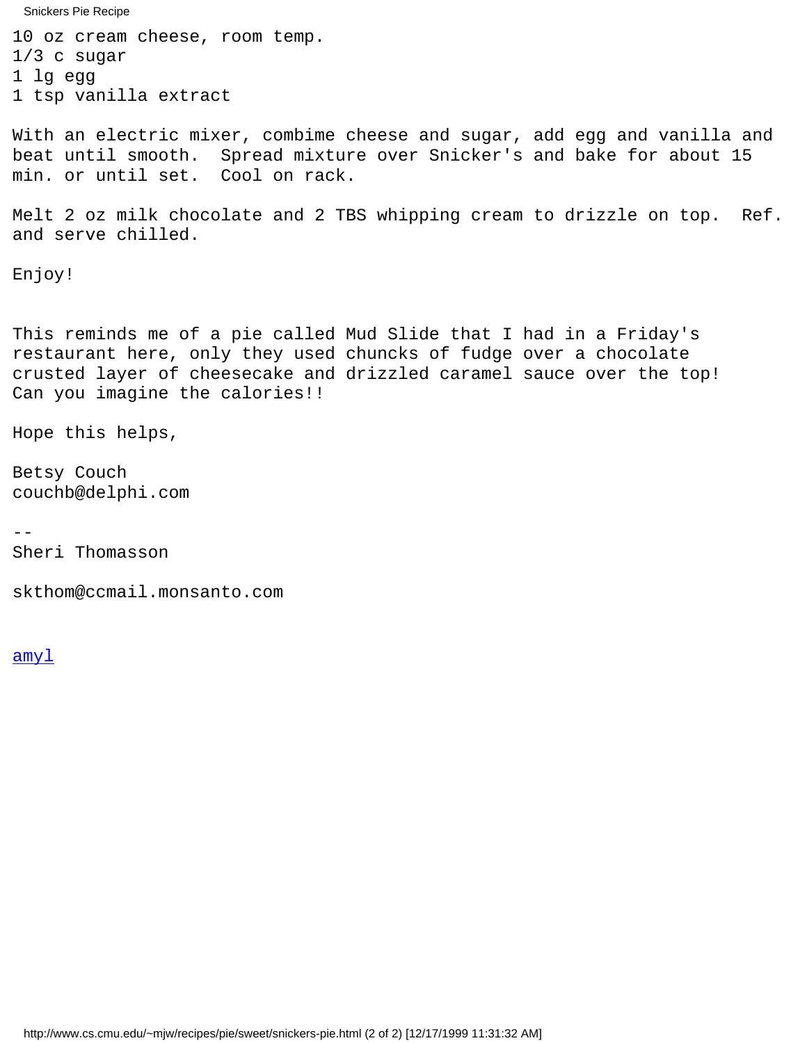10 oz cream cheese, room temp.
1/3 c sugar
1 lg egg
1 tsp vanilla extract

With an electric mixer, combime cheese and sugar, add egg and vanilla and beat until smooth. Spread mixture over Snicker's and bake for about 15 min. or until set. Cool on rack.

Melt 2 oz milk chocolate and 2 TBS whipping cream to drizzle on top. Ref. and serve chilled.

Enjoy!

This reminds me of a pie called Mud Slide that I had in a Friday's restaurant here, only they used chuncks of fudge over a chocolate crusted layer of cheesecake and drizzled caramel sauce over the top! Can you imagine the calories!!

Hope this helps,

Betsy Couch
couchb@delphi.com

--
Sheri Thomasson

skthom@ccmail.monsanto.com

amyl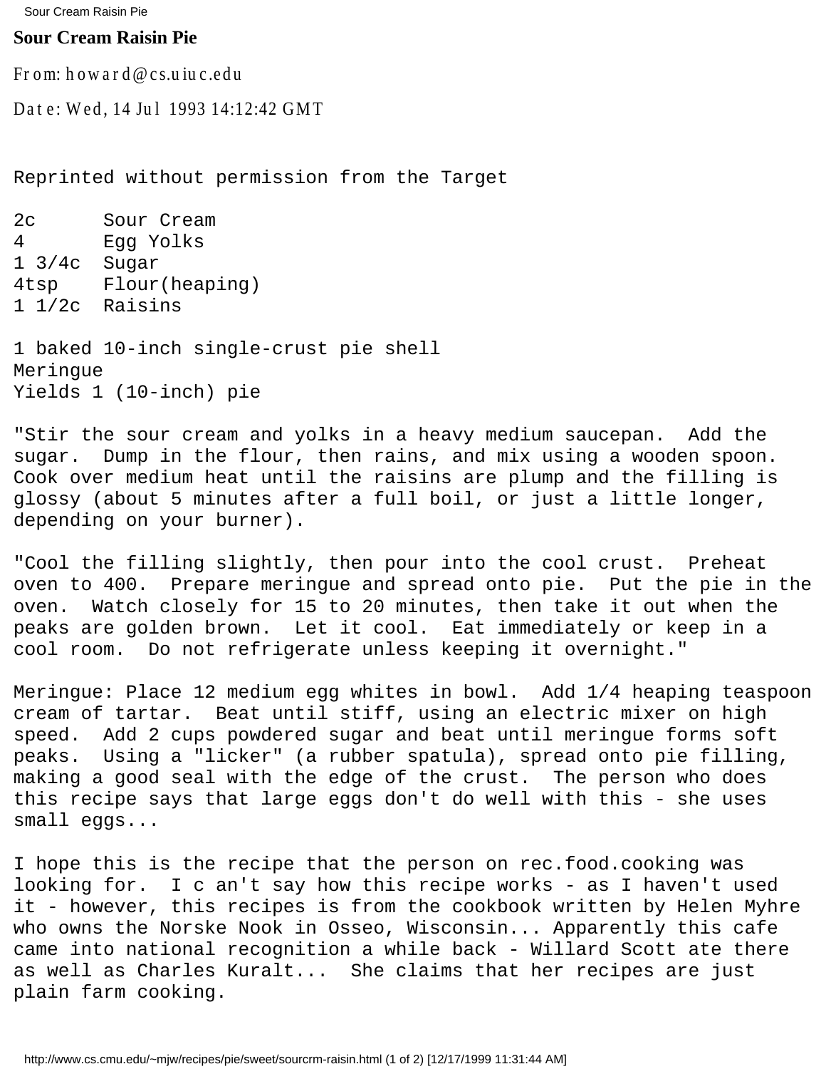# Sour Cream Raisin Pie

From: howard@cs.uiuc.edu

Date: Wed, 14 Jul 1993 14:12:42 GMT

Reprinted without permission from the Target

```
2c      Sour Cream
4       Egg Yolks
1 3/4c  Sugar
4tsp    Flour(heaping)
1 1/2c  Raisins
```

1 baked 10-inch single-crust pie shell
Meringue
Yields 1 (10-inch) pie

"Stir the sour cream and yolks in a heavy medium saucepan. Add the sugar. Dump in the flour, then rains, and mix using a wooden spoon. Cook over medium heat until the raisins are plump and the filling is glossy (about 5 minutes after a full boil, or just a little longer, depending on your burner).

"Cool the filling slightly, then pour into the cool crust. Preheat oven to 400. Prepare meringue and spread onto pie. Put the pie in the oven. Watch closely for 15 to 20 minutes, then take it out when the peaks are golden brown. Let it cool. Eat immediately or keep in a cool room. Do not refrigerate unless keeping it overnight."

Meringue: Place 12 medium egg whites in bowl. Add 1/4 heaping teaspoon cream of tartar. Beat until stiff, using an electric mixer on high speed. Add 2 cups powdered sugar and beat until meringue forms soft peaks. Using a "licker" (a rubber spatula), spread onto pie filling, making a good seal with the edge of the crust. The person who does this recipe says that large eggs don't do well with this - she uses small eggs...

I hope this is the recipe that the person on rec.food.cooking was looking for. I c an't say how this recipe works - as I haven't used it - however, this recipes is from the cookbook written by Helen Myhre who owns the Norske Nook in Osseo, Wisconsin... Apparently this cafe came into national recognition a while back - Willard Scott ate there as well as Charles Kuralt... She claims that her recipes are just plain farm cooking.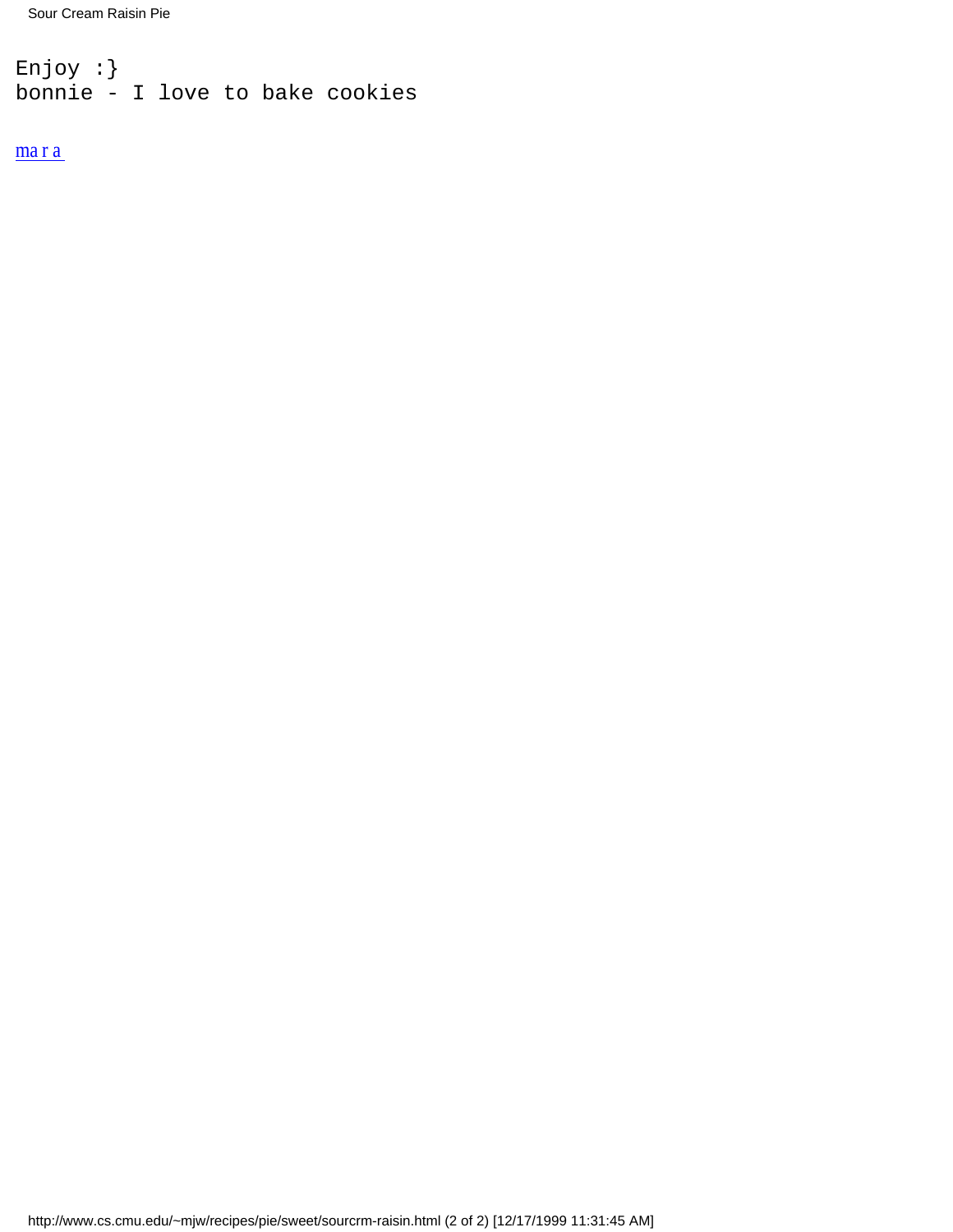```
Enjoy :}
bonnie - I love to bake cookies
```

ma r a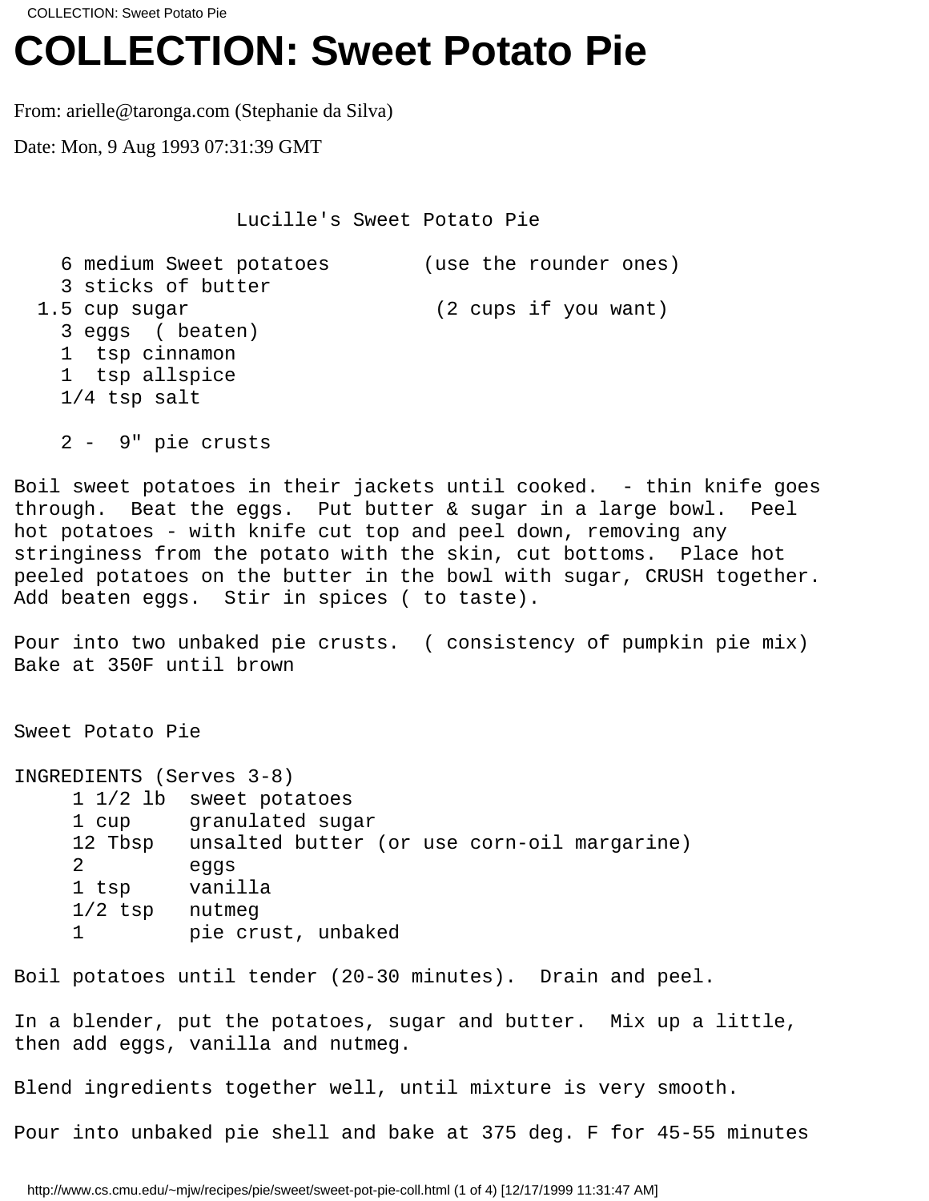# COLLECTION: Sweet Potato Pie

From: arielle@taronga.com (Stephanie da Silva)

Date: Mon, 9 Aug 1993 07:31:39 GMT

```
                  Lucille's Sweet Potato Pie

    6 medium Sweet potatoes        (use the rounder ones)
    3 sticks of butter
  1.5 cup sugar                     (2 cups if you want)
    3 eggs  ( beaten)
    1  tsp cinnamon
    1  tsp allspice
    1/4 tsp salt

    2 -  9" pie crusts

Boil sweet potatoes in their jackets until cooked.  - thin knife goes
through.  Beat the eggs.  Put butter & sugar in a large bowl.  Peel
hot potatoes - with knife cut top and peel down, removing any
stringiness from the potato with the skin, cut bottoms.  Place hot
peeled potatoes on the butter in the bowl with sugar, CRUSH together.
Add beaten eggs.  Stir in spices ( to taste).

Pour into two unbaked pie crusts.  ( consistency of pumpkin pie mix)
Bake at 350F until brown


Sweet Potato Pie

INGREDIENTS (Serves 3-8)
     1 1/2 lb  sweet potatoes
     1 cup     granulated sugar
     12 Tbsp   unsalted butter (or use corn-oil margarine)
     2         eggs
     1 tsp     vanilla
     1/2 tsp   nutmeg
     1         pie crust, unbaked

Boil potatoes until tender (20-30 minutes).  Drain and peel.

In a blender, put the potatoes, sugar and butter.  Mix up a little,
then add eggs, vanilla and nutmeg.

Blend ingredients together well, until mixture is very smooth.

Pour into unbaked pie shell and bake at 375 deg. F for 45-55 minutes
```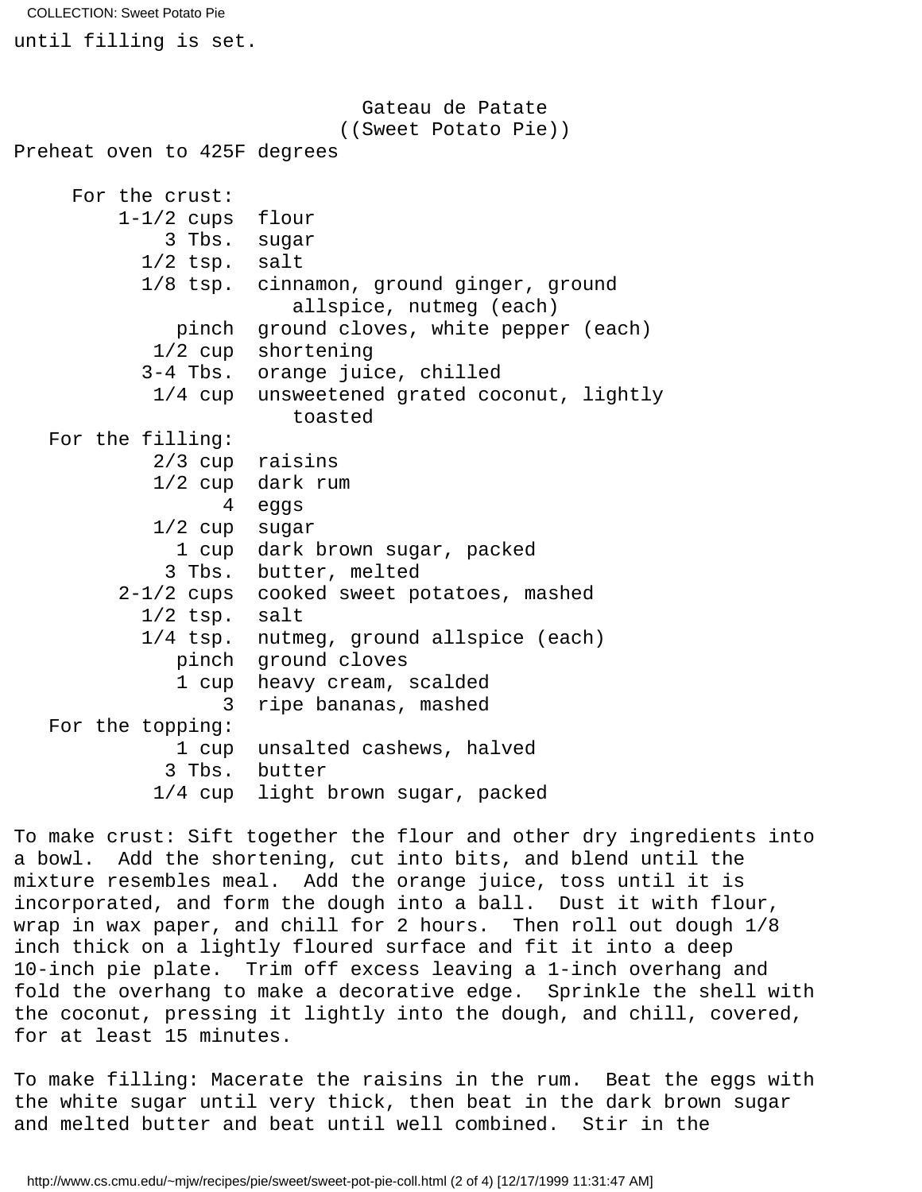until filling is set.

## Gateau de Patate
### ((Sweet Potato Pie))

Preheat oven to 425F degrees

**For the crust:**

| | |
|---|---|
| 1-1/2 cups | flour |
| 3 Tbs. | sugar |
| 1/2 tsp. | salt |
| 1/8 tsp. | cinnamon, ground ginger, ground allspice, nutmeg (each) |
| pinch | ground cloves, white pepper (each) |
| 1/2 cup | shortening |
| 3-4 Tbs. | orange juice, chilled |
| 1/4 cup | unsweetened grated coconut, lightly toasted |

**For the filling:**

| | |
|---|---|
| 2/3 cup | raisins |
| 1/2 cup | dark rum |
| 4 | eggs |
| 1/2 cup | sugar |
| 1 cup | dark brown sugar, packed |
| 3 Tbs. | butter, melted |
| 2-1/2 cups | cooked sweet potatoes, mashed |
| 1/2 tsp. | salt |
| 1/4 tsp. | nutmeg, ground allspice (each) |
| pinch | ground cloves |
| 1 cup | heavy cream, scalded |
| 3 | ripe bananas, mashed |

**For the topping:**

| | |
|---|---|
| 1 cup | unsalted cashews, halved |
| 3 Tbs. | butter |
| 1/4 cup | light brown sugar, packed |

To make crust: Sift together the flour and other dry ingredients into a bowl. Add the shortening, cut into bits, and blend until the mixture resembles meal. Add the orange juice, toss until it is incorporated, and form the dough into a ball. Dust it with flour, wrap in wax paper, and chill for 2 hours. Then roll out dough 1/8 inch thick on a lightly floured surface and fit it into a deep 10-inch pie plate. Trim off excess leaving a 1-inch overhang and fold the overhang to make a decorative edge. Sprinkle the shell with the coconut, pressing it lightly into the dough, and chill, covered, for at least 15 minutes.

To make filling: Macerate the raisins in the rum. Beat the eggs with the white sugar until very thick, then beat in the dark brown sugar and melted butter and beat until well combined. Stir in the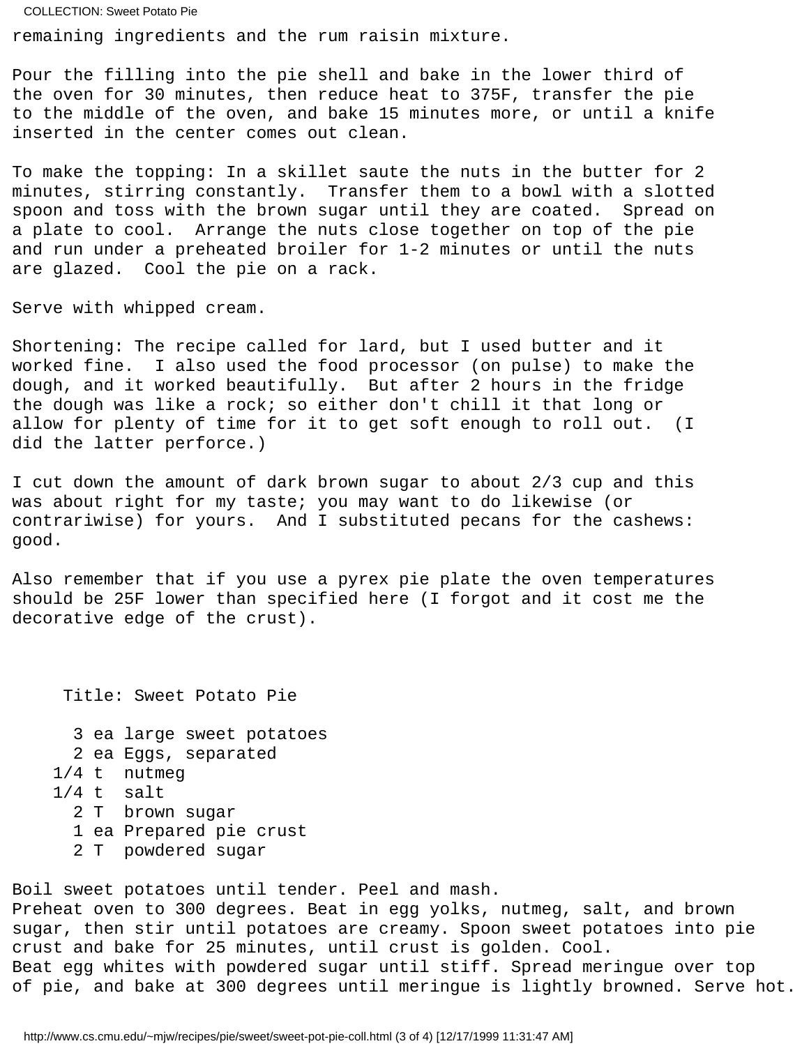remaining ingredients and the rum raisin mixture.

Pour the filling into the pie shell and bake in the lower third of the oven for 30 minutes, then reduce heat to 375F, transfer the pie to the middle of the oven, and bake 15 minutes more, or until a knife inserted in the center comes out clean.

To make the topping: In a skillet saute the nuts in the butter for 2 minutes, stirring constantly. Transfer them to a bowl with a slotted spoon and toss with the brown sugar until they are coated. Spread on a plate to cool. Arrange the nuts close together on top of the pie and run under a preheated broiler for 1-2 minutes or until the nuts are glazed. Cool the pie on a rack.

Serve with whipped cream.

Shortening: The recipe called for lard, but I used butter and it worked fine. I also used the food processor (on pulse) to make the dough, and it worked beautifully. But after 2 hours in the fridge the dough was like a rock; so either don't chill it that long or allow for plenty of time for it to get soft enough to roll out. (I did the latter perforce.)

I cut down the amount of dark brown sugar to about 2/3 cup and this was about right for my taste; you may want to do likewise (or contrariwise) for yours. And I substituted pecans for the cashews: good.

Also remember that if you use a pyrex pie plate the oven temperatures should be 25F lower than specified here (I forgot and it cost me the decorative edge of the crust).

## Title: Sweet Potato Pie

```
  3 ea large sweet potatoes
  2 ea Eggs, separated
1/4 t  nutmeg
1/4 t  salt
  2 T  brown sugar
  1 ea Prepared pie crust
  2 T  powdered sugar
```

Boil sweet potatoes until tender. Peel and mash.
Preheat oven to 300 degrees. Beat in egg yolks, nutmeg, salt, and brown sugar, then stir until potatoes are creamy. Spoon sweet potatoes into pie crust and bake for 25 minutes, until crust is golden. Cool.
Beat egg whites with powdered sugar until stiff. Spread meringue over top of pie, and bake at 300 degrees until meringue is lightly browned. Serve hot.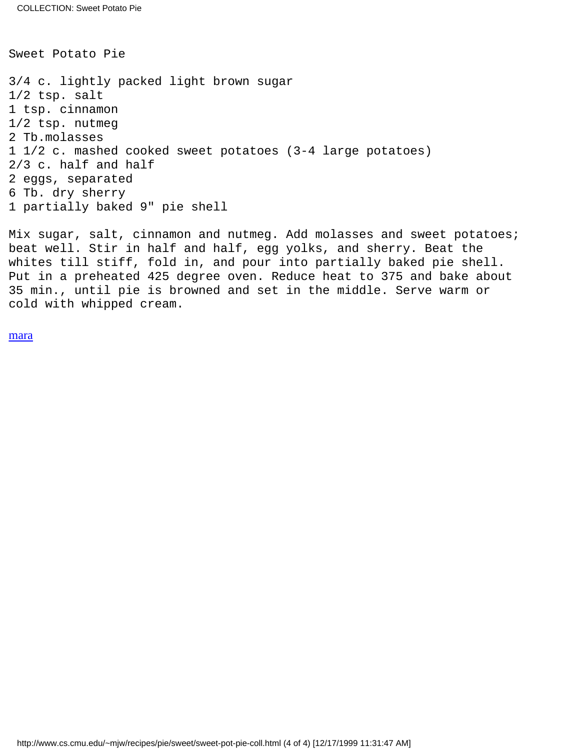## Sweet Potato Pie

3/4 c. lightly packed light brown sugar
1/2 tsp. salt
1 tsp. cinnamon
1/2 tsp. nutmeg
2 Tb.molasses
1 1/2 c. mashed cooked sweet potatoes (3-4 large potatoes)
2/3 c. half and half
2 eggs, separated
6 Tb. dry sherry
1 partially baked 9" pie shell

Mix sugar, salt, cinnamon and nutmeg. Add molasses and sweet potatoes; beat well. Stir in half and half, egg yolks, and sherry. Beat the whites till stiff, fold in, and pour into partially baked pie shell. Put in a preheated 425 degree oven. Reduce heat to 375 and bake about 35 min., until pie is browned and set in the middle. Serve warm or cold with whipped cream.

mara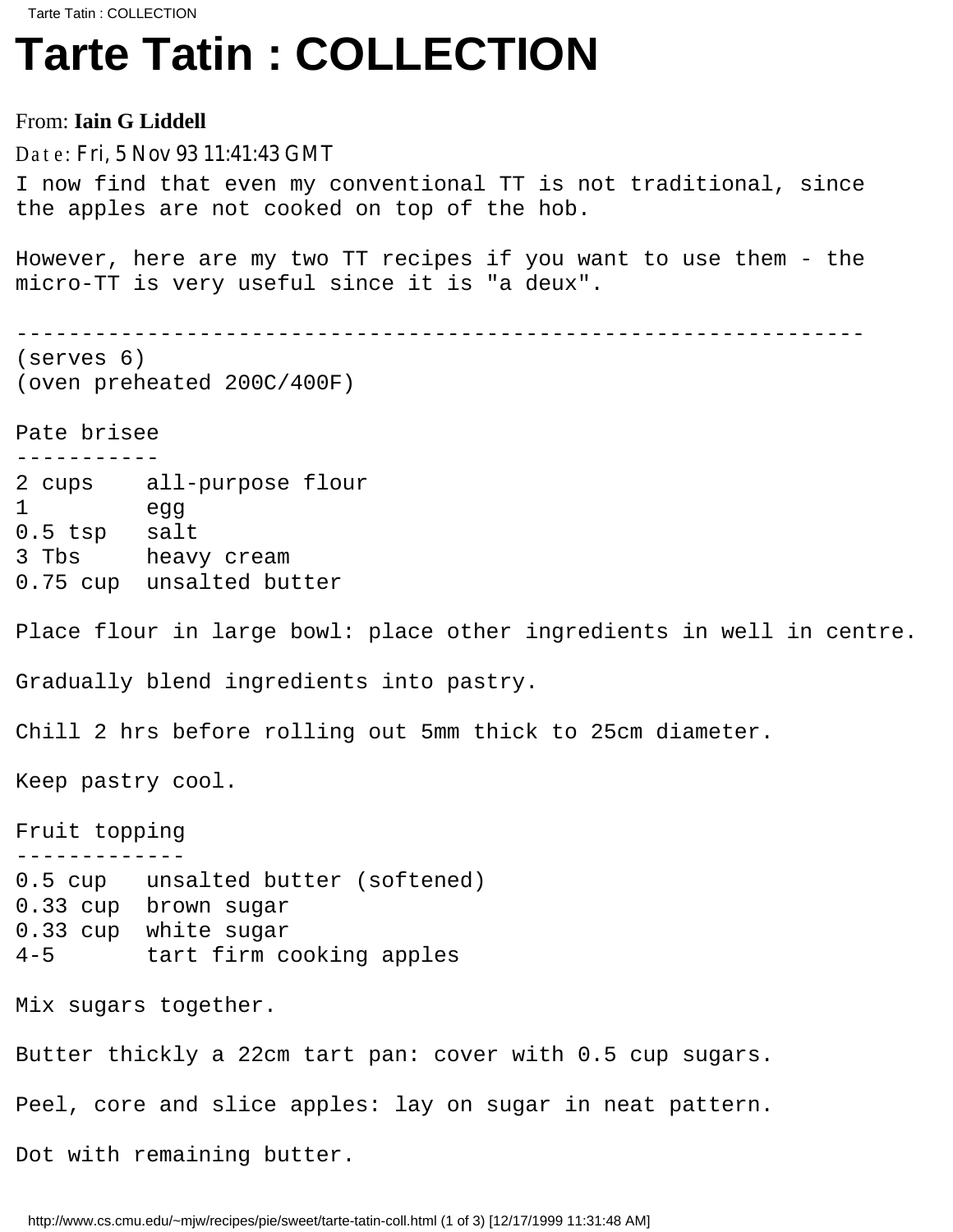# Tarte Tatin : COLLECTION

From: **Iain G Liddell**

Date: Fri, 5 Nov 93 11:41:43 GMT

```
I now find that even my conventional TT is not traditional, since
the apples are not cooked on top of the hob.

However, here are my two TT recipes if you want to use them - the
micro-TT is very useful since it is "a deux".

-----------------------------------------------------------------
(serves 6)
(oven preheated 200C/400F)

Pate brisee
-----------
2 cups    all-purpose flour
1         egg
0.5 tsp   salt
3 Tbs     heavy cream
0.75 cup  unsalted butter

Place flour in large bowl: place other ingredients in well in centre.

Gradually blend ingredients into pastry.

Chill 2 hrs before rolling out 5mm thick to 25cm diameter.

Keep pastry cool.

Fruit topping
-------------
0.5 cup   unsalted butter (softened)
0.33 cup  brown sugar
0.33 cup  white sugar
4-5       tart firm cooking apples

Mix sugars together.

Butter thickly a 22cm tart pan: cover with 0.5 cup sugars.

Peel, core and slice apples: lay on sugar in neat pattern.

Dot with remaining butter.
```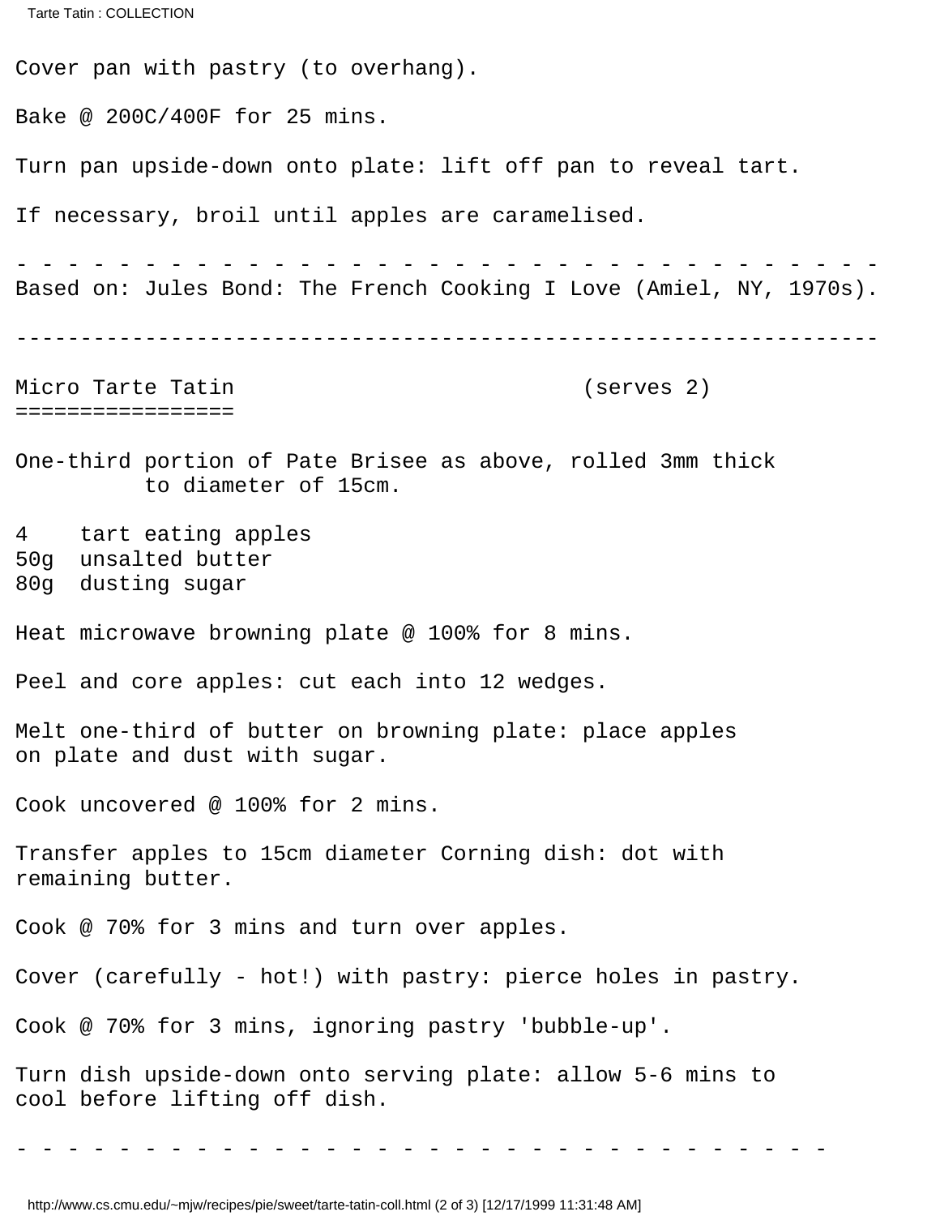Cover pan with pastry (to overhang).

Bake @ 200C/400F for 25 mins.

Turn pan upside-down onto plate: lift off pan to reveal tart.

If necessary, broil until apples are caramelised.

\- - - - - - - - - - - - - - - - - - - - - - - - - - - - - - - - - - -

Based on: Jules Bond: The French Cooking I Love (Amiel, NY, 1970s).

---

## Micro Tarte Tatin (serves 2)

One-third portion of Pate Brisee as above, rolled 3mm thick to diameter of 15cm.

4 tart eating apples
50g unsalted butter
80g dusting sugar

Heat microwave browning plate @ 100% for 8 mins.

Peel and core apples: cut each into 12 wedges.

Melt one-third of butter on browning plate: place apples on plate and dust with sugar.

Cook uncovered @ 100% for 2 mins.

Transfer apples to 15cm diameter Corning dish: dot with remaining butter.

Cook @ 70% for 3 mins and turn over apples.

Cover (carefully - hot!) with pastry: pierce holes in pastry.

Cook @ 70% for 3 mins, ignoring pastry 'bubble-up'.

Turn dish upside-down onto serving plate: allow 5-6 mins to cool before lifting off dish.

\- - - - - - - - - - - - - - - - - - - - - - - - - - - - - - - -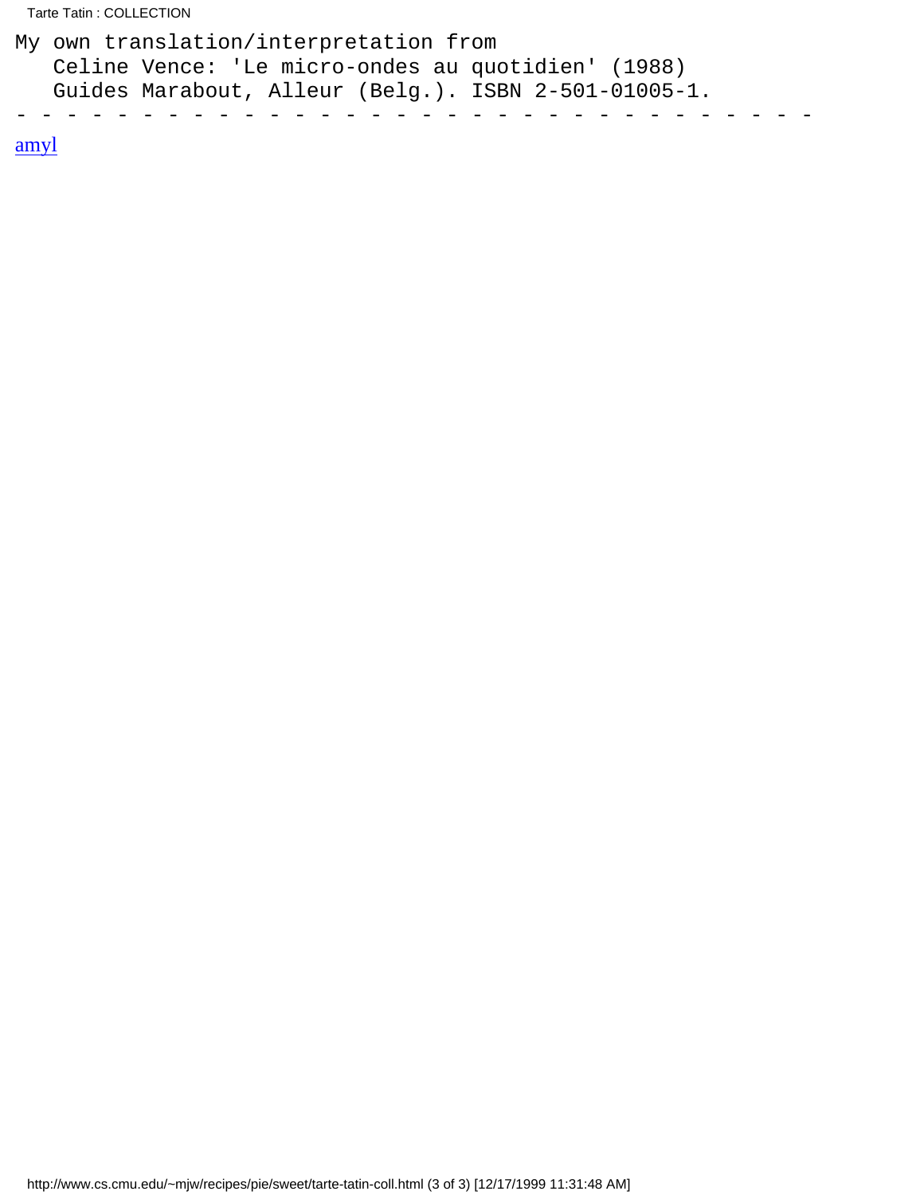```
My own translation/interpretation from
   Celine Vence: 'Le micro-ondes au quotidien' (1988)
   Guides Marabout, Alleur (Belg.). ISBN 2-501-01005-1.
- - - - - - - - - - - - - - - - - - - - - - - - - - - - - - - -
```

amyl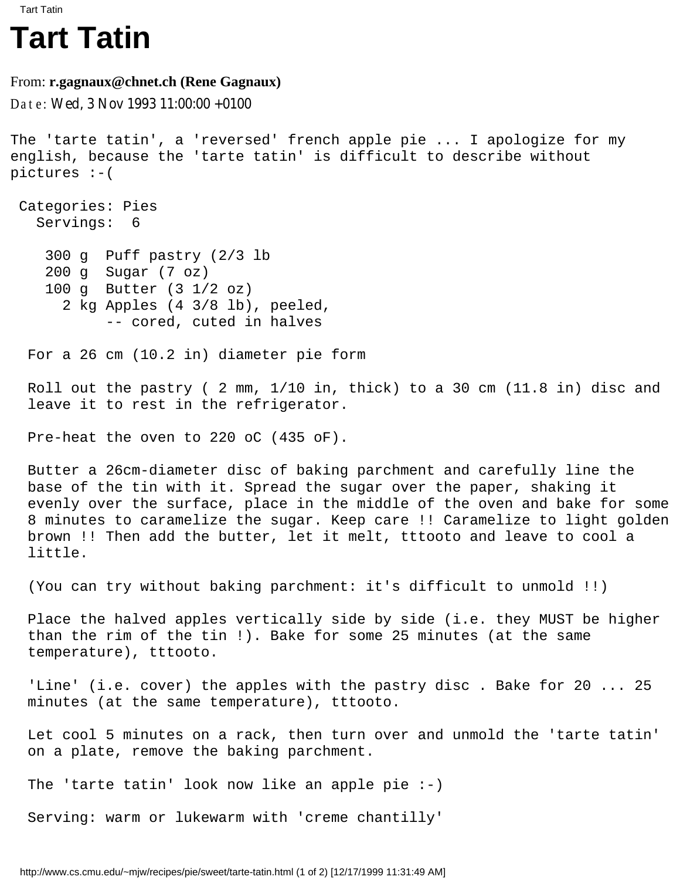# Tart Tatin

From: **r.gagnaux@chnet.ch (Rene Gagnaux)**

Date: Wed, 3 Nov 1993 11:00:00 +0100

```
The 'tarte tatin', a 'reversed' french apple pie ... I apologize for my
english, because the 'tarte tatin' is difficult to describe without
pictures :-(

 Categories: Pies
   Servings:  6

    300 g  Puff pastry (2/3 lb
    200 g  Sugar (7 oz)
    100 g  Butter (3 1/2 oz)
      2 kg Apples (4 3/8 lb), peeled,
           -- cored, cuted in halves

  For a 26 cm (10.2 in) diameter pie form

  Roll out the pastry ( 2 mm, 1/10 in, thick) to a 30 cm (11.8 in) disc and
  leave it to rest in the refrigerator.

  Pre-heat the oven to 220 oC (435 oF).

  Butter a 26cm-diameter disc of baking parchment and carefully line the
  base of the tin with it. Spread the sugar over the paper, shaking it
  evenly over the surface, place in the middle of the oven and bake for some
  8 minutes to caramelize the sugar. Keep care !! Caramelize to light golden
  brown !! Then add the butter, let it melt, tttooto and leave to cool a
  little.

  (You can try without baking parchment: it's difficult to unmold !!)

  Place the halved apples vertically side by side (i.e. they MUST be higher
  than the rim of the tin !). Bake for some 25 minutes (at the same
  temperature), tttooto.

  'Line' (i.e. cover) the apples with the pastry disc . Bake for 20 ... 25
  minutes (at the same temperature), tttooto.

  Let cool 5 minutes on a rack, then turn over and unmold the 'tarte tatin'
  on a plate, remove the baking parchment.

  The 'tarte tatin' look now like an apple pie :-)

  Serving: warm or lukewarm with 'creme chantilly'
```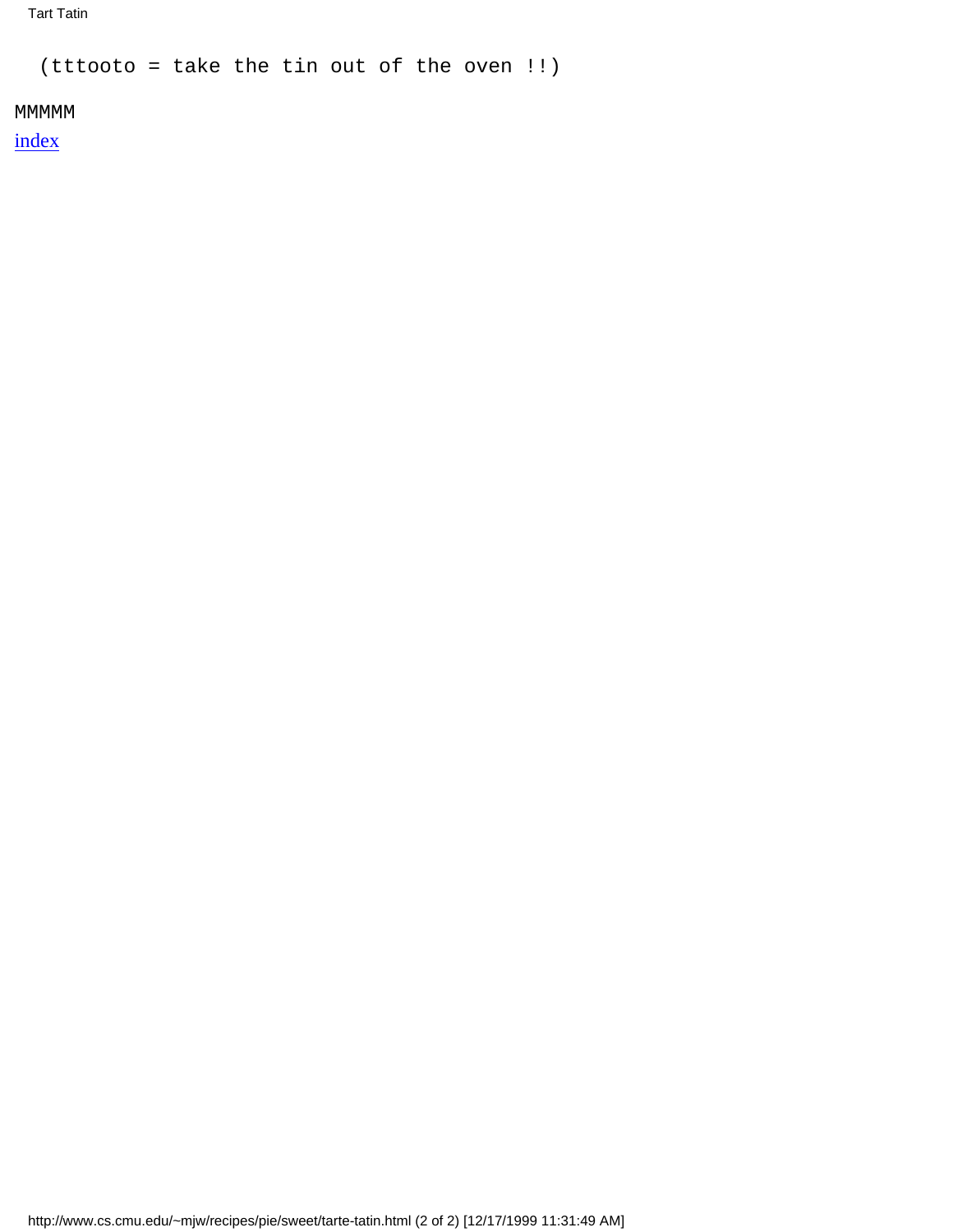```
  (tttooto = take the tin out of the oven !!)
```

MMMMM

index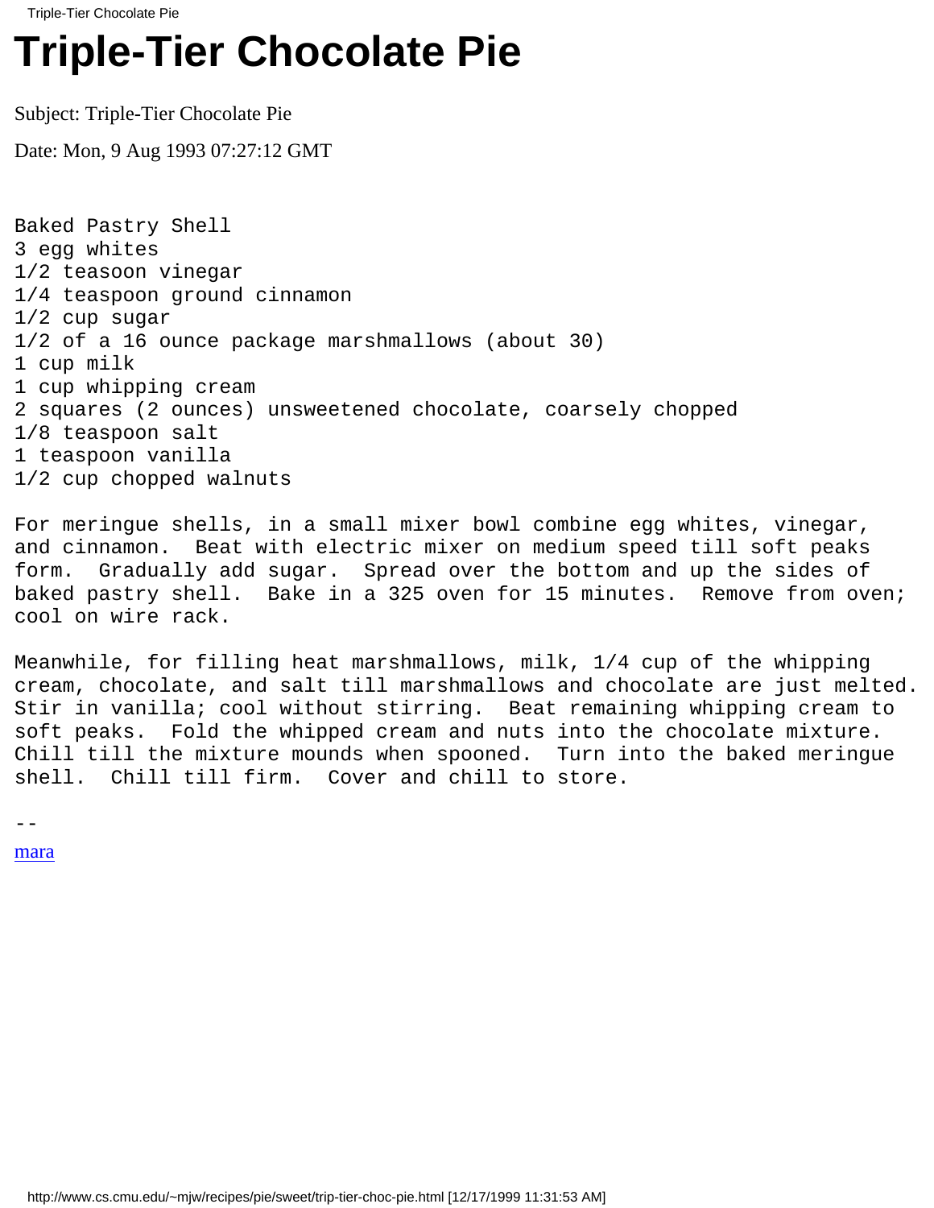# Triple-Tier Chocolate Pie

Subject: Triple-Tier Chocolate Pie

Date: Mon, 9 Aug 1993 07:27:12 GMT

```
Baked Pastry Shell
3 egg whites
1/2 teasoon vinegar
1/4 teaspoon ground cinnamon
1/2 cup sugar
1/2 of a 16 ounce package marshmallows (about 30)
1 cup milk
1 cup whipping cream
2 squares (2 ounces) unsweetened chocolate, coarsely chopped
1/8 teaspoon salt
1 teaspoon vanilla
1/2 cup chopped walnuts

For meringue shells, in a small mixer bowl combine egg whites, vinegar,
and cinnamon.  Beat with electric mixer on medium speed till soft peaks
form.  Gradually add sugar.  Spread over the bottom and up the sides of
baked pastry shell.  Bake in a 325 oven for 15 minutes.  Remove from oven;
cool on wire rack.

Meanwhile, for filling heat marshmallows, milk, 1/4 cup of the whipping
cream, chocolate, and salt till marshmallows and chocolate are just melted.
Stir in vanilla; cool without stirring.  Beat remaining whipping cream to
soft peaks.  Fold the whipped cream and nuts into the chocolate mixture.
Chill till the mixture mounds when spooned.  Turn into the baked meringue
shell.  Chill till firm.  Cover and chill to store.

--
```

mara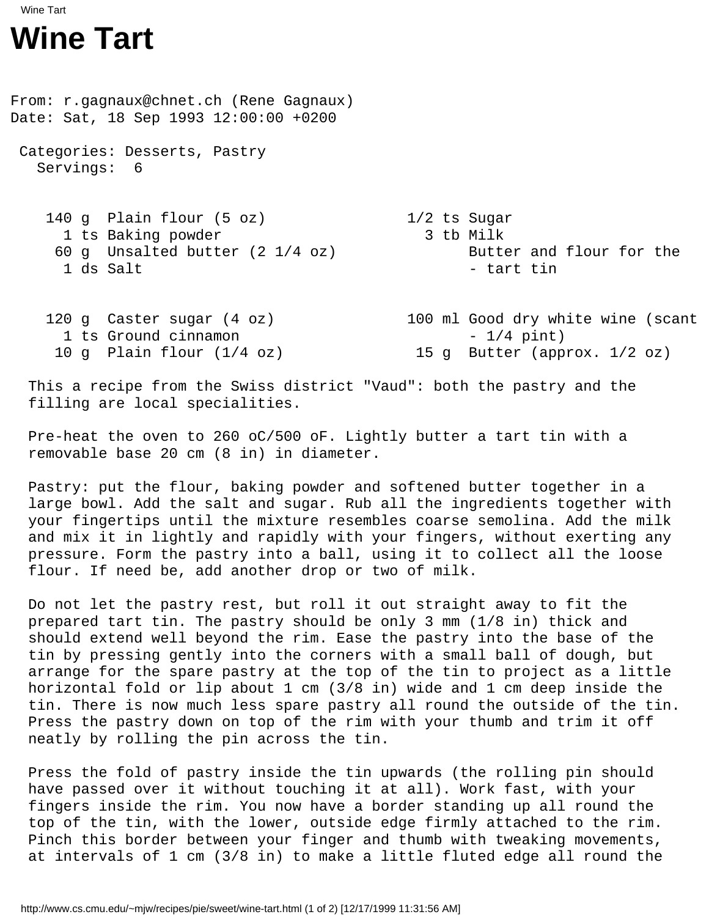# Wine Tart

From: r.gagnaux@chnet.ch (Rene Gagnaux)
Date: Sat, 18 Sep 1993 12:00:00 +0200

Categories: Desserts, Pastry
Servings: 6

```
    140 g  Plain flour (5 oz)               1/2 ts Sugar
      1 ts Baking powder                      3 tb Milk
     60 g  Unsalted butter (2 1/4 oz)              Butter and flour for the
      1 ds Salt                                    - tart tin


    120 g  Caster sugar (4 oz)              100 ml Good dry white wine (scant
      1 ts Ground cinnamon                         - 1/4 pint)
     10 g  Plain flour (1/4 oz)              15 g  Butter (approx. 1/2 oz)
```

This a recipe from the Swiss district "Vaud": both the pastry and the filling are local specialities.

Pre-heat the oven to 260 oC/500 oF. Lightly butter a tart tin with a removable base 20 cm (8 in) in diameter.

Pastry: put the flour, baking powder and softened butter together in a large bowl. Add the salt and sugar. Rub all the ingredients together with your fingertips until the mixture resembles coarse semolina. Add the milk and mix it in lightly and rapidly with your fingers, without exerting any pressure. Form the pastry into a ball, using it to collect all the loose flour. If need be, add another drop or two of milk.

Do not let the pastry rest, but roll it out straight away to fit the prepared tart tin. The pastry should be only 3 mm (1/8 in) thick and should extend well beyond the rim. Ease the pastry into the base of the tin by pressing gently into the corners with a small ball of dough, but arrange for the spare pastry at the top of the tin to project as a little horizontal fold or lip about 1 cm (3/8 in) wide and 1 cm deep inside the tin. There is now much less spare pastry all round the outside of the tin. Press the pastry down on top of the rim with your thumb and trim it off neatly by rolling the pin across the tin.

Press the fold of pastry inside the tin upwards (the rolling pin should have passed over it without touching it at all). Work fast, with your fingers inside the rim. You now have a border standing up all round the top of the tin, with the lower, outside edge firmly attached to the rim. Pinch this border between your finger and thumb with tweaking movements, at intervals of 1 cm (3/8 in) to make a little fluted edge all round the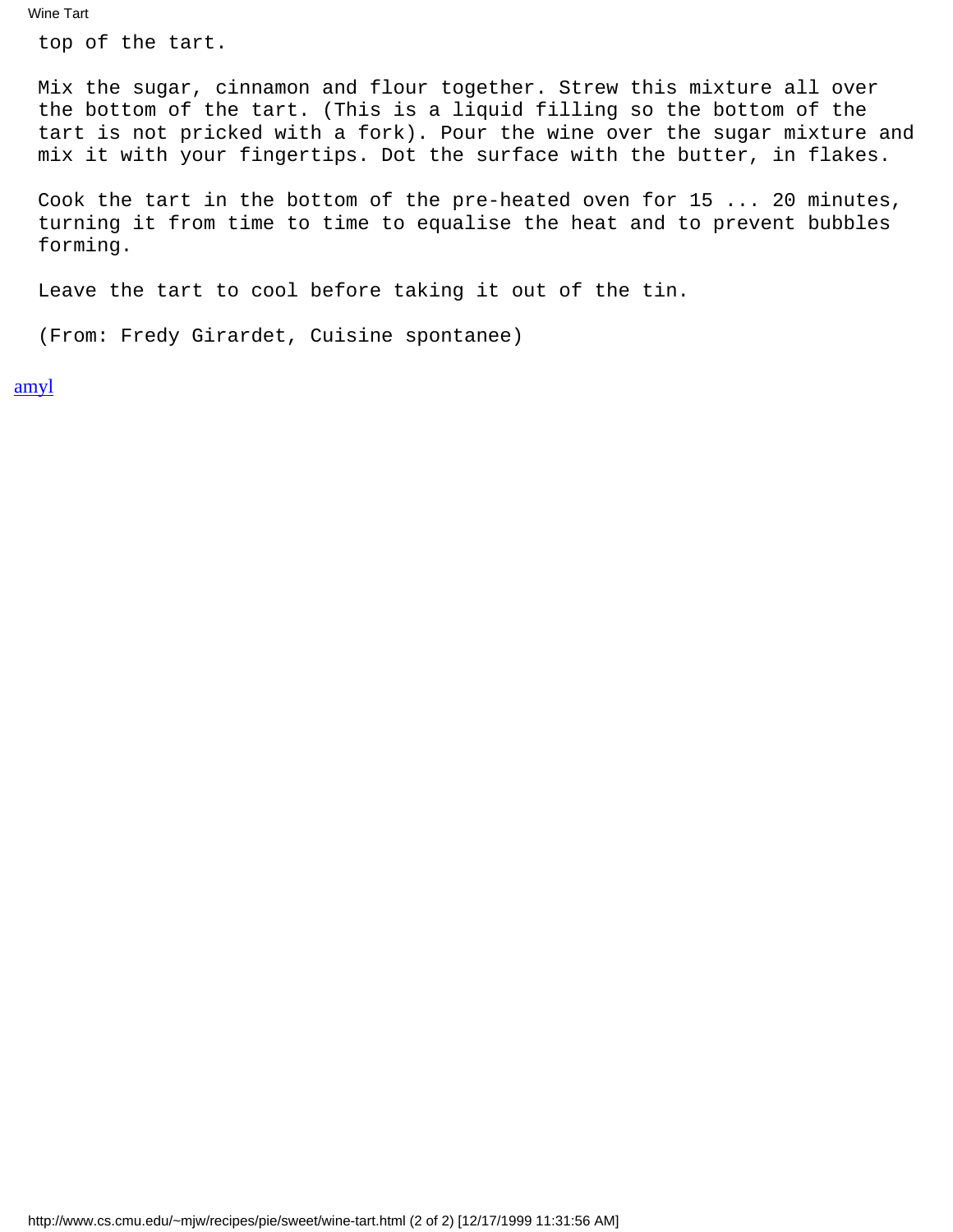top of the tart.

Mix the sugar, cinnamon and flour together. Strew this mixture all over the bottom of the tart. (This is a liquid filling so the bottom of the tart is not pricked with a fork). Pour the wine over the sugar mixture and mix it with your fingertips. Dot the surface with the butter, in flakes.

Cook the tart in the bottom of the pre-heated oven for 15 ... 20 minutes, turning it from time to time to equalise the heat and to prevent bubbles forming.

Leave the tart to cool before taking it out of the tin.

(From: Fredy Girardet, Cuisine spontanee)

amyl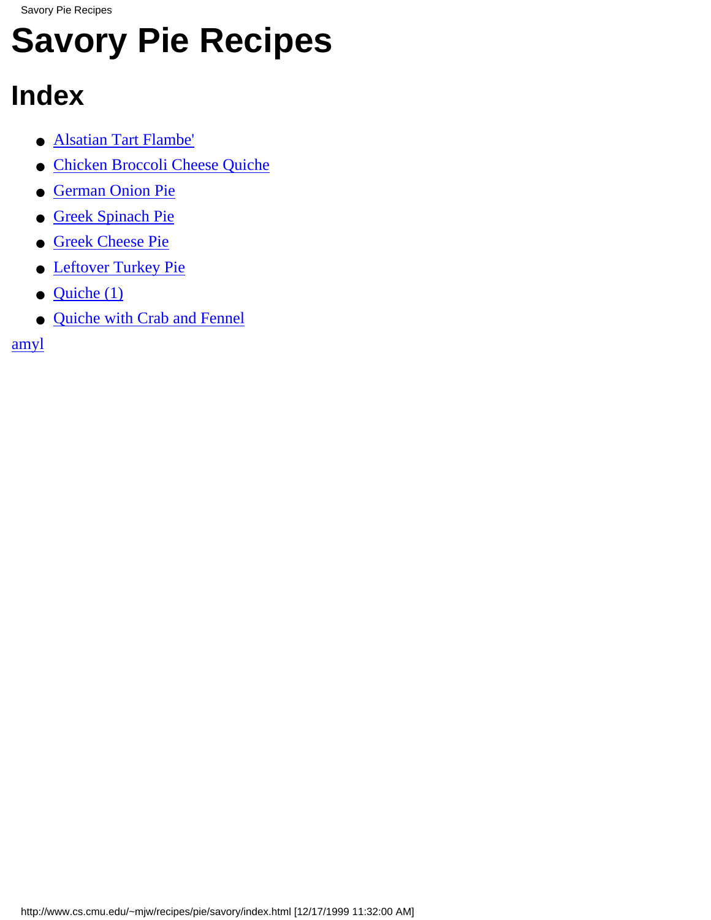# Savory Pie Recipes

## Index

- Alsatian Tart Flambe'
- Chicken Broccoli Cheese Quiche
- German Onion Pie
- Greek Spinach Pie
- Greek Cheese Pie
- Leftover Turkey Pie
- Quiche (1)
- Quiche with Crab and Fennel

amyl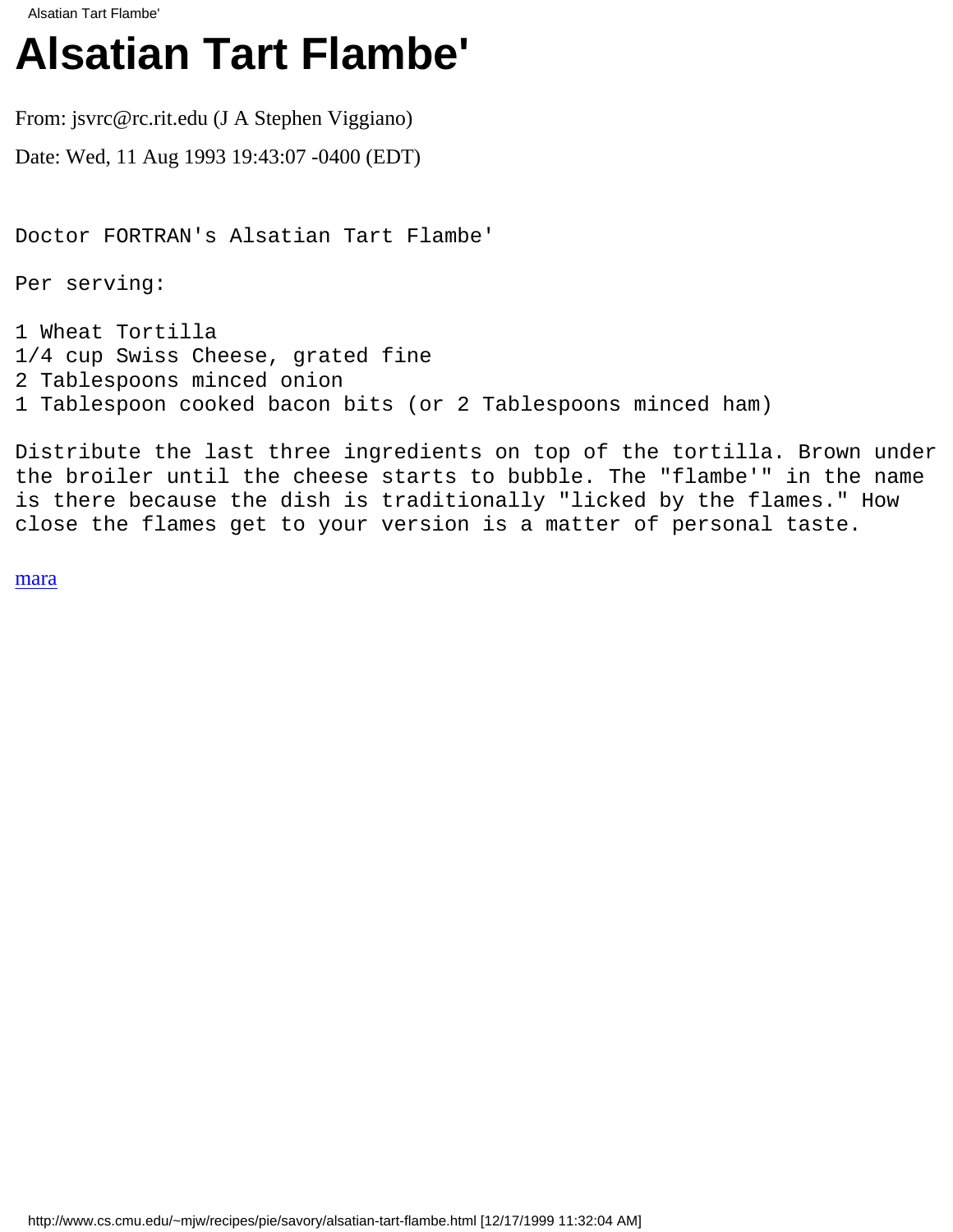# Alsatian Tart Flambe'

From: jsvrc@rc.rit.edu (J A Stephen Viggiano)

Date: Wed, 11 Aug 1993 19:43:07 -0400 (EDT)

```
Doctor FORTRAN's Alsatian Tart Flambe'

Per serving:

1 Wheat Tortilla
1/4 cup Swiss Cheese, grated fine
2 Tablespoons minced onion
1 Tablespoon cooked bacon bits (or 2 Tablespoons minced ham)

Distribute the last three ingredients on top of the tortilla. Brown under
the broiler until the cheese starts to bubble. The "flambe'" in the name
is there because the dish is traditionally "licked by the flames." How
close the flames get to your version is a matter of personal taste.
```

mara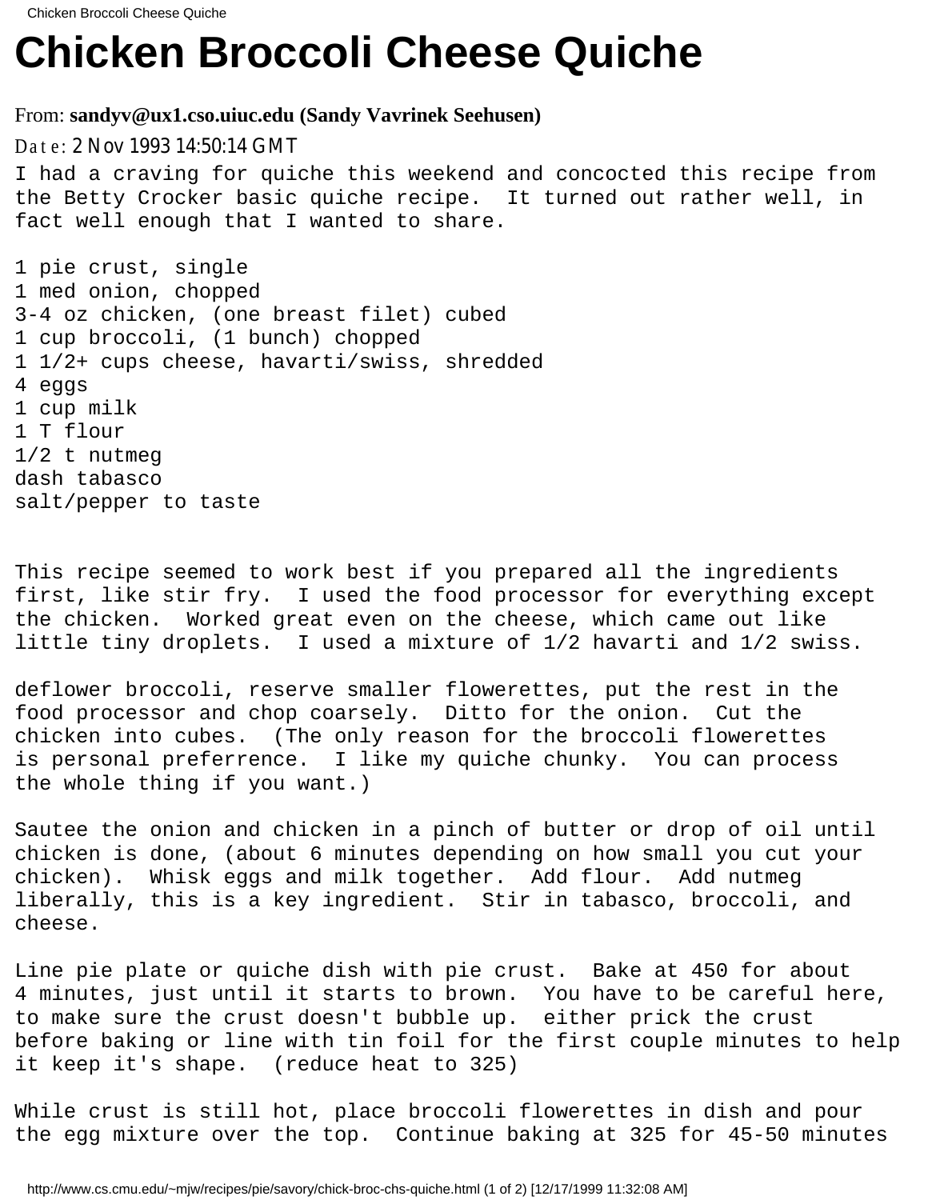# Chicken Broccoli Cheese Quiche

From: **sandyv@ux1.cso.uiuc.edu (Sandy Vavrinek Seehusen)**

Date: 2 Nov 1993 14:50:14 GMT

I had a craving for quiche this weekend and concocted this recipe from the Betty Crocker basic quiche recipe. It turned out rather well, in fact well enough that I wanted to share.

1 pie crust, single  
1 med onion, chopped  
3-4 oz chicken, (one breast filet) cubed  
1 cup broccoli, (1 bunch) chopped  
1 1/2+ cups cheese, havarti/swiss, shredded  
4 eggs  
1 cup milk  
1 T flour  
1/2 t nutmeg  
dash tabasco  
salt/pepper to taste

This recipe seemed to work best if you prepared all the ingredients first, like stir fry. I used the food processor for everything except the chicken. Worked great even on the cheese, which came out like little tiny droplets. I used a mixture of 1/2 havarti and 1/2 swiss.

deflower broccoli, reserve smaller flowerettes, put the rest in the food processor and chop coarsely. Ditto for the onion. Cut the chicken into cubes. (The only reason for the broccoli flowerettes is personal preferrence. I like my quiche chunky. You can process the whole thing if you want.)

Sautee the onion and chicken in a pinch of butter or drop of oil until chicken is done, (about 6 minutes depending on how small you cut your chicken). Whisk eggs and milk together. Add flour. Add nutmeg liberally, this is a key ingredient. Stir in tabasco, broccoli, and cheese.

Line pie plate or quiche dish with pie crust. Bake at 450 for about 4 minutes, just until it starts to brown. You have to be careful here, to make sure the crust doesn't bubble up. either prick the crust before baking or line with tin foil for the first couple minutes to help it keep it's shape. (reduce heat to 325)

While crust is still hot, place broccoli flowerettes in dish and pour the egg mixture over the top. Continue baking at 325 for 45-50 minutes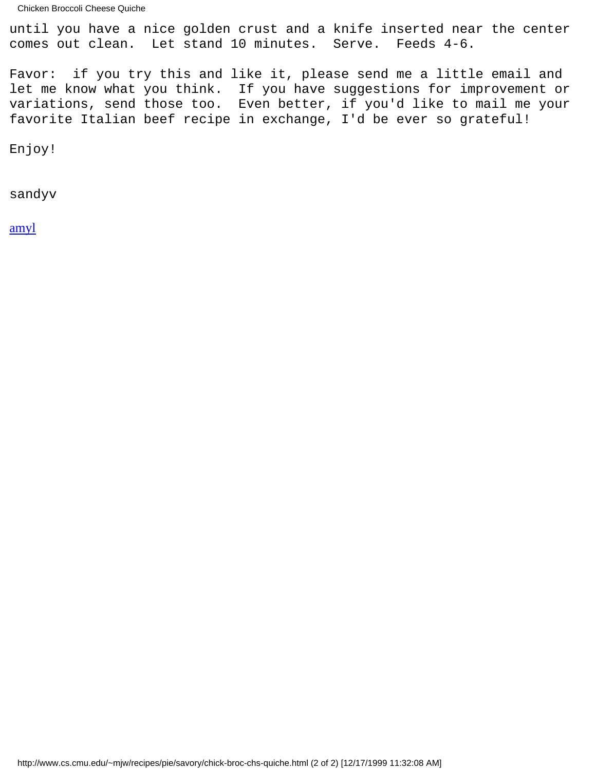until you have a nice golden crust and a knife inserted near the center comes out clean. Let stand 10 minutes. Serve. Feeds 4-6.

Favor: if you try this and like it, please send me a little email and let me know what you think. If you have suggestions for improvement or variations, send those too. Even better, if you'd like to mail me your favorite Italian beef recipe in exchange, I'd be ever so grateful!

Enjoy!

sandyv

amyl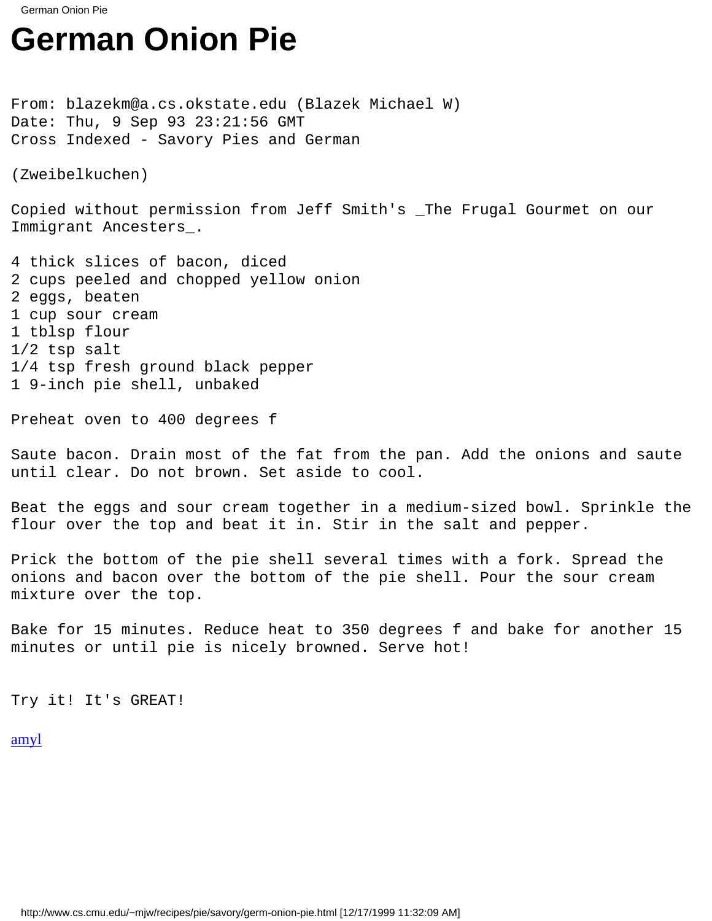# German Onion Pie

From: blazekm@a.cs.okstate.edu (Blazek Michael W)
Date: Thu, 9 Sep 93 23:21:56 GMT
Cross Indexed - Savory Pies and German

(Zweibelkuchen)

Copied without permission from Jeff Smith's _The Frugal Gourmet on our Immigrant Ancesters_.

4 thick slices of bacon, diced
2 cups peeled and chopped yellow onion
2 eggs, beaten
1 cup sour cream
1 tblsp flour
1/2 tsp salt
1/4 tsp fresh ground black pepper
1 9-inch pie shell, unbaked

Preheat oven to 400 degrees f

Saute bacon. Drain most of the fat from the pan. Add the onions and saute until clear. Do not brown. Set aside to cool.

Beat the eggs and sour cream together in a medium-sized bowl. Sprinkle the flour over the top and beat it in. Stir in the salt and pepper.

Prick the bottom of the pie shell several times with a fork. Spread the onions and bacon over the bottom of the pie shell. Pour the sour cream mixture over the top.

Bake for 15 minutes. Reduce heat to 350 degrees f and bake for another 15 minutes or until pie is nicely browned. Serve hot!

Try it! It's GREAT!

amyl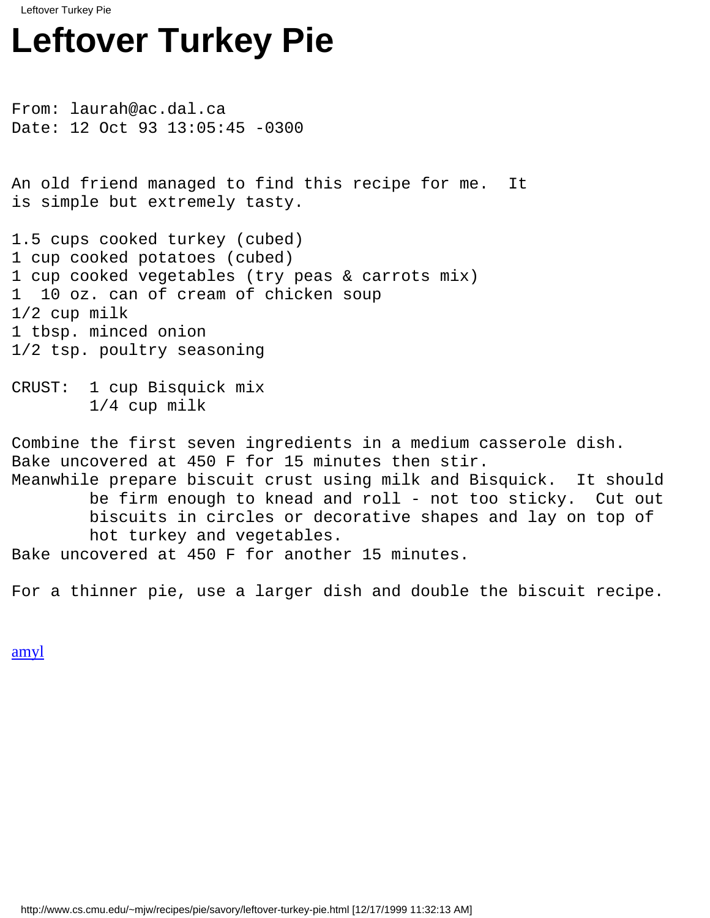# Leftover Turkey Pie

```
From: laurah@ac.dal.ca
Date: 12 Oct 93 13:05:45 -0300


An old friend managed to find this recipe for me.  It
is simple but extremely tasty.

1.5 cups cooked turkey (cubed)
1 cup cooked potatoes (cubed)
1 cup cooked vegetables (try peas & carrots mix)
1  10 oz. can of cream of chicken soup
1/2 cup milk
1 tbsp. minced onion
1/2 tsp. poultry seasoning

CRUST:  1 cup Bisquick mix
        1/4 cup milk

Combine the first seven ingredients in a medium casserole dish.
Bake uncovered at 450 F for 15 minutes then stir.
Meanwhile prepare biscuit crust using milk and Bisquick.  It should
        be firm enough to knead and roll - not too sticky.  Cut out
        biscuits in circles or decorative shapes and lay on top of
        hot turkey and vegetables.
Bake uncovered at 450 F for another 15 minutes.

For a thinner pie, use a larger dish and double the biscuit recipe.
```

amyl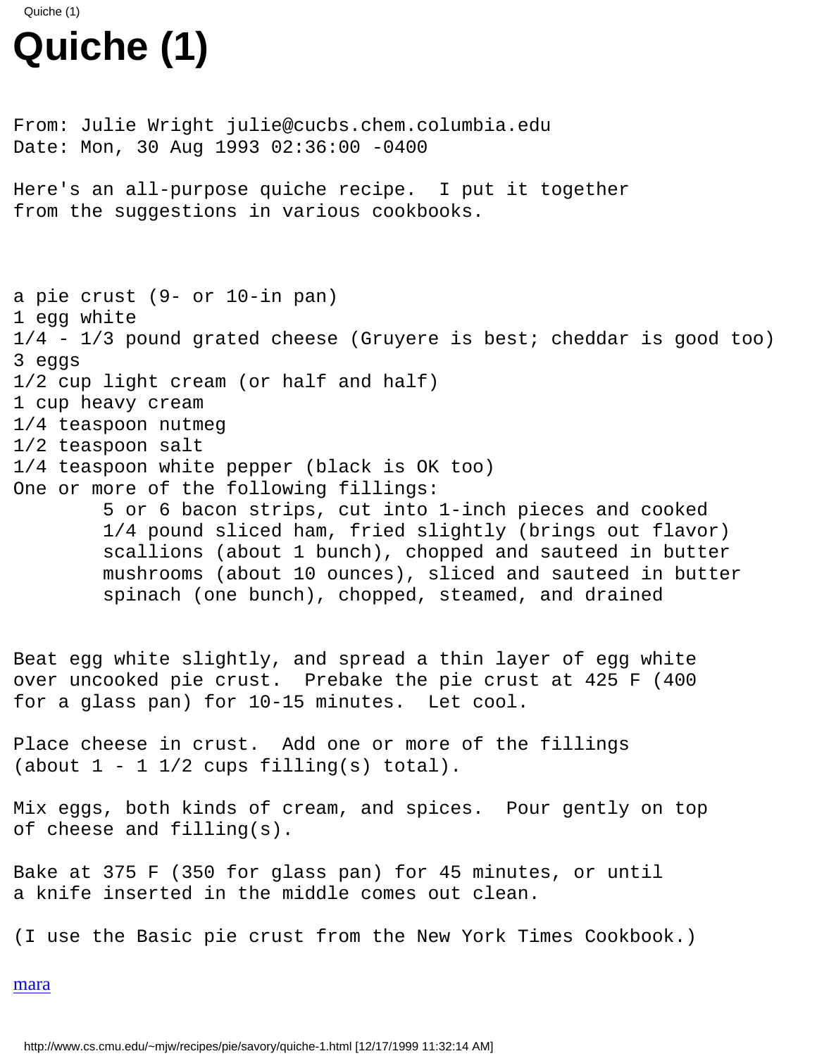# Quiche (1)

From: Julie Wright julie@cucbs.chem.columbia.edu
Date: Mon, 30 Aug 1993 02:36:00 -0400

Here's an all-purpose quiche recipe. I put it together from the suggestions in various cookbooks.

```
a pie crust (9- or 10-in pan)
1 egg white
1/4 - 1/3 pound grated cheese (Gruyere is best; cheddar is good too)
3 eggs
1/2 cup light cream (or half and half)
1 cup heavy cream
1/4 teaspoon nutmeg
1/2 teaspoon salt
1/4 teaspoon white pepper (black is OK too)
One or more of the following fillings:
        5 or 6 bacon strips, cut into 1-inch pieces and cooked
        1/4 pound sliced ham, fried slightly (brings out flavor)
        scallions (about 1 bunch), chopped and sauteed in butter
        mushrooms (about 10 ounces), sliced and sauteed in butter
        spinach (one bunch), chopped, steamed, and drained
```

Beat egg white slightly, and spread a thin layer of egg white over uncooked pie crust. Prebake the pie crust at 425 F (400 for a glass pan) for 10-15 minutes. Let cool.

Place cheese in crust. Add one or more of the fillings (about 1 - 1 1/2 cups filling(s) total).

Mix eggs, both kinds of cream, and spices. Pour gently on top of cheese and filling(s).

Bake at 375 F (350 for glass pan) for 45 minutes, or until a knife inserted in the middle comes out clean.

(I use the Basic pie crust from the New York Times Cookbook.)

mara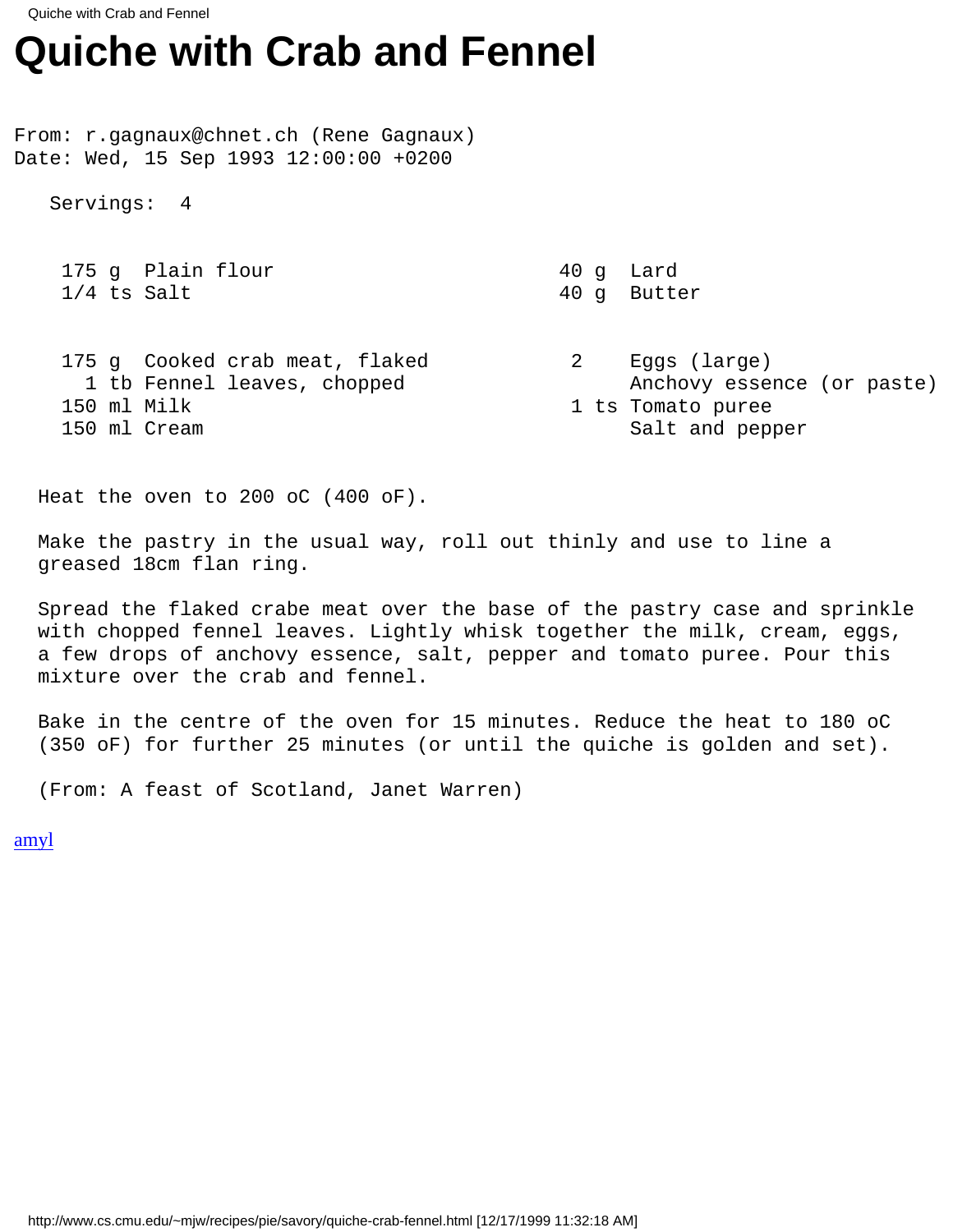# Quiche with Crab and Fennel

From: r.gagnaux@chnet.ch (Rene Gagnaux)
Date: Wed, 15 Sep 1993 12:00:00 +0200

Servings: 4

```
 175 g  Plain flour                     40 g  Lard
 1/4 ts Salt                            40 g  Butter

 175 g  Cooked crab meat, flaked         2    Eggs (large)
   1 tb Fennel leaves, chopped                Anchovy essence (or paste)
 150 ml Milk                             1 ts Tomato puree
 150 ml Cream                                 Salt and pepper
```

Heat the oven to 200 oC (400 oF).

Make the pastry in the usual way, roll out thinly and use to line a greased 18cm flan ring.

Spread the flaked crabe meat over the base of the pastry case and sprinkle with chopped fennel leaves. Lightly whisk together the milk, cream, eggs, a few drops of anchovy essence, salt, pepper and tomato puree. Pour this mixture over the crab and fennel.

Bake in the centre of the oven for 15 minutes. Reduce the heat to 180 oC (350 oF) for further 25 minutes (or until the quiche is golden and set).

(From: A feast of Scotland, Janet Warren)

amyl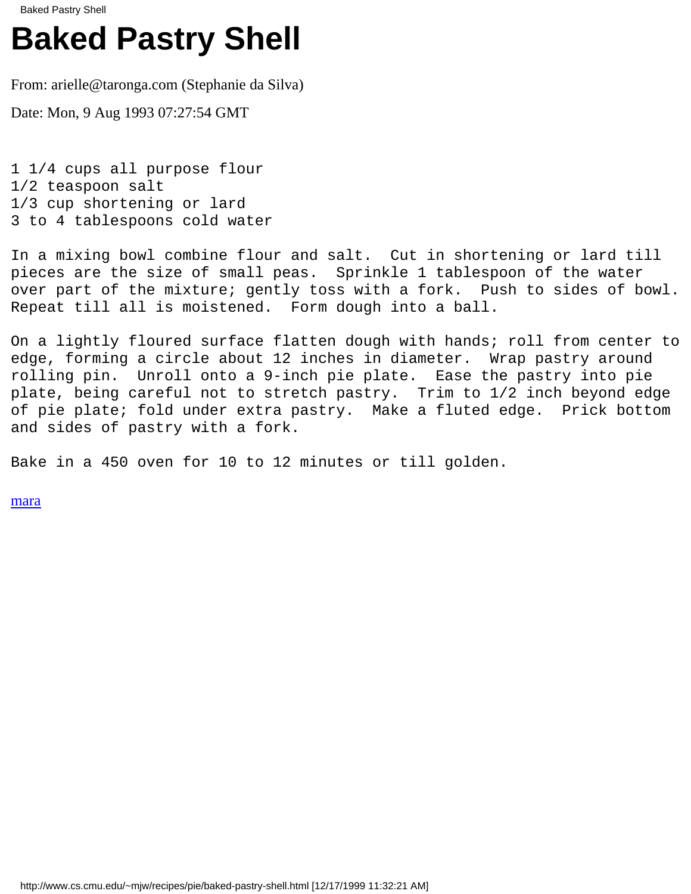# Baked Pastry Shell

From: arielle@taronga.com (Stephanie da Silva)

Date: Mon, 9 Aug 1993 07:27:54 GMT

```
1 1/4 cups all purpose flour
1/2 teaspoon salt
1/3 cup shortening or lard
3 to 4 tablespoons cold water

In a mixing bowl combine flour and salt.  Cut in shortening or lard till
pieces are the size of small peas.  Sprinkle 1 tablespoon of the water
over part of the mixture; gently toss with a fork.  Push to sides of bowl.
Repeat till all is moistened.  Form dough into a ball.

On a lightly floured surface flatten dough with hands; roll from center to
edge, forming a circle about 12 inches in diameter.  Wrap pastry around
rolling pin.  Unroll onto a 9-inch pie plate.  Ease the pastry into pie
plate, being careful not to stretch pastry.  Trim to 1/2 inch beyond edge
of pie plate; fold under extra pastry.  Make a fluted edge.  Prick bottom
and sides of pastry with a fork.

Bake in a 450 oven for 10 to 12 minutes or till golden.
```

mara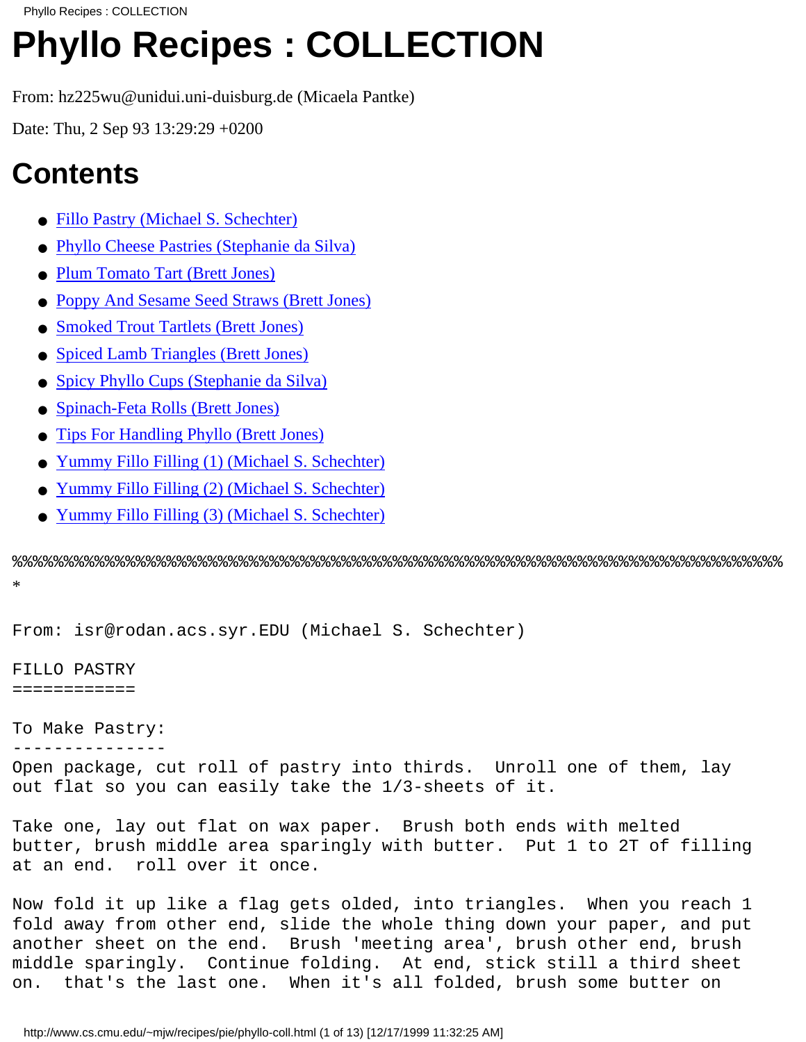# Phyllo Recipes : COLLECTION

From: hz225wu@unidui.uni-duisburg.de (Micaela Pantke)

Date: Thu, 2 Sep 93 13:29:29 +0200

## Contents

- Fillo Pastry (Michael S. Schechter)
- Phyllo Cheese Pastries (Stephanie da Silva)
- Plum Tomato Tart (Brett Jones)
- Poppy And Sesame Seed Straws (Brett Jones)
- Smoked Trout Tartlets (Brett Jones)
- Spiced Lamb Triangles (Brett Jones)
- Spicy Phyllo Cups (Stephanie da Silva)
- Spinach-Feta Rolls (Brett Jones)
- Tips For Handling Phyllo (Brett Jones)
- Yummy Fillo Filling (1) (Michael S. Schechter)
- Yummy Fillo Filling (2) (Michael S. Schechter)
- Yummy Fillo Filling (3) (Michael S. Schechter)

```
%%%%%%%%%%%%%%%%%%%%%%%%%%%%%%%%%%%%%%%%%%%%%%%%%%%%%%%%%%%%%%%%%%%%%%%%%%%%%%%%
*

From: isr@rodan.acs.syr.EDU (Michael S. Schechter)

FILLO PASTRY
============

To Make Pastry:
---------------
Open package, cut roll of pastry into thirds.  Unroll one of them, lay
out flat so you can easily take the 1/3-sheets of it.

Take one, lay out flat on wax paper.  Brush both ends with melted
butter, brush middle area sparingly with butter.  Put 1 to 2T of filling
at an end.  roll over it once.

Now fold it up like a flag gets olded, into triangles.  When you reach 1
fold away from other end, slide the whole thing down your paper, and put
another sheet on the end.  Brush 'meeting area', brush other end, brush
middle sparingly.  Continue folding.  At end, stick still a third sheet
on.  that's the last one.  When it's all folded, brush some butter on
```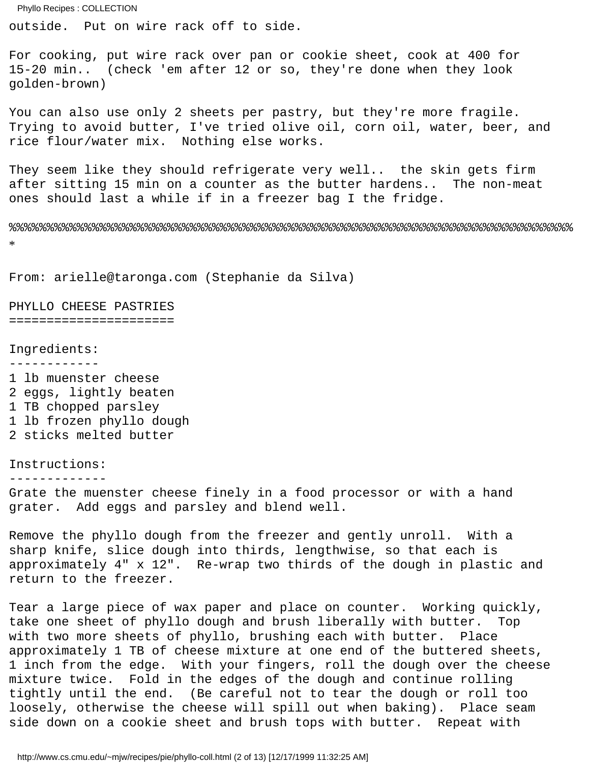outside.  Put on wire rack off to side.

For cooking, put wire rack over pan or cookie sheet, cook at 400 for 15-20 min..  (check 'em after 12 or so, they're done when they look golden-brown)

You can also use only 2 sheets per pastry, but they're more fragile. Trying to avoid butter, I've tried olive oil, corn oil, water, beer, and rice flour/water mix.  Nothing else works.

They seem like they should refrigerate very well..  the skin gets firm after sitting 15 min on a counter as the butter hardens..  The non-meat ones should last a while if in a freezer bag I the fridge.

%%%%%%%%%%%%%%%%%%%%%%%%%%%%%%%%%%%%%%%%%%%%%%%%%%%%%%%%%%%%%%%%%%%%%%%%%%%*

From: arielle@taronga.com (Stephanie da Silva)

## PHYLLO CHEESE PASTRIES

### Ingredients:

1 lb muenster cheese
2 eggs, lightly beaten
1 TB chopped parsley
1 lb frozen phyllo dough
2 sticks melted butter

### Instructions:

Grate the muenster cheese finely in a food processor or with a hand grater.  Add eggs and parsley and blend well.

Remove the phyllo dough from the freezer and gently unroll.  With a sharp knife, slice dough into thirds, lengthwise, so that each is approximately 4" x 12".  Re-wrap two thirds of the dough in plastic and return to the freezer.

Tear a large piece of wax paper and place on counter.  Working quickly, take one sheet of phyllo dough and brush liberally with butter.  Top with two more sheets of phyllo, brushing each with butter.  Place approximately 1 TB of cheese mixture at one end of the buttered sheets, 1 inch from the edge.  With your fingers, roll the dough over the cheese mixture twice.  Fold in the edges of the dough and continue rolling tightly until the end.  (Be careful not to tear the dough or roll too loosely, otherwise the cheese will spill out when baking).  Place seam side down on a cookie sheet and brush tops with butter.  Repeat with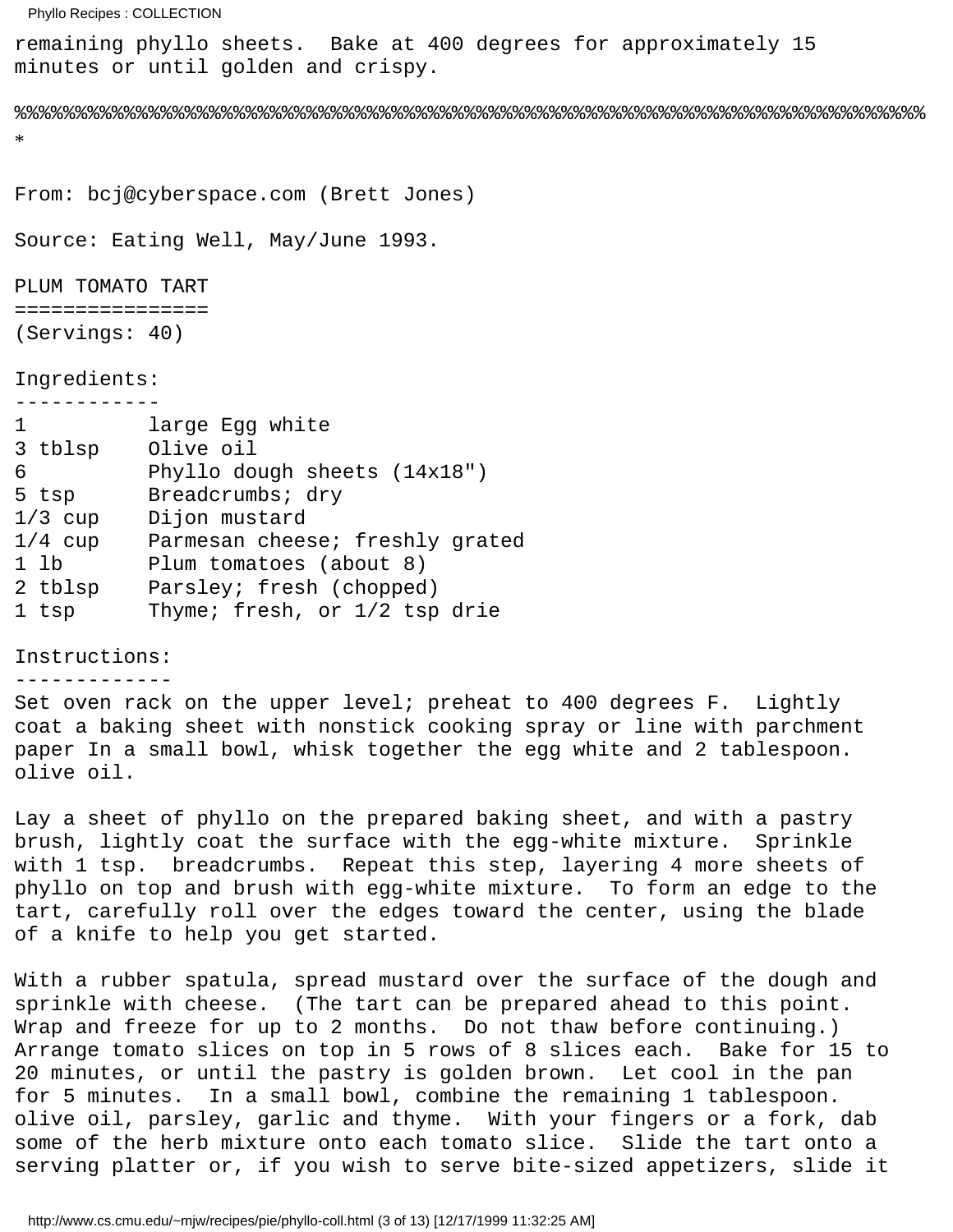remaining phyllo sheets.  Bake at 400 degrees for approximately 15 minutes or until golden and crispy.

%%%%%%%%%%%%%%%%%%%%%%%%%%%%%%%%%%%%%%%%%%%%%%%%%%%%%%%%%%%%%%%%%%%%%%%%%%%%
*

From: bcj@cyberspace.com (Brett Jones)

Source: Eating Well, May/June 1993.

PLUM TOMATO TART
================
(Servings: 40)

Ingredients:
------------

```
1          large Egg white
3 tblsp    Olive oil
6          Phyllo dough sheets (14x18")
5 tsp      Breadcrumbs; dry
1/3 cup    Dijon mustard
1/4 cup    Parmesan cheese; freshly grated
1 lb       Plum tomatoes (about 8)
2 tblsp    Parsley; fresh (chopped)
1 tsp      Thyme; fresh, or 1/2 tsp drie
```

Instructions:
-------------

Set oven rack on the upper level; preheat to 400 degrees F.  Lightly coat a baking sheet with nonstick cooking spray or line with parchment paper In a small bowl, whisk together the egg white and 2 tablespoon. olive oil.

Lay a sheet of phyllo on the prepared baking sheet, and with a pastry brush, lightly coat the surface with the egg-white mixture.  Sprinkle with 1 tsp.  breadcrumbs.  Repeat this step, layering 4 more sheets of phyllo on top and brush with egg-white mixture.  To form an edge to the tart, carefully roll over the edges toward the center, using the blade of a knife to help you get started.

With a rubber spatula, spread mustard over the surface of the dough and sprinkle with cheese.  (The tart can be prepared ahead to this point. Wrap and freeze for up to 2 months.  Do not thaw before continuing.) Arrange tomato slices on top in 5 rows of 8 slices each.  Bake for 15 to 20 minutes, or until the pastry is golden brown.  Let cool in the pan for 5 minutes.  In a small bowl, combine the remaining 1 tablespoon. olive oil, parsley, garlic and thyme.  With your fingers or a fork, dab some of the herb mixture onto each tomato slice.  Slide the tart onto a serving platter or, if you wish to serve bite-sized appetizers, slide it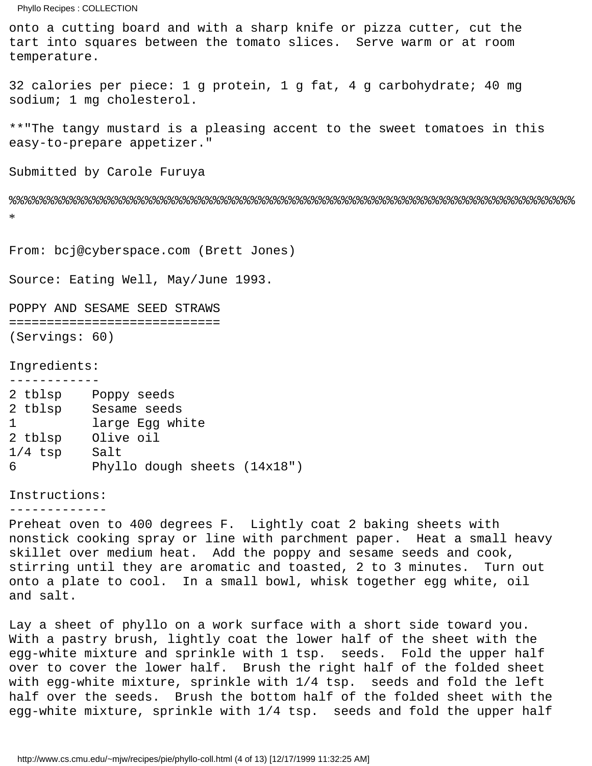onto a cutting board and with a sharp knife or pizza cutter, cut the tart into squares between the tomato slices. Serve warm or at room temperature.

32 calories per piece: 1 g protein, 1 g fat, 4 g carbohydrate; 40 mg sodium; 1 mg cholesterol.

**"The tangy mustard is a pleasing accent to the sweet tomatoes in this easy-to-prepare appetizer."

Submitted by Carole Furuya

%%%%%%%%%%%%%%%%%%%%%%%%%%%%%%%%%%%%%%%%%%%%%%%%%%%%%%%%%%%%%%%%%%%%%%%%%%%%%%*

From: bcj@cyberspace.com (Brett Jones)

Source: Eating Well, May/June 1993.

## POPPY AND SESAME SEED STRAWS

(Servings: 60)

Ingredients:

```
2 tblsp    Poppy seeds
2 tblsp    Sesame seeds
1          large Egg white
2 tblsp    Olive oil
1/4 tsp    Salt
6          Phyllo dough sheets (14x18")
```

Instructions:

Preheat oven to 400 degrees F. Lightly coat 2 baking sheets with nonstick cooking spray or line with parchment paper. Heat a small heavy skillet over medium heat. Add the poppy and sesame seeds and cook, stirring until they are aromatic and toasted, 2 to 3 minutes. Turn out onto a plate to cool. In a small bowl, whisk together egg white, oil and salt.

Lay a sheet of phyllo on a work surface with a short side toward you. With a pastry brush, lightly coat the lower half of the sheet with the egg-white mixture and sprinkle with 1 tsp. seeds. Fold the upper half over to cover the lower half. Brush the right half of the folded sheet with egg-white mixture, sprinkle with 1/4 tsp. seeds and fold the left half over the seeds. Brush the bottom half of the folded sheet with the egg-white mixture, sprinkle with 1/4 tsp. seeds and fold the upper half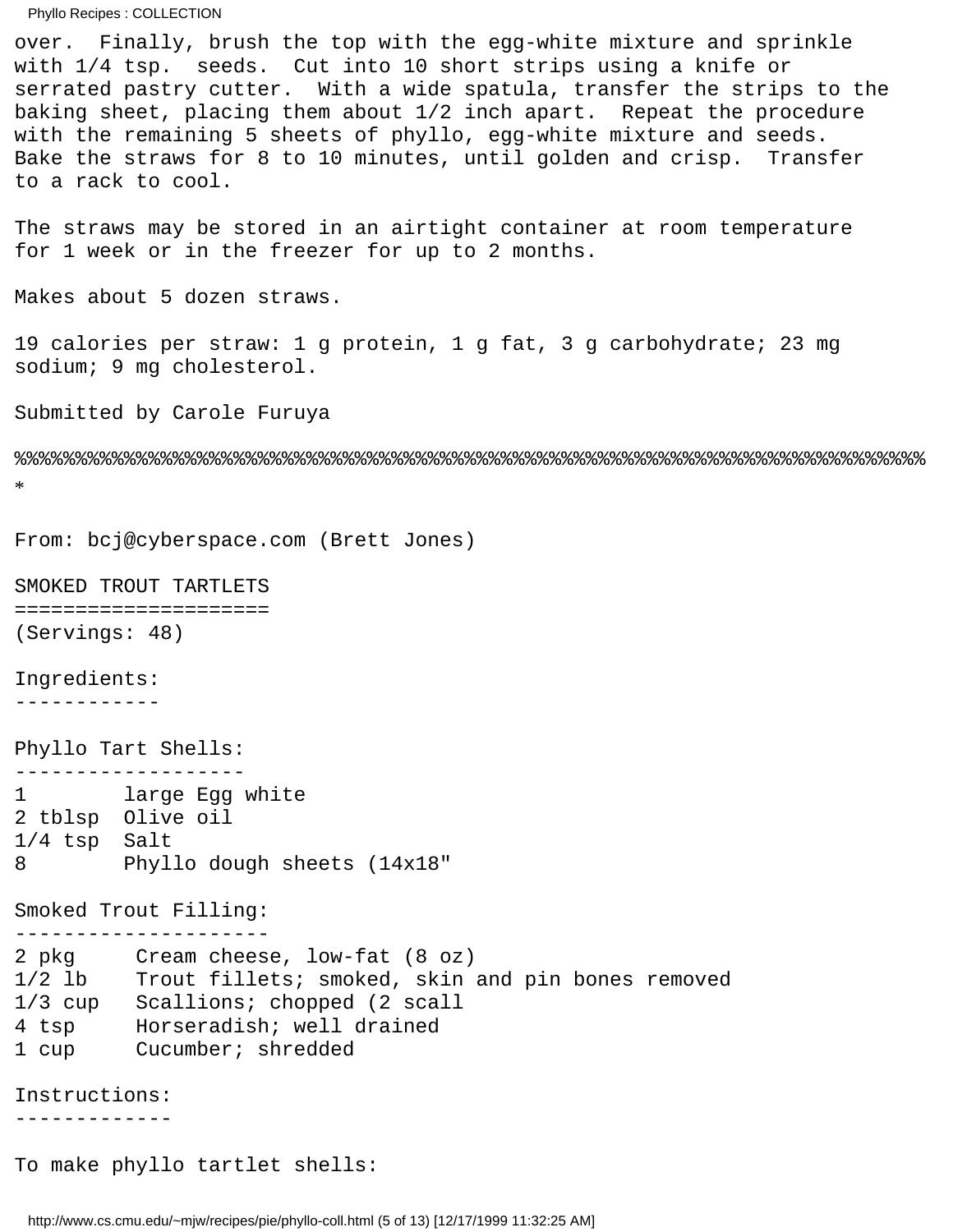over. Finally, brush the top with the egg-white mixture and sprinkle with 1/4 tsp. seeds. Cut into 10 short strips using a knife or serrated pastry cutter. With a wide spatula, transfer the strips to the baking sheet, placing them about 1/2 inch apart. Repeat the procedure with the remaining 5 sheets of phyllo, egg-white mixture and seeds. Bake the straws for 8 to 10 minutes, until golden and crisp. Transfer to a rack to cool.

The straws may be stored in an airtight container at room temperature for 1 week or in the freezer for up to 2 months.

Makes about 5 dozen straws.

19 calories per straw: 1 g protein, 1 g fat, 3 g carbohydrate; 23 mg sodium; 9 mg cholesterol.

Submitted by Carole Furuya

%%%%%%%%%%%%%%%%%%%%%%%%%%%%%%%%%%%%%%%%%%%%%%%%%%%%%%%%%%%%%%%%%%%%%%%%%%%%%%
*

From: bcj@cyberspace.com (Brett Jones)

## SMOKED TROUT TARTLETS

(Servings: 48)

### Ingredients:

#### Phyllo Tart Shells:

```
1        large Egg white
2 tblsp  Olive oil
1/4 tsp  Salt
8        Phyllo dough sheets (14x18"
```

#### Smoked Trout Filling:

```
2 pkg     Cream cheese, low-fat (8 oz)
1/2 lb    Trout fillets; smoked, skin and pin bones removed
1/3 cup   Scallions; chopped (2 scall
4 tsp     Horseradish; well drained
1 cup     Cucumber; shredded
```

### Instructions:

To make phyllo tartlet shells: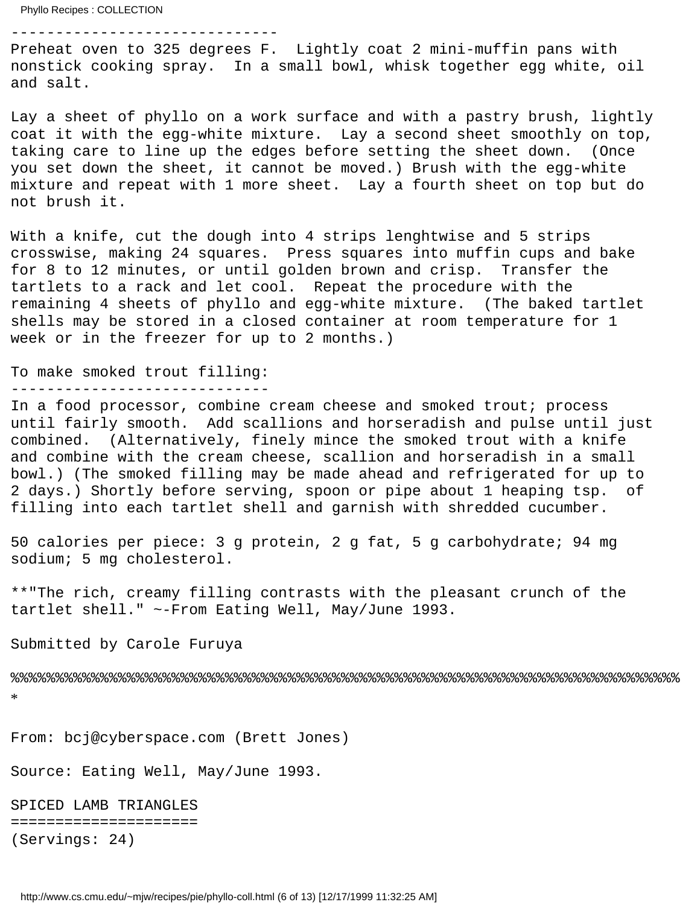------------------------------
Preheat oven to 325 degrees F.  Lightly coat 2 mini-muffin pans with nonstick cooking spray.  In a small bowl, whisk together egg white, oil and salt.

Lay a sheet of phyllo on a work surface and with a pastry brush, lightly coat it with the egg-white mixture.  Lay a second sheet smoothly on top, taking care to line up the edges before setting the sheet down.  (Once you set down the sheet, it cannot be moved.) Brush with the egg-white mixture and repeat with 1 more sheet.  Lay a fourth sheet on top but do not brush it.

With a knife, cut the dough into 4 strips lenghtwise and 5 strips crosswise, making 24 squares.  Press squares into muffin cups and bake for 8 to 12 minutes, or until golden brown and crisp.  Transfer the tartlets to a rack and let cool.  Repeat the procedure with the remaining 4 sheets of phyllo and egg-white mixture.  (The baked tartlet shells may be stored in a closed container at room temperature for 1 week or in the freezer for up to 2 months.)

To make smoked trout filling:
-----------------------------
In a food processor, combine cream cheese and smoked trout; process until fairly smooth.  Add scallions and horseradish and pulse until just combined.  (Alternatively, finely mince the smoked trout with a knife and combine with the cream cheese, scallion and horseradish in a small bowl.) (The smoked filling may be made ahead and refrigerated for up to 2 days.) Shortly before serving, spoon or pipe about 1 heaping tsp.  of filling into each tartlet shell and garnish with shredded cucumber.

50 calories per piece: 3 g protein, 2 g fat, 5 g carbohydrate; 94 mg sodium; 5 mg cholesterol.

**"The rich, creamy filling contrasts with the pleasant crunch of the tartlet shell." ~-From Eating Well, May/June 1993.

Submitted by Carole Furuya

%%%%%%%%%%%%%%%%%%%%%%%%%%%%%%%%%%%%%%%%%%%%%%%%%%%%%%%%%%%%%%%%%%%%%%%%%%%%*

From: bcj@cyberspace.com (Brett Jones)

Source: Eating Well, May/June 1993.

SPICED LAMB TRIANGLES
=====================
(Servings: 24)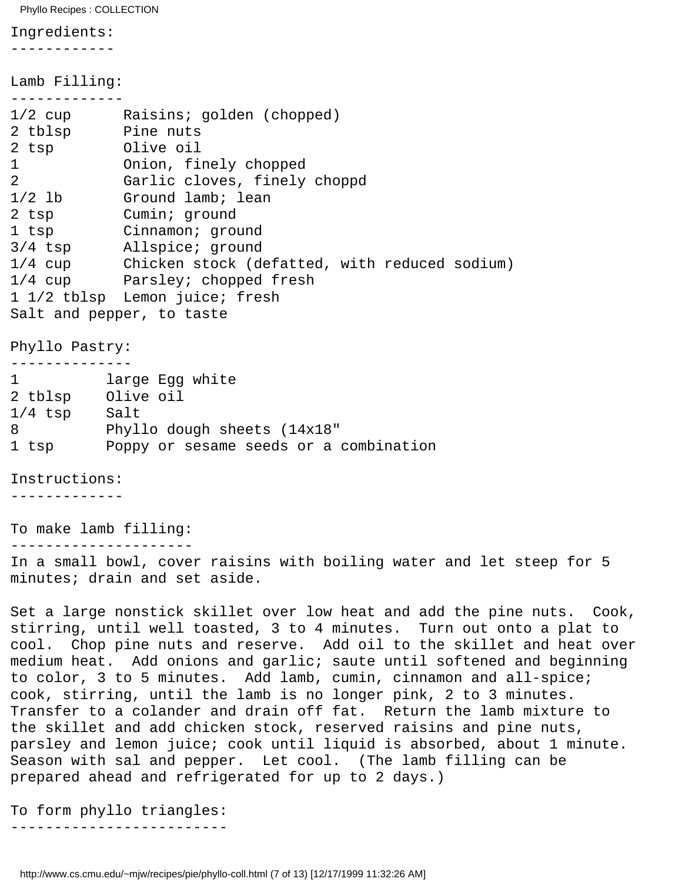Ingredients:
------------

Lamb Filling:
-------------

```
1/2 cup      Raisins; golden (chopped)
2 tblsp      Pine nuts
2 tsp        Olive oil
1            Onion, finely chopped
2            Garlic cloves, finely choppd
1/2 lb       Ground lamb; lean
2 tsp        Cumin; ground
1 tsp        Cinnamon; ground
3/4 tsp      Allspice; ground
1/4 cup      Chicken stock (defatted, with reduced sodium)
1/4 cup      Parsley; chopped fresh
1 1/2 tblsp  Lemon juice; fresh
Salt and pepper, to taste
```

Phyllo Pastry:
--------------

```
1          large Egg white
2 tblsp    Olive oil
1/4 tsp    Salt
8          Phyllo dough sheets (14x18"
1 tsp      Poppy or sesame seeds or a combination
```

Instructions:
-------------

To make lamb filling:
---------------------

In a small bowl, cover raisins with boiling water and let steep for 5 minutes; drain and set aside.

Set a large nonstick skillet over low heat and add the pine nuts. Cook, stirring, until well toasted, 3 to 4 minutes. Turn out onto a plat to cool. Chop pine nuts and reserve. Add oil to the skillet and heat over medium heat. Add onions and garlic; saute until softened and beginning to color, 3 to 5 minutes. Add lamb, cumin, cinnamon and all-spice; cook, stirring, until the lamb is no longer pink, 2 to 3 minutes. Transfer to a colander and drain off fat. Return the lamb mixture to the skillet and add chicken stock, reserved raisins and pine nuts, parsley and lemon juice; cook until liquid is absorbed, about 1 minute. Season with sal and pepper. Let cool. (The lamb filling can be prepared ahead and refrigerated for up to 2 days.)

To form phyllo triangles:
-------------------------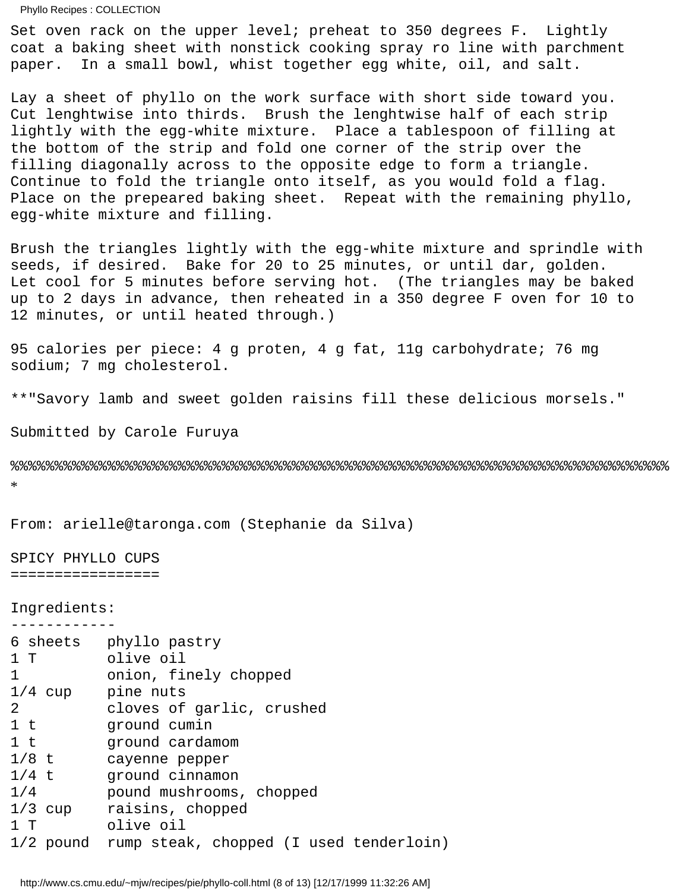Set oven rack on the upper level; preheat to 350 degrees F.  Lightly coat a baking sheet with nonstick cooking spray ro line with parchment paper.  In a small bowl, whist together egg white, oil, and salt.

Lay a sheet of phyllo on the work surface with short side toward you. Cut lenghtwise into thirds.  Brush the lenghtwise half of each strip lightly with the egg-white mixture.  Place a tablespoon of filling at the bottom of the strip and fold one corner of the strip over the filling diagonally across to the opposite edge to form a triangle. Continue to fold the triangle onto itself, as you would fold a flag. Place on the prepeared baking sheet.  Repeat with the remaining phyllo, egg-white mixture and filling.

Brush the triangles lightly with the egg-white mixture and sprindle with seeds, if desired.  Bake for 20 to 25 minutes, or until dar, golden. Let cool for 5 minutes before serving hot.  (The triangles may be baked up to 2 days in advance, then reheated in a 350 degree F oven for 10 to 12 minutes, or until heated through.)

95 calories per piece: 4 g proten, 4 g fat, 11g carbohydrate; 76 mg sodium; 7 mg cholesterol.

**"Savory lamb and sweet golden raisins fill these delicious morsels."

Submitted by Carole Furuya

%%%%%%%%%%%%%%%%%%%%%%%%%%%%%%%%%%%%%%%%%%%%%%%%%%%%%%%%%%%%%%%%%%%%%%%%%%%%*

From: arielle@taronga.com (Stephanie da Silva)

SPICY PHYLLO CUPS
=================

Ingredients:
------------

```
6 sheets   phyllo pastry
1 T        olive oil
1          onion, finely chopped
1/4 cup    pine nuts
2          cloves of garlic, crushed
1 t        ground cumin
1 t        ground cardamom
1/8 t      cayenne pepper
1/4 t      ground cinnamon
1/4        pound mushrooms, chopped
1/3 cup    raisins, chopped
1 T        olive oil
1/2 pound  rump steak, chopped (I used tenderloin)
```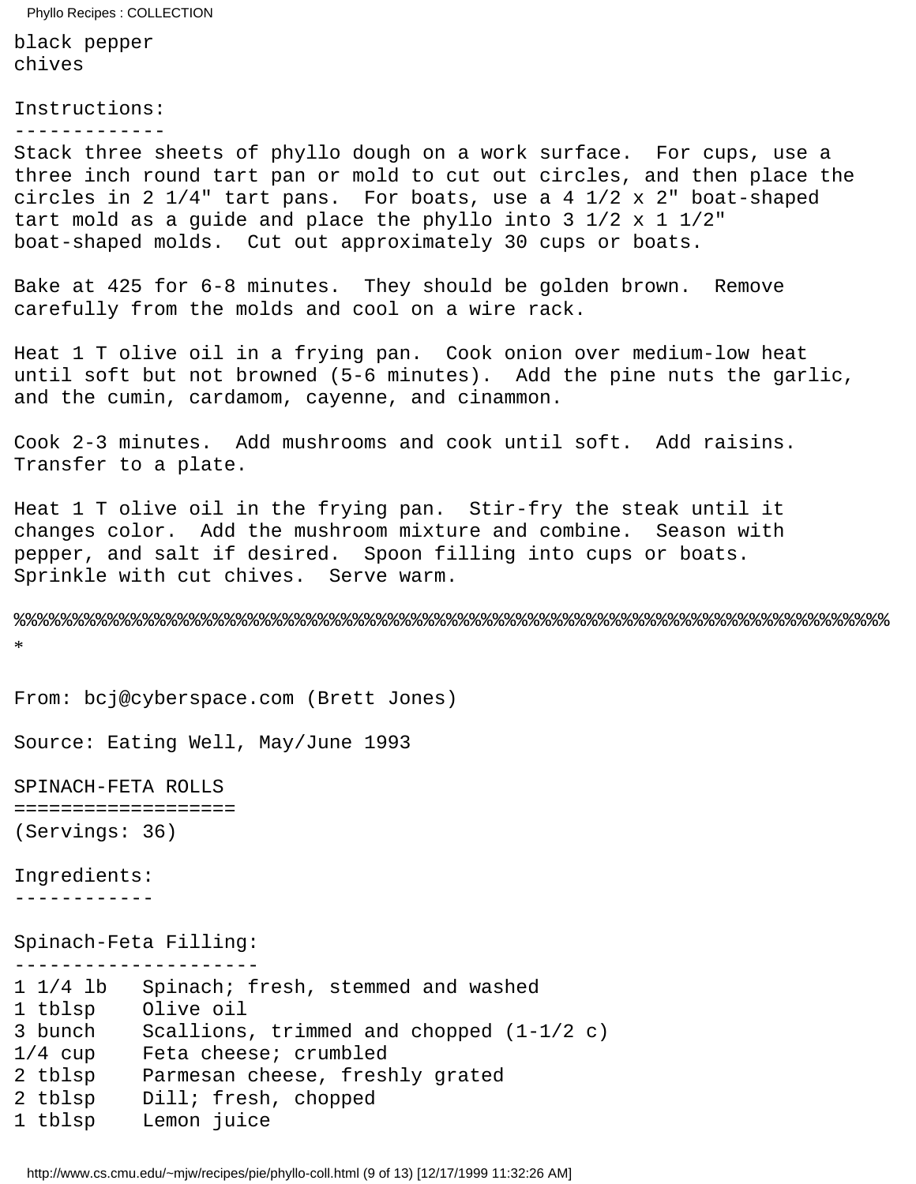black pepper
chives

Instructions:
-------------
Stack three sheets of phyllo dough on a work surface. For cups, use a three inch round tart pan or mold to cut out circles, and then place the circles in 2 1/4" tart pans. For boats, use a 4 1/2 x 2" boat-shaped tart mold as a guide and place the phyllo into 3 1/2 x 1 1/2" boat-shaped molds. Cut out approximately 30 cups or boats.

Bake at 425 for 6-8 minutes. They should be golden brown. Remove carefully from the molds and cool on a wire rack.

Heat 1 T olive oil in a frying pan. Cook onion over medium-low heat until soft but not browned (5-6 minutes). Add the pine nuts the garlic, and the cumin, cardamom, cayenne, and cinnamon.

Cook 2-3 minutes. Add mushrooms and cook until soft. Add raisins. Transfer to a plate.

Heat 1 T olive oil in the frying pan. Stir-fry the steak until it changes color. Add the mushroom mixture and combine. Season with pepper, and salt if desired. Spoon filling into cups or boats. Sprinkle with cut chives. Serve warm.

%%%%%%%%%%%%%%%%%%%%%%%%%%%%%%%%%%%%%%%%%%%%%%%%%%%%%%%%%%%%%%%%%%%%%%%%%%%%%*

From: bcj@cyberspace.com (Brett Jones)

Source: Eating Well, May/June 1993

SPINACH-FETA ROLLS
==================
(Servings: 36)

Ingredients:
------------

Spinach-Feta Filling:
---------------------
```
1 1/4 lb   Spinach; fresh, stemmed and washed
1 tblsp    Olive oil
3 bunch    Scallions, trimmed and chopped (1-1/2 c)
1/4 cup    Feta cheese; crumbled
2 tblsp    Parmesan cheese, freshly grated
2 tblsp    Dill; fresh, chopped
1 tblsp    Lemon juice
```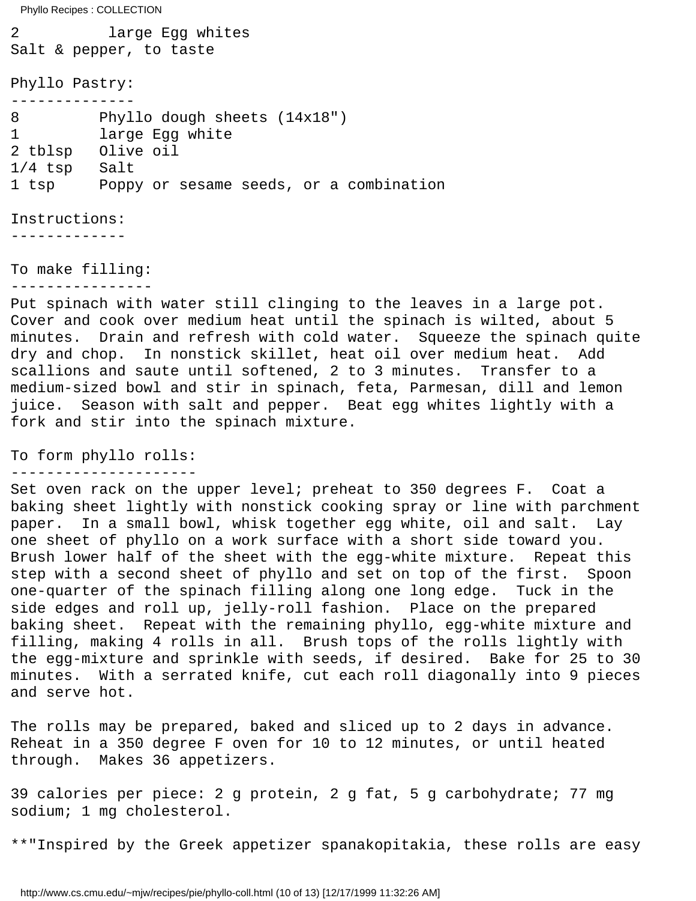```
2          large Egg whites
Salt & pepper, to taste

Phyllo Pastry:
--------------
8         Phyllo dough sheets (14x18")
1         large Egg white
2 tblsp   Olive oil
1/4 tsp   Salt
1 tsp     Poppy or sesame seeds, or a combination
```

Instructions:
-------------

To make filling:
----------------
Put spinach with water still clinging to the leaves in a large pot. Cover and cook over medium heat until the spinach is wilted, about 5 minutes. Drain and refresh with cold water. Squeeze the spinach quite dry and chop. In nonstick skillet, heat oil over medium heat. Add scallions and saute until softened, 2 to 3 minutes. Transfer to a medium-sized bowl and stir in spinach, feta, Parmesan, dill and lemon juice. Season with salt and pepper. Beat egg whites lightly with a fork and stir into the spinach mixture.

To form phyllo rolls:
---------------------
Set oven rack on the upper level; preheat to 350 degrees F. Coat a baking sheet lightly with nonstick cooking spray or line with parchment paper. In a small bowl, whisk together egg white, oil and salt. Lay one sheet of phyllo on a work surface with a short side toward you. Brush lower half of the sheet with the egg-white mixture. Repeat this step with a second sheet of phyllo and set on top of the first. Spoon one-quarter of the spinach filling along one long edge. Tuck in the side edges and roll up, jelly-roll fashion. Place on the prepared baking sheet. Repeat with the remaining phyllo, egg-white mixture and filling, making 4 rolls in all. Brush tops of the rolls lightly with the egg-mixture and sprinkle with seeds, if desired. Bake for 25 to 30 minutes. With a serrated knife, cut each roll diagonally into 9 pieces and serve hot.

The rolls may be prepared, baked and sliced up to 2 days in advance. Reheat in a 350 degree F oven for 10 to 12 minutes, or until heated through. Makes 36 appetizers.

39 calories per piece: 2 g protein, 2 g fat, 5 g carbohydrate; 77 mg sodium; 1 mg cholesterol.

**"Inspired by the Greek appetizer spanakopitakia, these rolls are easy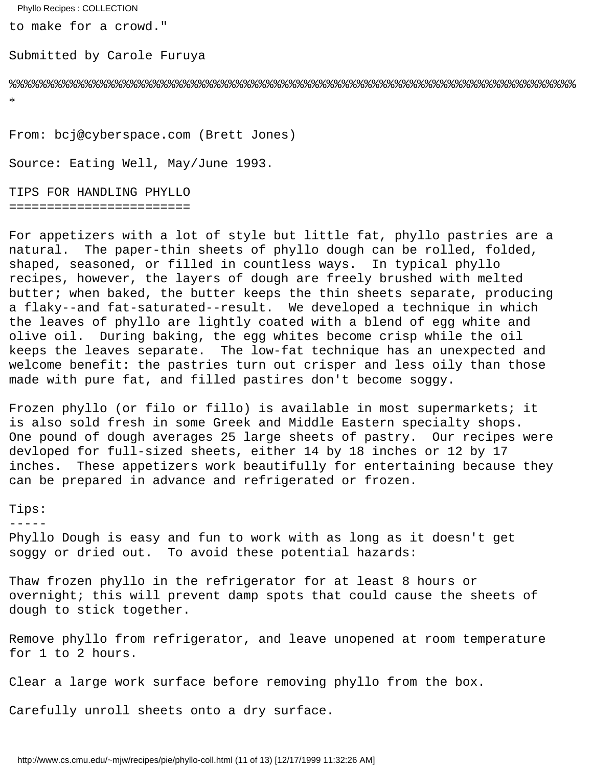to make for a crowd."

Submitted by Carole Furuya

%%%%%%%%%%%%%%%%%%%%%%%%%%%%%%%%%%%%%%%%%%%%%%%%%%%%%%%%%%%%%%%%%%%%%%%%%%
*

From: bcj@cyberspace.com (Brett Jones)

Source: Eating Well, May/June 1993.

## TIPS FOR HANDLING PHYLLO

For appetizers with a lot of style but little fat, phyllo pastries are a natural. The paper-thin sheets of phyllo dough can be rolled, folded, shaped, seasoned, or filled in countless ways. In typical phyllo recipes, however, the layers of dough are freely brushed with melted butter; when baked, the butter keeps the thin sheets separate, producing a flaky--and fat-saturated--result. We developed a technique in which the leaves of phyllo are lightly coated with a blend of egg white and olive oil. During baking, the egg whites become crisp while the oil keeps the leaves separate. The low-fat technique has an unexpected and welcome benefit: the pastries turn out crisper and less oily than those made with pure fat, and filled pastires don't become soggy.

Frozen phyllo (or filo or fillo) is available in most supermarkets; it is also sold fresh in some Greek and Middle Eastern specialty shops. One pound of dough averages 25 large sheets of pastry. Our recipes were devloped for full-sized sheets, either 14 by 18 inches or 12 by 17 inches. These appetizers work beautifully for entertaining because they can be prepared in advance and refrigerated or frozen.

### Tips:

Phyllo Dough is easy and fun to work with as long as it doesn't get soggy or dried out. To avoid these potential hazards:

Thaw frozen phyllo in the refrigerator for at least 8 hours or overnight; this will prevent damp spots that could cause the sheets of dough to stick together.

Remove phyllo from refrigerator, and leave unopened at room temperature for 1 to 2 hours.

Clear a large work surface before removing phyllo from the box.

Carefully unroll sheets onto a dry surface.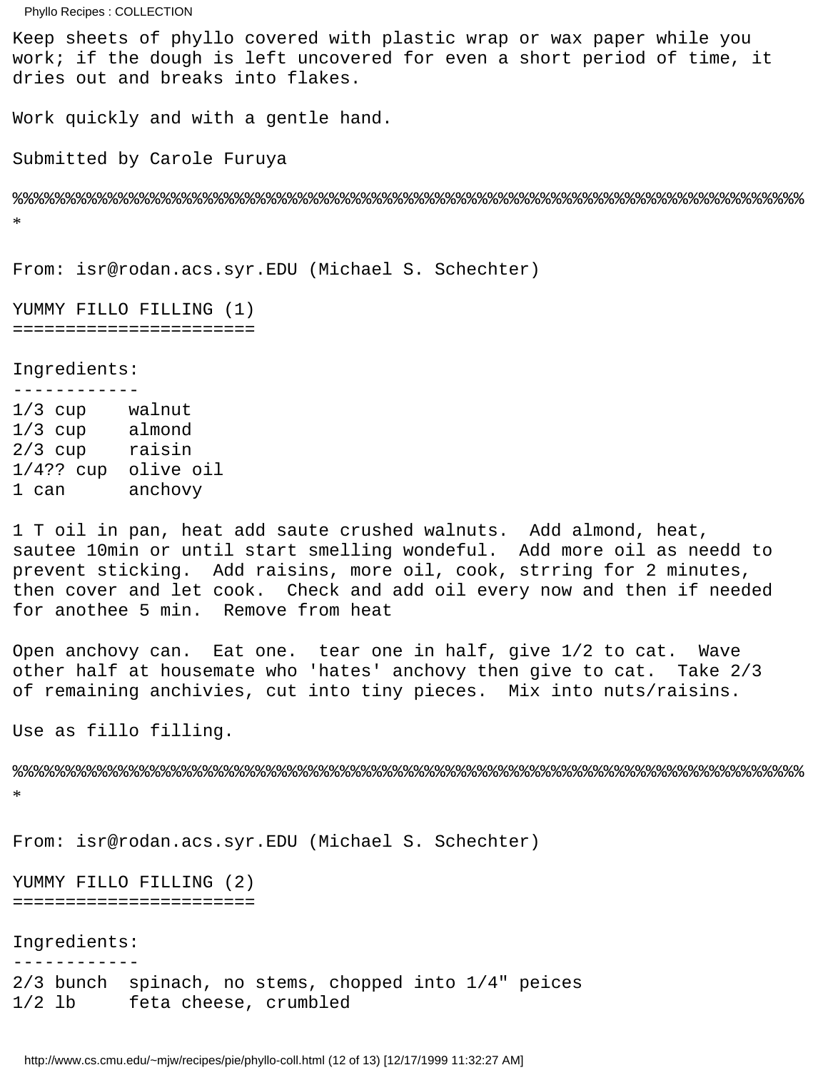Keep sheets of phyllo covered with plastic wrap or wax paper while you work; if the dough is left uncovered for even a short period of time, it dries out and breaks into flakes.

Work quickly and with a gentle hand.

Submitted by Carole Furuya

%%%%%%%%%%%%%%%%%%%%%%%%%%%%%%%%%%%%%%%%%%%%%%%%%%%%%%%%%%%%%%%%%%%%%%%%%%%%%%%%*

From: isr@rodan.acs.syr.EDU (Michael S. Schechter)

## YUMMY FILLO FILLING (1)

Ingredients:

```
1/3 cup    walnut
1/3 cup    almond
2/3 cup    raisin
1/4?? cup  olive oil
1 can      anchovy
```

1 T oil in pan, heat add saute crushed walnuts. Add almond, heat, sautee 10min or until start smelling wondeful. Add more oil as needd to prevent sticking. Add raisins, more oil, cook, strring for 2 minutes, then cover and let cook. Check and add oil every now and then if needed for anothee 5 min. Remove from heat

Open anchovy can. Eat one. tear one in half, give 1/2 to cat. Wave other half at housemate who 'hates' anchovy then give to cat. Take 2/3 of remaining anchivies, cut into tiny pieces. Mix into nuts/raisins.

Use as fillo filling.

%%%%%%%%%%%%%%%%%%%%%%%%%%%%%%%%%%%%%%%%%%%%%%%%%%%%%%%%%%%%%%%%%%%%%%%%%%%%%%%%*

From: isr@rodan.acs.syr.EDU (Michael S. Schechter)

## YUMMY FILLO FILLING (2)

Ingredients:

```
2/3 bunch  spinach, no stems, chopped into 1/4" peices
1/2 lb     feta cheese, crumbled
```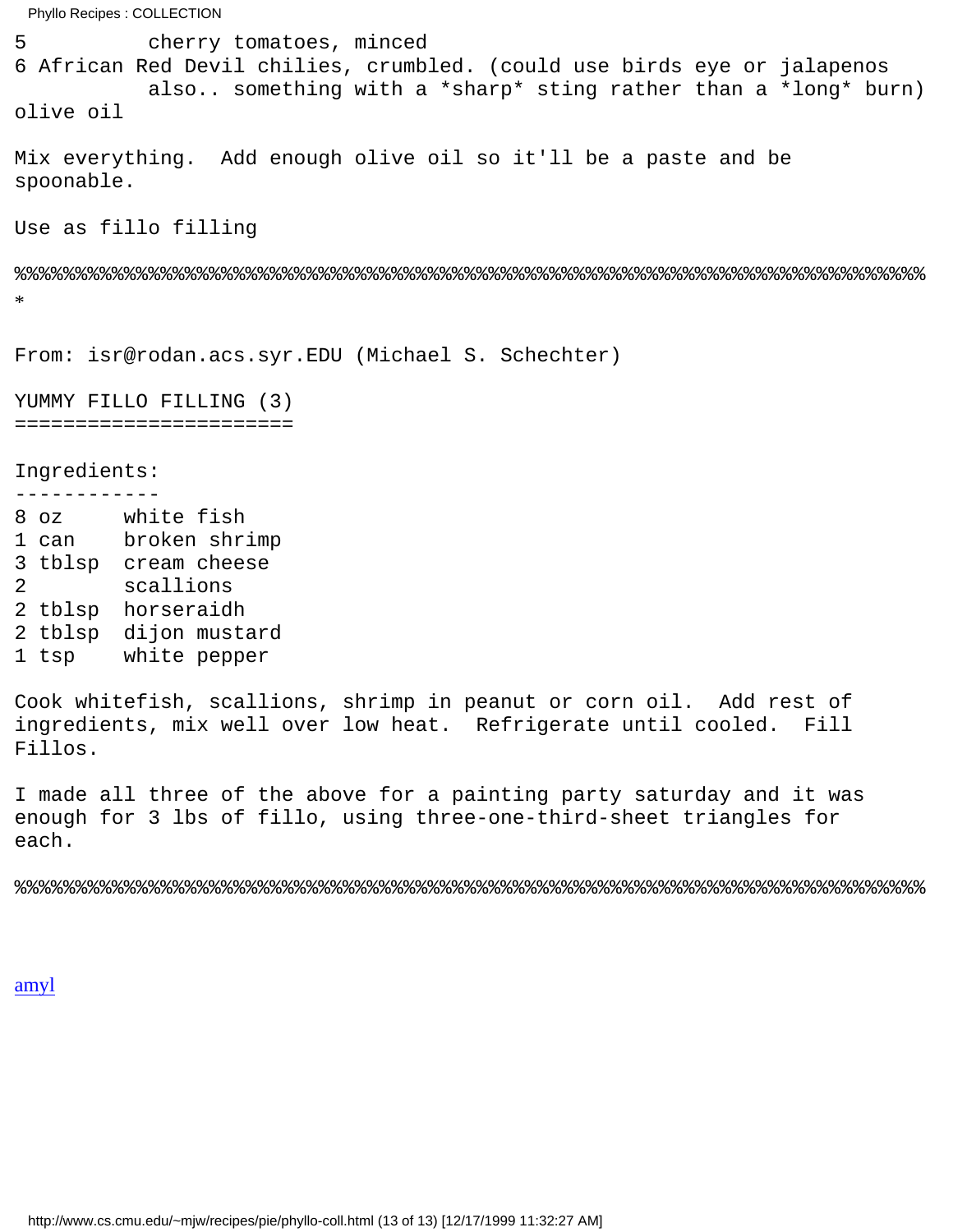```
5         cherry tomatoes, minced
6 African Red Devil chilies, crumbled. (could use birds eye or jalapenos
          also.. something with a *sharp* sting rather than a *long* burn)
olive oil
```

Mix everything. Add enough olive oil so it'll be a paste and be spoonable.

Use as fillo filling

%%%%%%%%%%%%%%%%%%%%%%%%%%%%%%%%%%%%%%%%%%%%%%%%%%%%%%%%%%%%%%%%%%%%%%%%%%%%
*

From: isr@rodan.acs.syr.EDU (Michael S. Schechter)

## YUMMY FILLO FILLING (3)

Ingredients:

```
8 oz     white fish
1 can    broken shrimp
3 tblsp  cream cheese
2        scallions
2 tblsp  horseraidh
2 tblsp  dijon mustard
1 tsp    white pepper
```

Cook whitefish, scallions, shrimp in peanut or corn oil. Add rest of ingredients, mix well over low heat. Refrigerate until cooled. Fill Fillos.

I made all three of the above for a painting party saturday and it was enough for 3 lbs of fillo, using three-one-third-sheet triangles for each.

%%%%%%%%%%%%%%%%%%%%%%%%%%%%%%%%%%%%%%%%%%%%%%%%%%%%%%%%%%%%%%%%%%%%%%%%%%%%

amyl